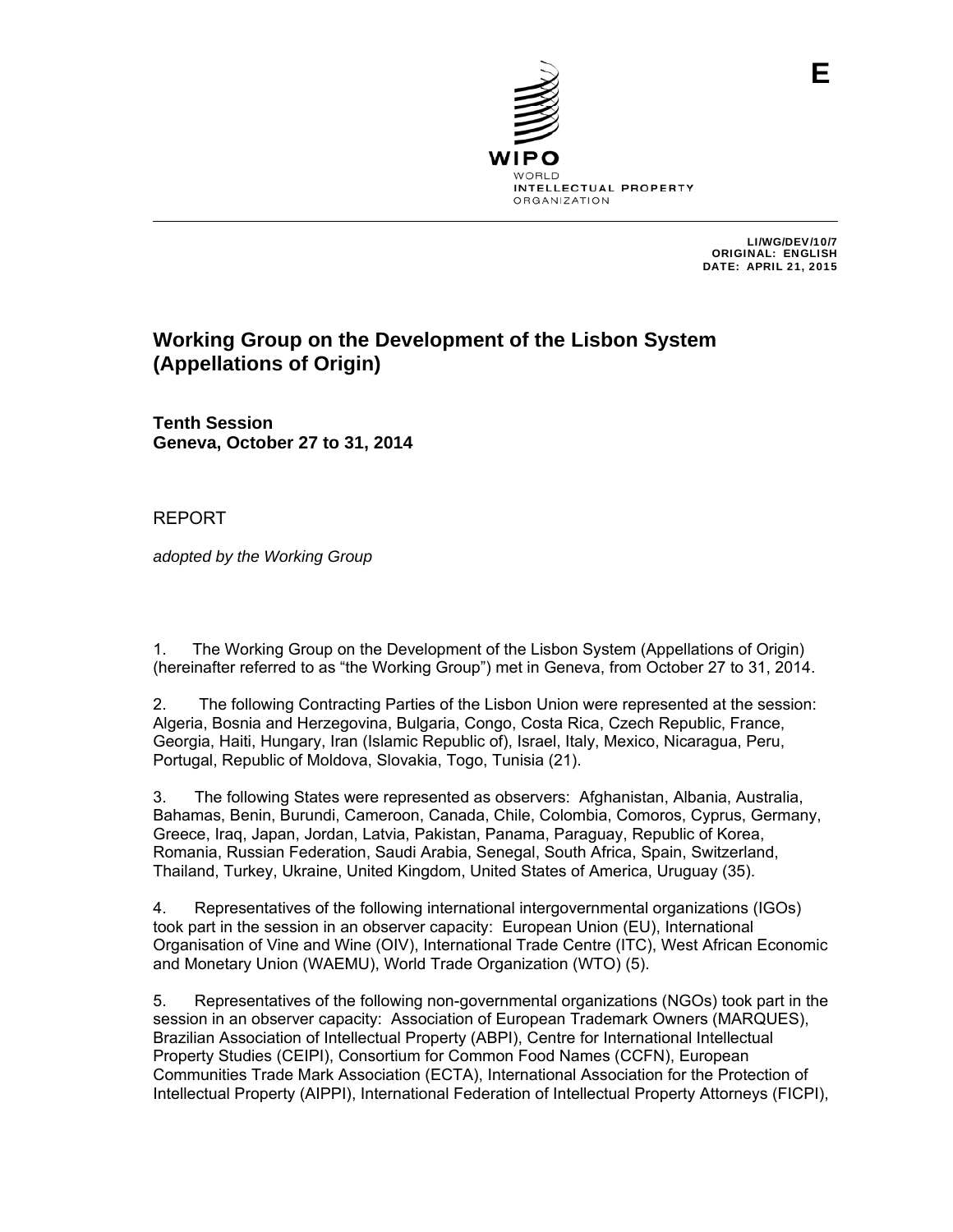E

WIPO
WORLD
INTELLECTUAL PROPERTY
ORGANIZATION

LI/WG/DEV/10/7
ORIGINAL: ENGLISH
DATE: APRIL 21, 2015

# Working Group on the Development of the Lisbon System (Appellations of Origin)

**Tenth Session**
**Geneva, October 27 to 31, 2014**

REPORT

*adopted by the Working Group*

1. The Working Group on the Development of the Lisbon System (Appellations of Origin) (hereinafter referred to as "the Working Group") met in Geneva, from October 27 to 31, 2014.

2. The following Contracting Parties of the Lisbon Union were represented at the session: Algeria, Bosnia and Herzegovina, Bulgaria, Congo, Costa Rica, Czech Republic, France, Georgia, Haiti, Hungary, Iran (Islamic Republic of), Israel, Italy, Mexico, Nicaragua, Peru, Portugal, Republic of Moldova, Slovakia, Togo, Tunisia (21).

3. The following States were represented as observers: Afghanistan, Albania, Australia, Bahamas, Benin, Burundi, Cameroon, Canada, Chile, Colombia, Comoros, Cyprus, Germany, Greece, Iraq, Japan, Jordan, Latvia, Pakistan, Panama, Paraguay, Republic of Korea, Romania, Russian Federation, Saudi Arabia, Senegal, South Africa, Spain, Switzerland, Thailand, Turkey, Ukraine, United Kingdom, United States of America, Uruguay (35).

4. Representatives of the following international intergovernmental organizations (IGOs) took part in the session in an observer capacity: European Union (EU), International Organisation of Vine and Wine (OIV), International Trade Centre (ITC), West African Economic and Monetary Union (WAEMU), World Trade Organization (WTO) (5).

5. Representatives of the following non-governmental organizations (NGOs) took part in the session in an observer capacity: Association of European Trademark Owners (MARQUES), Brazilian Association of Intellectual Property (ABPI), Centre for International Intellectual Property Studies (CEIPI), Consortium for Common Food Names (CCFN), European Communities Trade Mark Association (ECTA), International Association for the Protection of Intellectual Property (AIPPI), International Federation of Intellectual Property Attorneys (FICPI),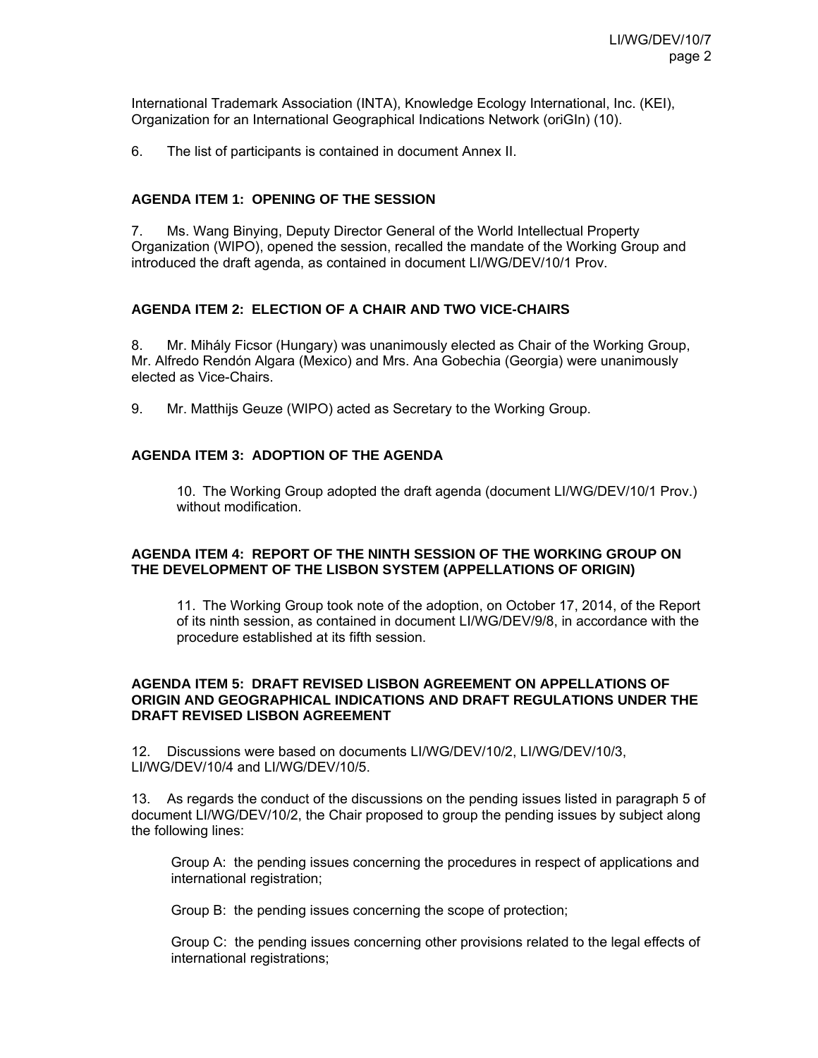International Trademark Association (INTA), Knowledge Ecology International, Inc. (KEI), Organization for an International Geographical Indications Network (oriGIn) (10).

6. The list of participants is contained in document Annex II.

## AGENDA ITEM 1: OPENING OF THE SESSION

7. Ms. Wang Binying, Deputy Director General of the World Intellectual Property Organization (WIPO), opened the session, recalled the mandate of the Working Group and introduced the draft agenda, as contained in document LI/WG/DEV/10/1 Prov.

## AGENDA ITEM 2: ELECTION OF A CHAIR AND TWO VICE-CHAIRS

8. Mr. Mihály Ficsor (Hungary) was unanimously elected as Chair of the Working Group, Mr. Alfredo Rendón Algara (Mexico) and Mrs. Ana Gobechia (Georgia) were unanimously elected as Vice-Chairs.

9. Mr. Matthijs Geuze (WIPO) acted as Secretary to the Working Group.

## AGENDA ITEM 3: ADOPTION OF THE AGENDA

> 10. The Working Group adopted the draft agenda (document LI/WG/DEV/10/1 Prov.) without modification.

## AGENDA ITEM 4: REPORT OF THE NINTH SESSION OF THE WORKING GROUP ON THE DEVELOPMENT OF THE LISBON SYSTEM (APPELLATIONS OF ORIGIN)

> 11. The Working Group took note of the adoption, on October 17, 2014, of the Report of its ninth session, as contained in document LI/WG/DEV/9/8, in accordance with the procedure established at its fifth session.

## AGENDA ITEM 5: DRAFT REVISED LISBON AGREEMENT ON APPELLATIONS OF ORIGIN AND GEOGRAPHICAL INDICATIONS AND DRAFT REGULATIONS UNDER THE DRAFT REVISED LISBON AGREEMENT

12. Discussions were based on documents LI/WG/DEV/10/2, LI/WG/DEV/10/3, LI/WG/DEV/10/4 and LI/WG/DEV/10/5.

13. As regards the conduct of the discussions on the pending issues listed in paragraph 5 of document LI/WG/DEV/10/2, the Chair proposed to group the pending issues by subject along the following lines:

> Group A: the pending issues concerning the procedures in respect of applications and international registration;
>
> Group B: the pending issues concerning the scope of protection;
>
> Group C: the pending issues concerning other provisions related to the legal effects of international registrations;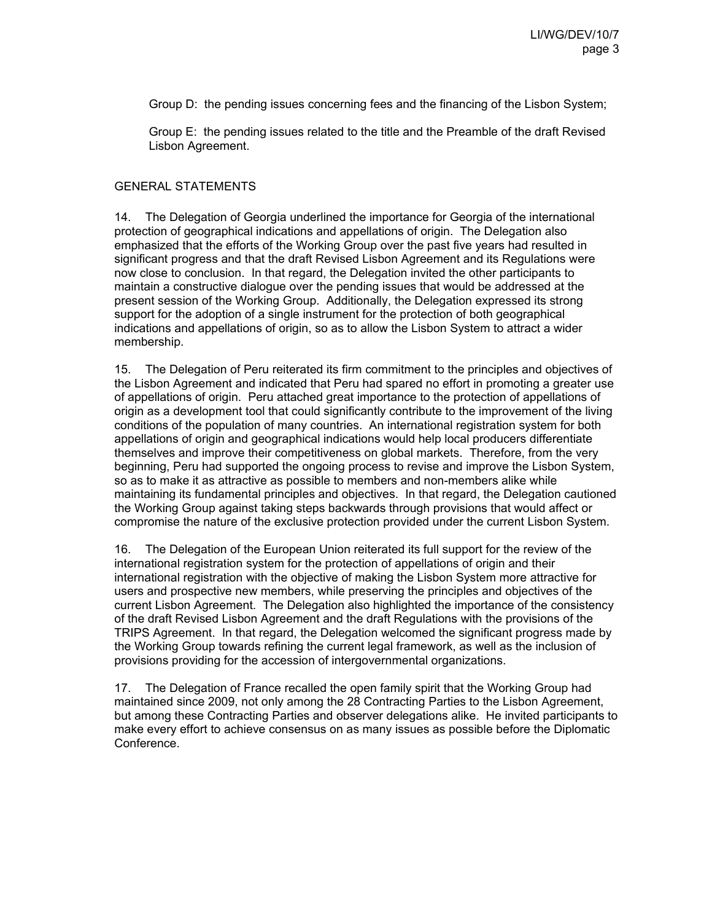Group D: the pending issues concerning fees and the financing of the Lisbon System;

Group E: the pending issues related to the title and the Preamble of the draft Revised Lisbon Agreement.

GENERAL STATEMENTS

14. The Delegation of Georgia underlined the importance for Georgia of the international protection of geographical indications and appellations of origin. The Delegation also emphasized that the efforts of the Working Group over the past five years had resulted in significant progress and that the draft Revised Lisbon Agreement and its Regulations were now close to conclusion. In that regard, the Delegation invited the other participants to maintain a constructive dialogue over the pending issues that would be addressed at the present session of the Working Group. Additionally, the Delegation expressed its strong support for the adoption of a single instrument for the protection of both geographical indications and appellations of origin, so as to allow the Lisbon System to attract a wider membership.

15. The Delegation of Peru reiterated its firm commitment to the principles and objectives of the Lisbon Agreement and indicated that Peru had spared no effort in promoting a greater use of appellations of origin. Peru attached great importance to the protection of appellations of origin as a development tool that could significantly contribute to the improvement of the living conditions of the population of many countries. An international registration system for both appellations of origin and geographical indications would help local producers differentiate themselves and improve their competitiveness on global markets. Therefore, from the very beginning, Peru had supported the ongoing process to revise and improve the Lisbon System, so as to make it as attractive as possible to members and non-members alike while maintaining its fundamental principles and objectives. In that regard, the Delegation cautioned the Working Group against taking steps backwards through provisions that would affect or compromise the nature of the exclusive protection provided under the current Lisbon System.

16. The Delegation of the European Union reiterated its full support for the review of the international registration system for the protection of appellations of origin and their international registration with the objective of making the Lisbon System more attractive for users and prospective new members, while preserving the principles and objectives of the current Lisbon Agreement. The Delegation also highlighted the importance of the consistency of the draft Revised Lisbon Agreement and the draft Regulations with the provisions of the TRIPS Agreement. In that regard, the Delegation welcomed the significant progress made by the Working Group towards refining the current legal framework, as well as the inclusion of provisions providing for the accession of intergovernmental organizations.

17. The Delegation of France recalled the open family spirit that the Working Group had maintained since 2009, not only among the 28 Contracting Parties to the Lisbon Agreement, but among these Contracting Parties and observer delegations alike. He invited participants to make every effort to achieve consensus on as many issues as possible before the Diplomatic Conference.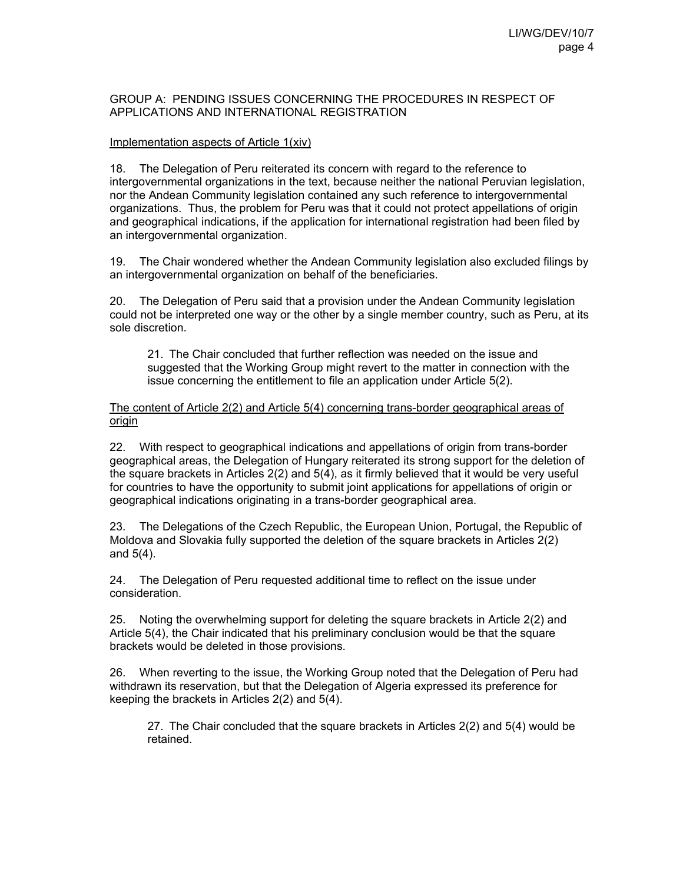GROUP A: PENDING ISSUES CONCERNING THE PROCEDURES IN RESPECT OF APPLICATIONS AND INTERNATIONAL REGISTRATION

Implementation aspects of Article 1(xiv)

18. The Delegation of Peru reiterated its concern with regard to the reference to intergovernmental organizations in the text, because neither the national Peruvian legislation, nor the Andean Community legislation contained any such reference to intergovernmental organizations. Thus, the problem for Peru was that it could not protect appellations of origin and geographical indications, if the application for international registration had been filed by an intergovernmental organization.

19. The Chair wondered whether the Andean Community legislation also excluded filings by an intergovernmental organization on behalf of the beneficiaries.

20. The Delegation of Peru said that a provision under the Andean Community legislation could not be interpreted one way or the other by a single member country, such as Peru, at its sole discretion.

> 21. The Chair concluded that further reflection was needed on the issue and suggested that the Working Group might revert to the matter in connection with the issue concerning the entitlement to file an application under Article 5(2).

The content of Article 2(2) and Article 5(4) concerning trans-border geographical areas of origin

22. With respect to geographical indications and appellations of origin from trans-border geographical areas, the Delegation of Hungary reiterated its strong support for the deletion of the square brackets in Articles 2(2) and 5(4), as it firmly believed that it would be very useful for countries to have the opportunity to submit joint applications for appellations of origin or geographical indications originating in a trans-border geographical area.

23. The Delegations of the Czech Republic, the European Union, Portugal, the Republic of Moldova and Slovakia fully supported the deletion of the square brackets in Articles 2(2) and 5(4).

24. The Delegation of Peru requested additional time to reflect on the issue under consideration.

25. Noting the overwhelming support for deleting the square brackets in Article 2(2) and Article 5(4), the Chair indicated that his preliminary conclusion would be that the square brackets would be deleted in those provisions.

26. When reverting to the issue, the Working Group noted that the Delegation of Peru had withdrawn its reservation, but that the Delegation of Algeria expressed its preference for keeping the brackets in Articles 2(2) and 5(4).

> 27. The Chair concluded that the square brackets in Articles 2(2) and 5(4) would be retained.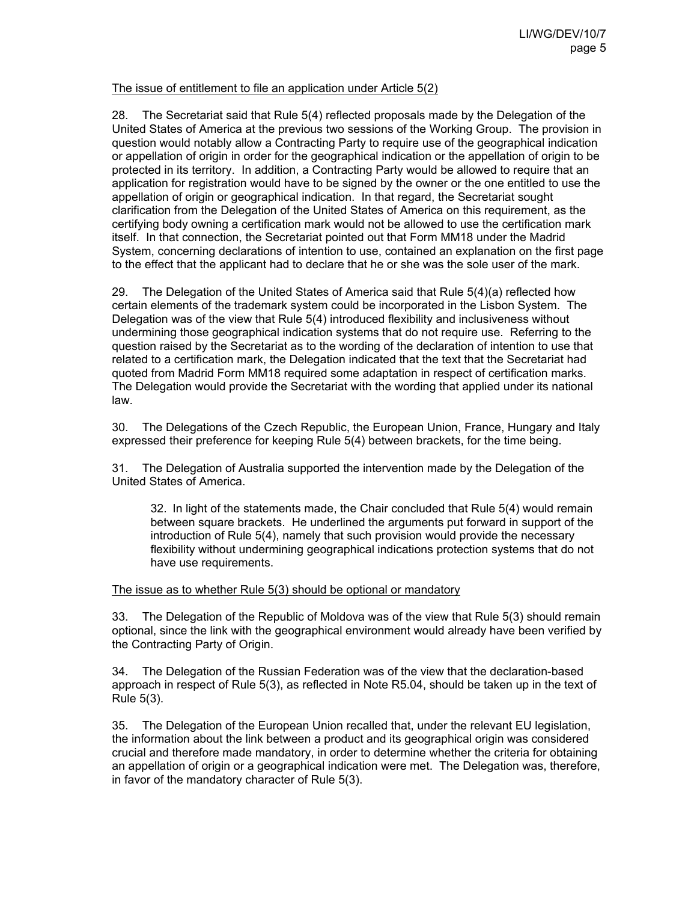The issue of entitlement to file an application under Article 5(2)

28. The Secretariat said that Rule 5(4) reflected proposals made by the Delegation of the United States of America at the previous two sessions of the Working Group. The provision in question would notably allow a Contracting Party to require use of the geographical indication or appellation of origin in order for the geographical indication or the appellation of origin to be protected in its territory. In addition, a Contracting Party would be allowed to require that an application for registration would have to be signed by the owner or the one entitled to use the appellation of origin or geographical indication. In that regard, the Secretariat sought clarification from the Delegation of the United States of America on this requirement, as the certifying body owning a certification mark would not be allowed to use the certification mark itself. In that connection, the Secretariat pointed out that Form MM18 under the Madrid System, concerning declarations of intention to use, contained an explanation on the first page to the effect that the applicant had to declare that he or she was the sole user of the mark.

29. The Delegation of the United States of America said that Rule 5(4)(a) reflected how certain elements of the trademark system could be incorporated in the Lisbon System. The Delegation was of the view that Rule 5(4) introduced flexibility and inclusiveness without undermining those geographical indication systems that do not require use. Referring to the question raised by the Secretariat as to the wording of the declaration of intention to use that related to a certification mark, the Delegation indicated that the text that the Secretariat had quoted from Madrid Form MM18 required some adaptation in respect of certification marks. The Delegation would provide the Secretariat with the wording that applied under its national law.

30. The Delegations of the Czech Republic, the European Union, France, Hungary and Italy expressed their preference for keeping Rule 5(4) between brackets, for the time being.

31. The Delegation of Australia supported the intervention made by the Delegation of the United States of America.

> 32. In light of the statements made, the Chair concluded that Rule 5(4) would remain between square brackets. He underlined the arguments put forward in support of the introduction of Rule 5(4), namely that such provision would provide the necessary flexibility without undermining geographical indications protection systems that do not have use requirements.

The issue as to whether Rule 5(3) should be optional or mandatory

33. The Delegation of the Republic of Moldova was of the view that Rule 5(3) should remain optional, since the link with the geographical environment would already have been verified by the Contracting Party of Origin.

34. The Delegation of the Russian Federation was of the view that the declaration-based approach in respect of Rule 5(3), as reflected in Note R5.04, should be taken up in the text of Rule 5(3).

35. The Delegation of the European Union recalled that, under the relevant EU legislation, the information about the link between a product and its geographical origin was considered crucial and therefore made mandatory, in order to determine whether the criteria for obtaining an appellation of origin or a geographical indication were met. The Delegation was, therefore, in favor of the mandatory character of Rule 5(3).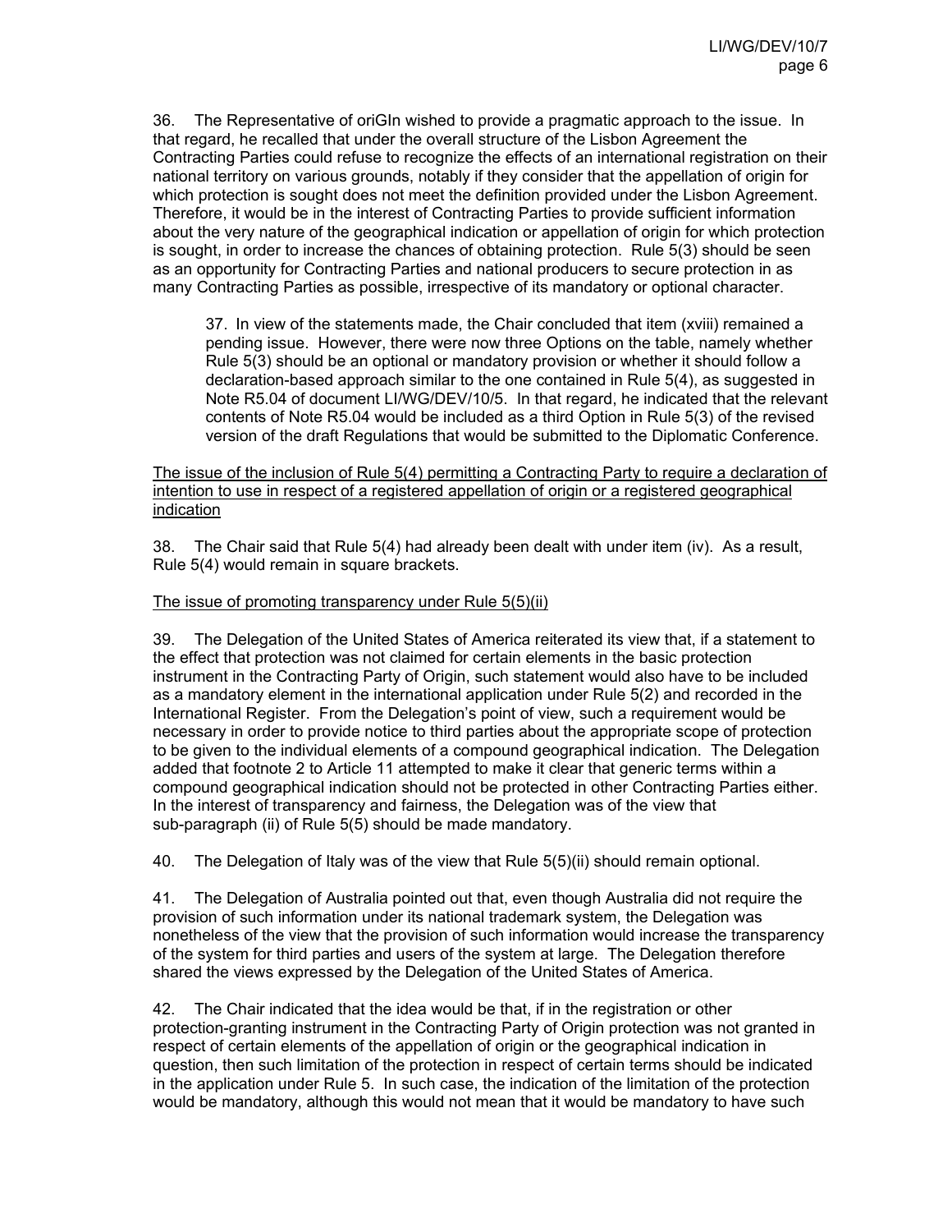36. The Representative of oriGIn wished to provide a pragmatic approach to the issue. In that regard, he recalled that under the overall structure of the Lisbon Agreement the Contracting Parties could refuse to recognize the effects of an international registration on their national territory on various grounds, notably if they consider that the appellation of origin for which protection is sought does not meet the definition provided under the Lisbon Agreement. Therefore, it would be in the interest of Contracting Parties to provide sufficient information about the very nature of the geographical indication or appellation of origin for which protection is sought, in order to increase the chances of obtaining protection. Rule 5(3) should be seen as an opportunity for Contracting Parties and national producers to secure protection in as many Contracting Parties as possible, irrespective of its mandatory or optional character.

> 37. In view of the statements made, the Chair concluded that item (xviii) remained a pending issue. However, there were now three Options on the table, namely whether Rule 5(3) should be an optional or mandatory provision or whether it should follow a declaration-based approach similar to the one contained in Rule 5(4), as suggested in Note R5.04 of document LI/WG/DEV/10/5. In that regard, he indicated that the relevant contents of Note R5.04 would be included as a third Option in Rule 5(3) of the revised version of the draft Regulations that would be submitted to the Diplomatic Conference.

<u>The issue of the inclusion of Rule 5(4) permitting a Contracting Party to require a declaration of intention to use in respect of a registered appellation of origin or a registered geographical indication</u>

38. The Chair said that Rule 5(4) had already been dealt with under item (iv). As a result, Rule 5(4) would remain in square brackets.

<u>The issue of promoting transparency under Rule 5(5)(ii)</u>

39. The Delegation of the United States of America reiterated its view that, if a statement to the effect that protection was not claimed for certain elements in the basic protection instrument in the Contracting Party of Origin, such statement would also have to be included as a mandatory element in the international application under Rule 5(2) and recorded in the International Register. From the Delegation's point of view, such a requirement would be necessary in order to provide notice to third parties about the appropriate scope of protection to be given to the individual elements of a compound geographical indication. The Delegation added that footnote 2 to Article 11 attempted to make it clear that generic terms within a compound geographical indication should not be protected in other Contracting Parties either. In the interest of transparency and fairness, the Delegation was of the view that sub-paragraph (ii) of Rule 5(5) should be made mandatory.

40. The Delegation of Italy was of the view that Rule 5(5)(ii) should remain optional.

41. The Delegation of Australia pointed out that, even though Australia did not require the provision of such information under its national trademark system, the Delegation was nonetheless of the view that the provision of such information would increase the transparency of the system for third parties and users of the system at large. The Delegation therefore shared the views expressed by the Delegation of the United States of America.

42. The Chair indicated that the idea would be that, if in the registration or other protection-granting instrument in the Contracting Party of Origin protection was not granted in respect of certain elements of the appellation of origin or the geographical indication in question, then such limitation of the protection in respect of certain terms should be indicated in the application under Rule 5. In such case, the indication of the limitation of the protection would be mandatory, although this would not mean that it would be mandatory to have such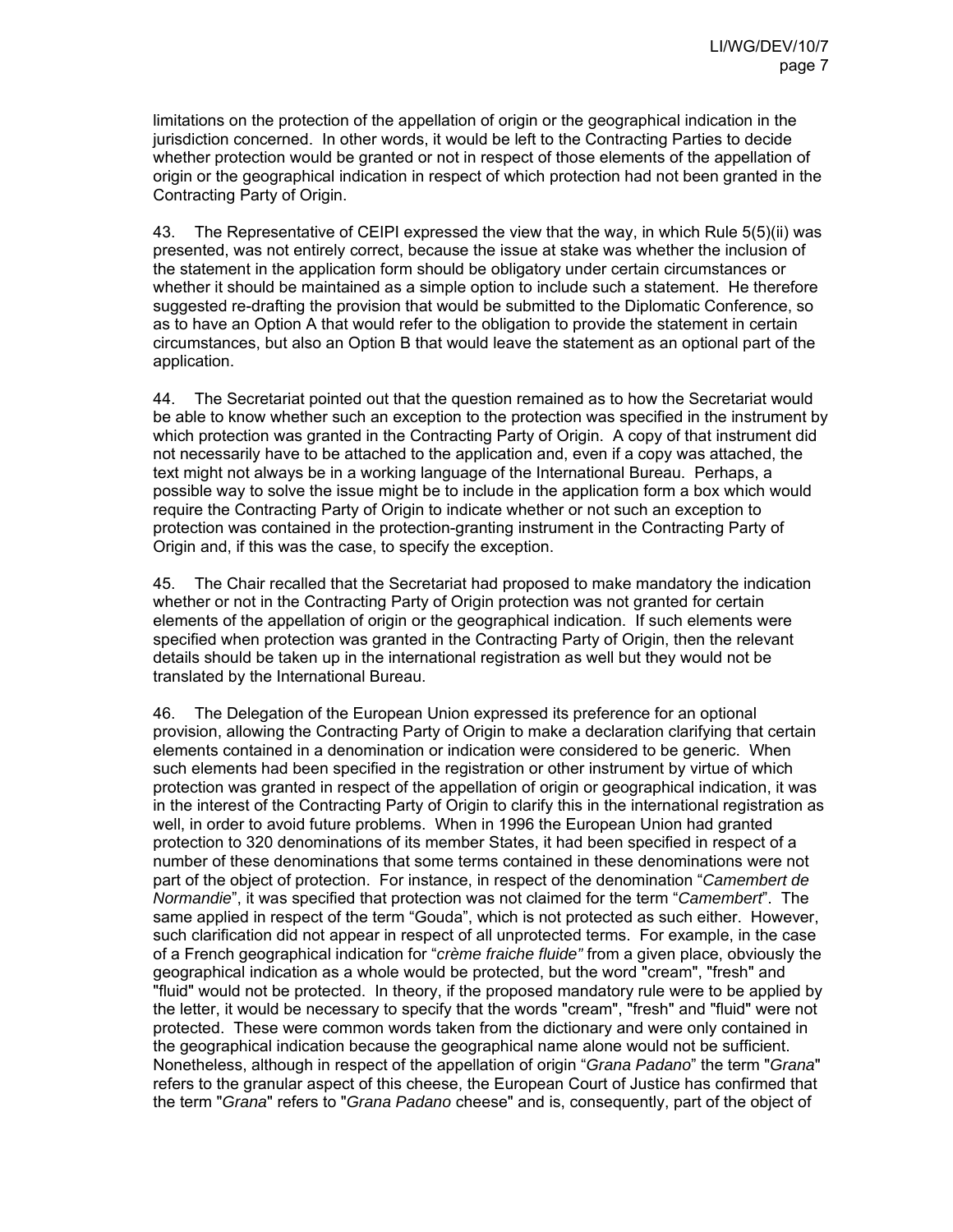limitations on the protection of the appellation of origin or the geographical indication in the jurisdiction concerned. In other words, it would be left to the Contracting Parties to decide whether protection would be granted or not in respect of those elements of the appellation of origin or the geographical indication in respect of which protection had not been granted in the Contracting Party of Origin.

43. The Representative of CEIPI expressed the view that the way, in which Rule 5(5)(ii) was presented, was not entirely correct, because the issue at stake was whether the inclusion of the statement in the application form should be obligatory under certain circumstances or whether it should be maintained as a simple option to include such a statement. He therefore suggested re-drafting the provision that would be submitted to the Diplomatic Conference, so as to have an Option A that would refer to the obligation to provide the statement in certain circumstances, but also an Option B that would leave the statement as an optional part of the application.

44. The Secretariat pointed out that the question remained as to how the Secretariat would be able to know whether such an exception to the protection was specified in the instrument by which protection was granted in the Contracting Party of Origin. A copy of that instrument did not necessarily have to be attached to the application and, even if a copy was attached, the text might not always be in a working language of the International Bureau. Perhaps, a possible way to solve the issue might be to include in the application form a box which would require the Contracting Party of Origin to indicate whether or not such an exception to protection was contained in the protection-granting instrument in the Contracting Party of Origin and, if this was the case, to specify the exception.

45. The Chair recalled that the Secretariat had proposed to make mandatory the indication whether or not in the Contracting Party of Origin protection was not granted for certain elements of the appellation of origin or the geographical indication. If such elements were specified when protection was granted in the Contracting Party of Origin, then the relevant details should be taken up in the international registration as well but they would not be translated by the International Bureau.

46. The Delegation of the European Union expressed its preference for an optional provision, allowing the Contracting Party of Origin to make a declaration clarifying that certain elements contained in a denomination or indication were considered to be generic. When such elements had been specified in the registration or other instrument by virtue of which protection was granted in respect of the appellation of origin or geographical indication, it was in the interest of the Contracting Party of Origin to clarify this in the international registration as well, in order to avoid future problems. When in 1996 the European Union had granted protection to 320 denominations of its member States, it had been specified in respect of a number of these denominations that some terms contained in these denominations were not part of the object of protection. For instance, in respect of the denomination "*Camembert de Normandie*", it was specified that protection was not claimed for the term "*Camembert*". The same applied in respect of the term "Gouda", which is not protected as such either. However, such clarification did not appear in respect of all unprotected terms. For example, in the case of a French geographical indication for "*crème fraiche fluide"* from a given place, obviously the geographical indication as a whole would be protected, but the word "cream", "fresh" and "fluid" would not be protected. In theory, if the proposed mandatory rule were to be applied by the letter, it would be necessary to specify that the words "cream", "fresh" and "fluid" were not protected. These were common words taken from the dictionary and were only contained in the geographical indication because the geographical name alone would not be sufficient. Nonetheless, although in respect of the appellation of origin "*Grana Padano*" the term "*Grana*" refers to the granular aspect of this cheese, the European Court of Justice has confirmed that the term "*Grana*" refers to "*Grana Padano* cheese" and is, consequently, part of the object of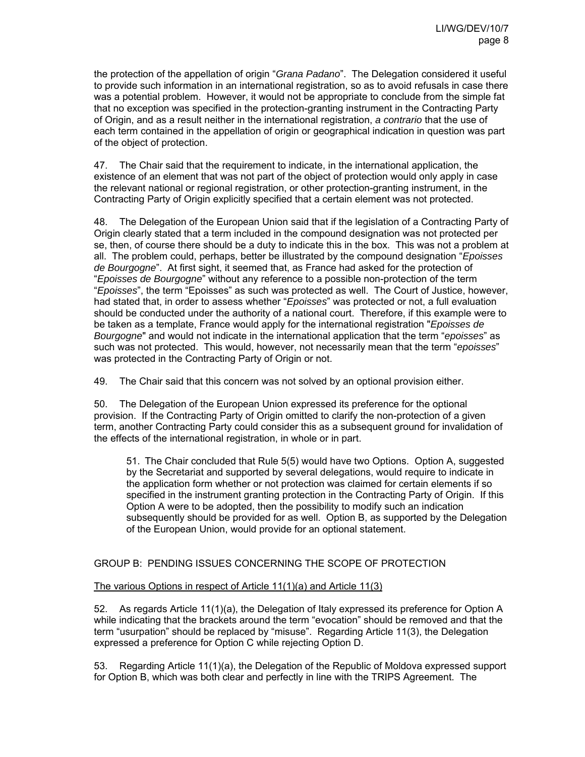the protection of the appellation of origin "*Grana Padano*". The Delegation considered it useful to provide such information in an international registration, so as to avoid refusals in case there was a potential problem. However, it would not be appropriate to conclude from the simple fat that no exception was specified in the protection-granting instrument in the Contracting Party of Origin, and as a result neither in the international registration, *a contrario* that the use of each term contained in the appellation of origin or geographical indication in question was part of the object of protection.

47. The Chair said that the requirement to indicate, in the international application, the existence of an element that was not part of the object of protection would only apply in case the relevant national or regional registration, or other protection-granting instrument, in the Contracting Party of Origin explicitly specified that a certain element was not protected.

48. The Delegation of the European Union said that if the legislation of a Contracting Party of Origin clearly stated that a term included in the compound designation was not protected per se, then, of course there should be a duty to indicate this in the box. This was not a problem at all. The problem could, perhaps, better be illustrated by the compound designation "*Epoisses de Bourgogne*". At first sight, it seemed that, as France had asked for the protection of "*Epoisses de Bourgogne*" without any reference to a possible non-protection of the term "*Epoisses*", the term "Epoisses" as such was protected as well. The Court of Justice, however, had stated that, in order to assess whether "*Epoisses*" was protected or not, a full evaluation should be conducted under the authority of a national court. Therefore, if this example were to be taken as a template, France would apply for the international registration "*Epoisses de Bourgogne*" and would not indicate in the international application that the term "*epoisses*" as such was not protected. This would, however, not necessarily mean that the term "*epoisses*" was protected in the Contracting Party of Origin or not.

49. The Chair said that this concern was not solved by an optional provision either.

50. The Delegation of the European Union expressed its preference for the optional provision. If the Contracting Party of Origin omitted to clarify the non-protection of a given term, another Contracting Party could consider this as a subsequent ground for invalidation of the effects of the international registration, in whole or in part.

> 51. The Chair concluded that Rule 5(5) would have two Options. Option A, suggested by the Secretariat and supported by several delegations, would require to indicate in the application form whether or not protection was claimed for certain elements if so specified in the instrument granting protection in the Contracting Party of Origin. If this Option A were to be adopted, then the possibility to modify such an indication subsequently should be provided for as well. Option B, as supported by the Delegation of the European Union, would provide for an optional statement.

## GROUP B: PENDING ISSUES CONCERNING THE SCOPE OF PROTECTION

<u>The various Options in respect of Article 11(1)(a) and Article 11(3)</u>

52. As regards Article 11(1)(a), the Delegation of Italy expressed its preference for Option A while indicating that the brackets around the term "evocation" should be removed and that the term "usurpation" should be replaced by "misuse". Regarding Article 11(3), the Delegation expressed a preference for Option C while rejecting Option D.

53. Regarding Article 11(1)(a), the Delegation of the Republic of Moldova expressed support for Option B, which was both clear and perfectly in line with the TRIPS Agreement. The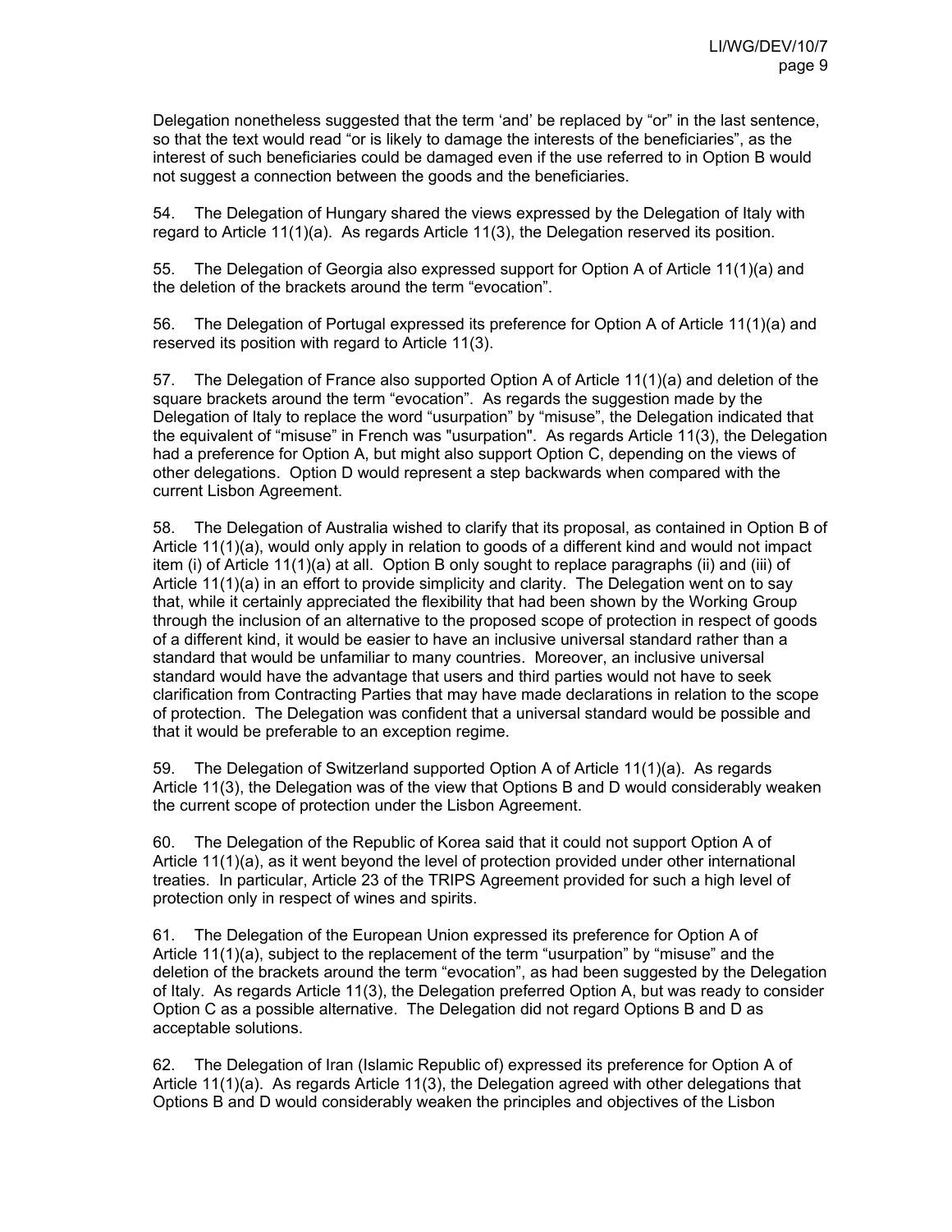Delegation nonetheless suggested that the term 'and' be replaced by "or" in the last sentence, so that the text would read "or is likely to damage the interests of the beneficiaries", as the interest of such beneficiaries could be damaged even if the use referred to in Option B would not suggest a connection between the goods and the beneficiaries.

54. The Delegation of Hungary shared the views expressed by the Delegation of Italy with regard to Article 11(1)(a). As regards Article 11(3), the Delegation reserved its position.

55. The Delegation of Georgia also expressed support for Option A of Article 11(1)(a) and the deletion of the brackets around the term "evocation".

56. The Delegation of Portugal expressed its preference for Option A of Article 11(1)(a) and reserved its position with regard to Article 11(3).

57. The Delegation of France also supported Option A of Article 11(1)(a) and deletion of the square brackets around the term "evocation". As regards the suggestion made by the Delegation of Italy to replace the word "usurpation" by "misuse", the Delegation indicated that the equivalent of "misuse" in French was "usurpation". As regards Article 11(3), the Delegation had a preference for Option A, but might also support Option C, depending on the views of other delegations. Option D would represent a step backwards when compared with the current Lisbon Agreement.

58. The Delegation of Australia wished to clarify that its proposal, as contained in Option B of Article 11(1)(a), would only apply in relation to goods of a different kind and would not impact item (i) of Article 11(1)(a) at all. Option B only sought to replace paragraphs (ii) and (iii) of Article 11(1)(a) in an effort to provide simplicity and clarity. The Delegation went on to say that, while it certainly appreciated the flexibility that had been shown by the Working Group through the inclusion of an alternative to the proposed scope of protection in respect of goods of a different kind, it would be easier to have an inclusive universal standard rather than a standard that would be unfamiliar to many countries. Moreover, an inclusive universal standard would have the advantage that users and third parties would not have to seek clarification from Contracting Parties that may have made declarations in relation to the scope of protection. The Delegation was confident that a universal standard would be possible and that it would be preferable to an exception regime.

59. The Delegation of Switzerland supported Option A of Article 11(1)(a). As regards Article 11(3), the Delegation was of the view that Options B and D would considerably weaken the current scope of protection under the Lisbon Agreement.

60. The Delegation of the Republic of Korea said that it could not support Option A of Article 11(1)(a), as it went beyond the level of protection provided under other international treaties. In particular, Article 23 of the TRIPS Agreement provided for such a high level of protection only in respect of wines and spirits.

61. The Delegation of the European Union expressed its preference for Option A of Article 11(1)(a), subject to the replacement of the term "usurpation" by "misuse" and the deletion of the brackets around the term "evocation", as had been suggested by the Delegation of Italy. As regards Article 11(3), the Delegation preferred Option A, but was ready to consider Option C as a possible alternative. The Delegation did not regard Options B and D as acceptable solutions.

62. The Delegation of Iran (Islamic Republic of) expressed its preference for Option A of Article 11(1)(a). As regards Article 11(3), the Delegation agreed with other delegations that Options B and D would considerably weaken the principles and objectives of the Lisbon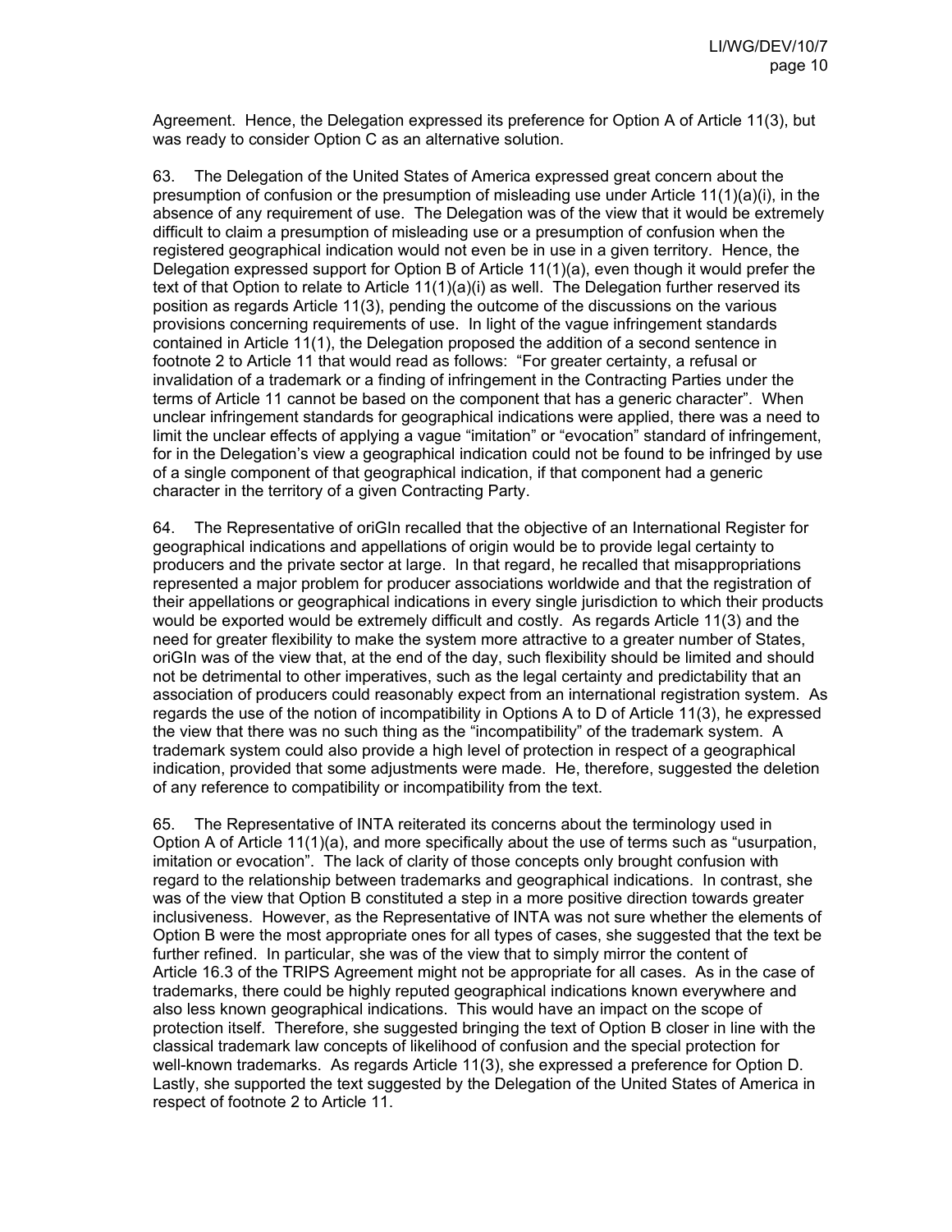Agreement. Hence, the Delegation expressed its preference for Option A of Article 11(3), but was ready to consider Option C as an alternative solution.

63. The Delegation of the United States of America expressed great concern about the presumption of confusion or the presumption of misleading use under Article 11(1)(a)(i), in the absence of any requirement of use. The Delegation was of the view that it would be extremely difficult to claim a presumption of misleading use or a presumption of confusion when the registered geographical indication would not even be in use in a given territory. Hence, the Delegation expressed support for Option B of Article 11(1)(a), even though it would prefer the text of that Option to relate to Article 11(1)(a)(i) as well. The Delegation further reserved its position as regards Article 11(3), pending the outcome of the discussions on the various provisions concerning requirements of use. In light of the vague infringement standards contained in Article 11(1), the Delegation proposed the addition of a second sentence in footnote 2 to Article 11 that would read as follows: "For greater certainty, a refusal or invalidation of a trademark or a finding of infringement in the Contracting Parties under the terms of Article 11 cannot be based on the component that has a generic character". When unclear infringement standards for geographical indications were applied, there was a need to limit the unclear effects of applying a vague "imitation" or "evocation" standard of infringement, for in the Delegation's view a geographical indication could not be found to be infringed by use of a single component of that geographical indication, if that component had a generic character in the territory of a given Contracting Party.

64. The Representative of oriGIn recalled that the objective of an International Register for geographical indications and appellations of origin would be to provide legal certainty to producers and the private sector at large. In that regard, he recalled that misappropriations represented a major problem for producer associations worldwide and that the registration of their appellations or geographical indications in every single jurisdiction to which their products would be exported would be extremely difficult and costly. As regards Article 11(3) and the need for greater flexibility to make the system more attractive to a greater number of States, oriGIn was of the view that, at the end of the day, such flexibility should be limited and should not be detrimental to other imperatives, such as the legal certainty and predictability that an association of producers could reasonably expect from an international registration system. As regards the use of the notion of incompatibility in Options A to D of Article 11(3), he expressed the view that there was no such thing as the "incompatibility" of the trademark system. A trademark system could also provide a high level of protection in respect of a geographical indication, provided that some adjustments were made. He, therefore, suggested the deletion of any reference to compatibility or incompatibility from the text.

65. The Representative of INTA reiterated its concerns about the terminology used in Option A of Article 11(1)(a), and more specifically about the use of terms such as "usurpation, imitation or evocation". The lack of clarity of those concepts only brought confusion with regard to the relationship between trademarks and geographical indications. In contrast, she was of the view that Option B constituted a step in a more positive direction towards greater inclusiveness. However, as the Representative of INTA was not sure whether the elements of Option B were the most appropriate ones for all types of cases, she suggested that the text be further refined. In particular, she was of the view that to simply mirror the content of Article 16.3 of the TRIPS Agreement might not be appropriate for all cases. As in the case of trademarks, there could be highly reputed geographical indications known everywhere and also less known geographical indications. This would have an impact on the scope of protection itself. Therefore, she suggested bringing the text of Option B closer in line with the classical trademark law concepts of likelihood of confusion and the special protection for well-known trademarks. As regards Article 11(3), she expressed a preference for Option D. Lastly, she supported the text suggested by the Delegation of the United States of America in respect of footnote 2 to Article 11.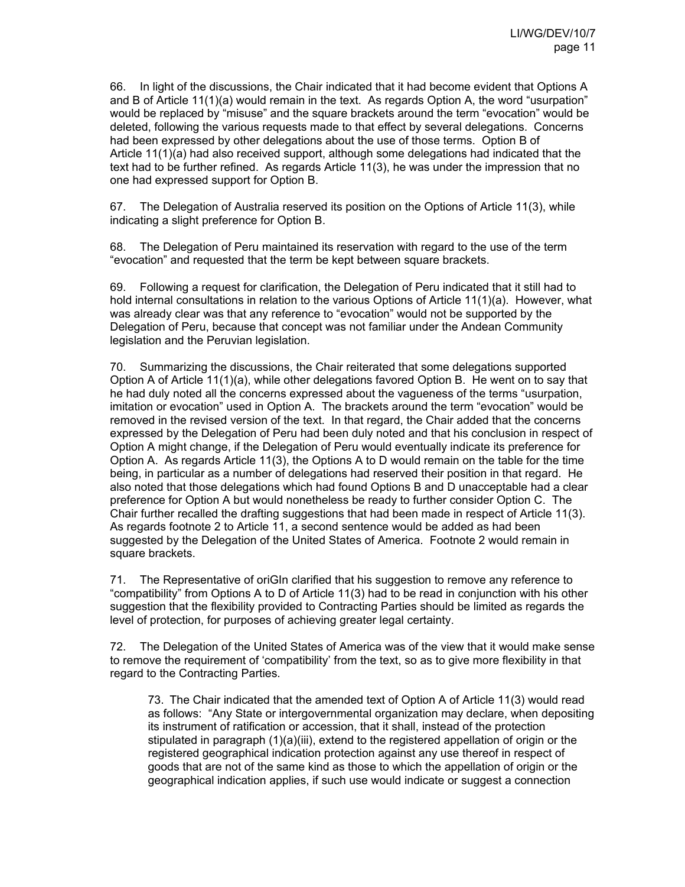66. In light of the discussions, the Chair indicated that it had become evident that Options A and B of Article 11(1)(a) would remain in the text. As regards Option A, the word "usurpation" would be replaced by "misuse" and the square brackets around the term "evocation" would be deleted, following the various requests made to that effect by several delegations. Concerns had been expressed by other delegations about the use of those terms. Option B of Article 11(1)(a) had also received support, although some delegations had indicated that the text had to be further refined. As regards Article 11(3), he was under the impression that no one had expressed support for Option B.

67. The Delegation of Australia reserved its position on the Options of Article 11(3), while indicating a slight preference for Option B.

68. The Delegation of Peru maintained its reservation with regard to the use of the term "evocation" and requested that the term be kept between square brackets.

69. Following a request for clarification, the Delegation of Peru indicated that it still had to hold internal consultations in relation to the various Options of Article 11(1)(a). However, what was already clear was that any reference to "evocation" would not be supported by the Delegation of Peru, because that concept was not familiar under the Andean Community legislation and the Peruvian legislation.

70. Summarizing the discussions, the Chair reiterated that some delegations supported Option A of Article 11(1)(a), while other delegations favored Option B. He went on to say that he had duly noted all the concerns expressed about the vagueness of the terms "usurpation, imitation or evocation" used in Option A. The brackets around the term "evocation" would be removed in the revised version of the text. In that regard, the Chair added that the concerns expressed by the Delegation of Peru had been duly noted and that his conclusion in respect of Option A might change, if the Delegation of Peru would eventually indicate its preference for Option A. As regards Article 11(3), the Options A to D would remain on the table for the time being, in particular as a number of delegations had reserved their position in that regard. He also noted that those delegations which had found Options B and D unacceptable had a clear preference for Option A but would nonetheless be ready to further consider Option C. The Chair further recalled the drafting suggestions that had been made in respect of Article 11(3). As regards footnote 2 to Article 11, a second sentence would be added as had been suggested by the Delegation of the United States of America. Footnote 2 would remain in square brackets.

71. The Representative of oriGIn clarified that his suggestion to remove any reference to "compatibility" from Options A to D of Article 11(3) had to be read in conjunction with his other suggestion that the flexibility provided to Contracting Parties should be limited as regards the level of protection, for purposes of achieving greater legal certainty.

72. The Delegation of the United States of America was of the view that it would make sense to remove the requirement of 'compatibility' from the text, so as to give more flexibility in that regard to the Contracting Parties.

> 73. The Chair indicated that the amended text of Option A of Article 11(3) would read as follows: "Any State or intergovernmental organization may declare, when depositing its instrument of ratification or accession, that it shall, instead of the protection stipulated in paragraph (1)(a)(iii), extend to the registered appellation of origin or the registered geographical indication protection against any use thereof in respect of goods that are not of the same kind as those to which the appellation of origin or the geographical indication applies, if such use would indicate or suggest a connection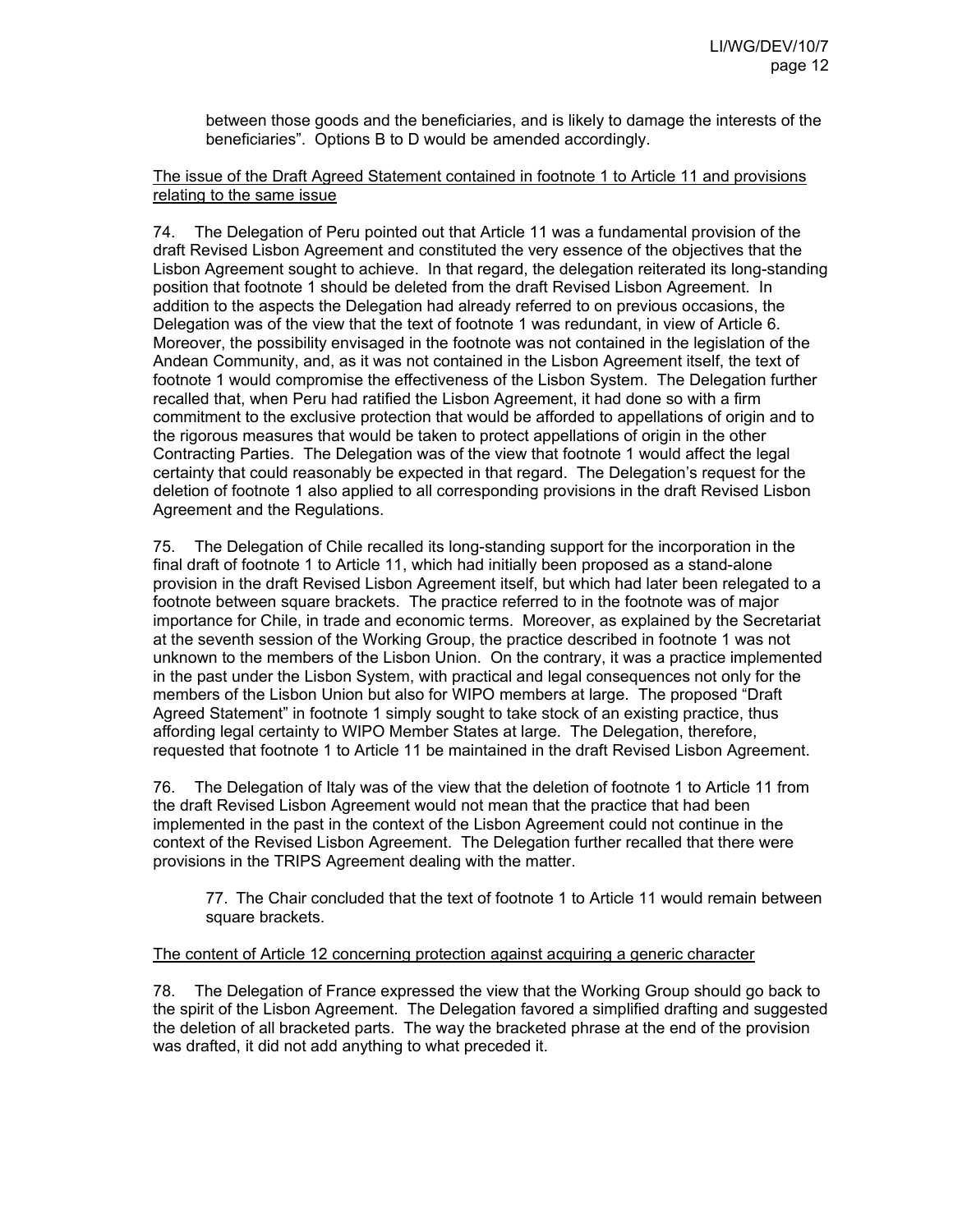between those goods and the beneficiaries, and is likely to damage the interests of the beneficiaries". Options B to D would be amended accordingly.

<u>The issue of the Draft Agreed Statement contained in footnote 1 to Article 11 and provisions relating to the same issue</u>

74. The Delegation of Peru pointed out that Article 11 was a fundamental provision of the draft Revised Lisbon Agreement and constituted the very essence of the objectives that the Lisbon Agreement sought to achieve. In that regard, the delegation reiterated its long-standing position that footnote 1 should be deleted from the draft Revised Lisbon Agreement. In addition to the aspects the Delegation had already referred to on previous occasions, the Delegation was of the view that the text of footnote 1 was redundant, in view of Article 6. Moreover, the possibility envisaged in the footnote was not contained in the legislation of the Andean Community, and, as it was not contained in the Lisbon Agreement itself, the text of footnote 1 would compromise the effectiveness of the Lisbon System. The Delegation further recalled that, when Peru had ratified the Lisbon Agreement, it had done so with a firm commitment to the exclusive protection that would be afforded to appellations of origin and to the rigorous measures that would be taken to protect appellations of origin in the other Contracting Parties. The Delegation was of the view that footnote 1 would affect the legal certainty that could reasonably be expected in that regard. The Delegation's request for the deletion of footnote 1 also applied to all corresponding provisions in the draft Revised Lisbon Agreement and the Regulations.

75. The Delegation of Chile recalled its long-standing support for the incorporation in the final draft of footnote 1 to Article 11, which had initially been proposed as a stand-alone provision in the draft Revised Lisbon Agreement itself, but which had later been relegated to a footnote between square brackets. The practice referred to in the footnote was of major importance for Chile, in trade and economic terms. Moreover, as explained by the Secretariat at the seventh session of the Working Group, the practice described in footnote 1 was not unknown to the members of the Lisbon Union. On the contrary, it was a practice implemented in the past under the Lisbon System, with practical and legal consequences not only for the members of the Lisbon Union but also for WIPO members at large. The proposed "Draft Agreed Statement" in footnote 1 simply sought to take stock of an existing practice, thus affording legal certainty to WIPO Member States at large. The Delegation, therefore, requested that footnote 1 to Article 11 be maintained in the draft Revised Lisbon Agreement.

76. The Delegation of Italy was of the view that the deletion of footnote 1 to Article 11 from the draft Revised Lisbon Agreement would not mean that the practice that had been implemented in the past in the context of the Lisbon Agreement could not continue in the context of the Revised Lisbon Agreement. The Delegation further recalled that there were provisions in the TRIPS Agreement dealing with the matter.

> 77. The Chair concluded that the text of footnote 1 to Article 11 would remain between square brackets.

<u>The content of Article 12 concerning protection against acquiring a generic character</u>

78. The Delegation of France expressed the view that the Working Group should go back to the spirit of the Lisbon Agreement. The Delegation favored a simplified drafting and suggested the deletion of all bracketed parts. The way the bracketed phrase at the end of the provision was drafted, it did not add anything to what preceded it.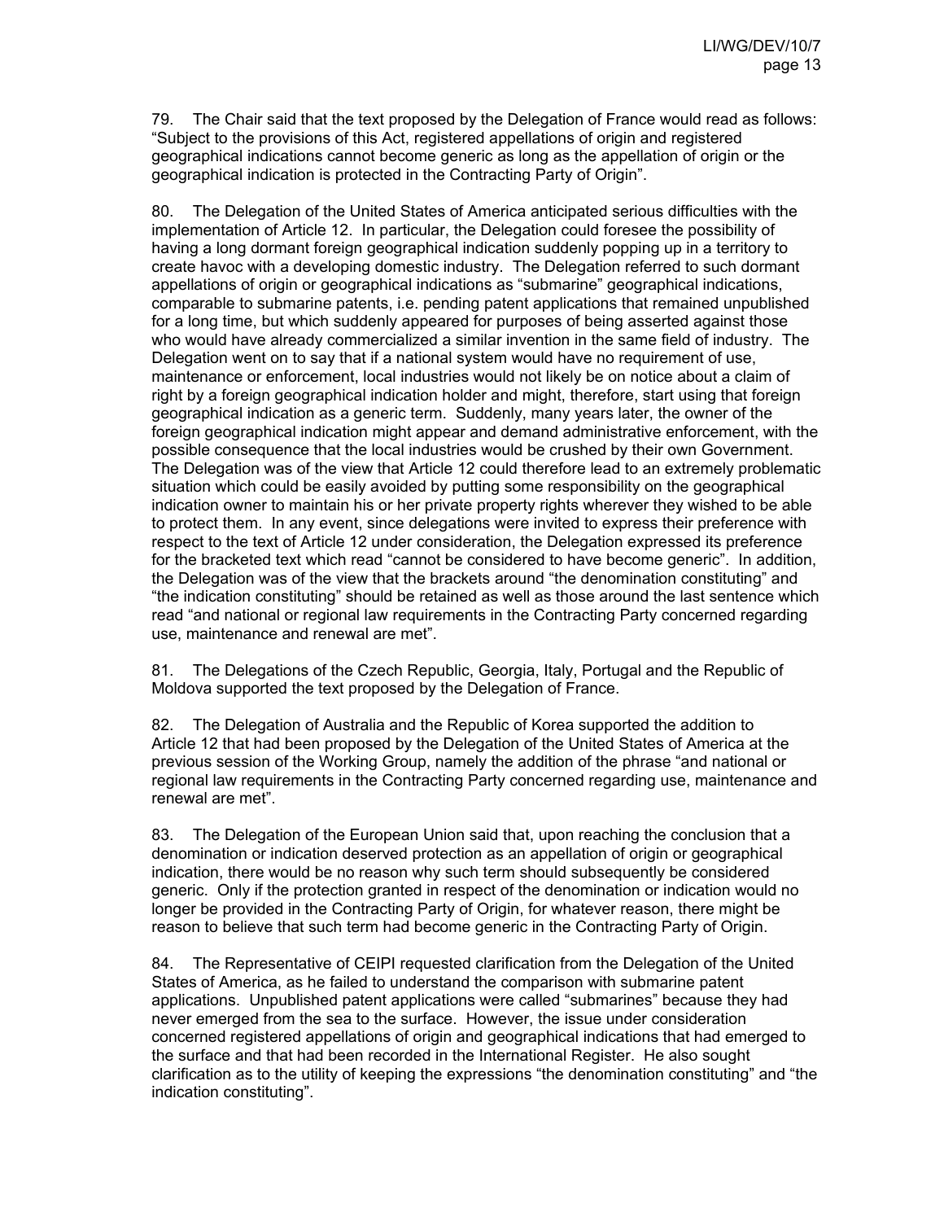79. The Chair said that the text proposed by the Delegation of France would read as follows: "Subject to the provisions of this Act, registered appellations of origin and registered geographical indications cannot become generic as long as the appellation of origin or the geographical indication is protected in the Contracting Party of Origin".

80. The Delegation of the United States of America anticipated serious difficulties with the implementation of Article 12. In particular, the Delegation could foresee the possibility of having a long dormant foreign geographical indication suddenly popping up in a territory to create havoc with a developing domestic industry. The Delegation referred to such dormant appellations of origin or geographical indications as "submarine" geographical indications, comparable to submarine patents, i.e. pending patent applications that remained unpublished for a long time, but which suddenly appeared for purposes of being asserted against those who would have already commercialized a similar invention in the same field of industry. The Delegation went on to say that if a national system would have no requirement of use, maintenance or enforcement, local industries would not likely be on notice about a claim of right by a foreign geographical indication holder and might, therefore, start using that foreign geographical indication as a generic term. Suddenly, many years later, the owner of the foreign geographical indication might appear and demand administrative enforcement, with the possible consequence that the local industries would be crushed by their own Government. The Delegation was of the view that Article 12 could therefore lead to an extremely problematic situation which could be easily avoided by putting some responsibility on the geographical indication owner to maintain his or her private property rights wherever they wished to be able to protect them. In any event, since delegations were invited to express their preference with respect to the text of Article 12 under consideration, the Delegation expressed its preference for the bracketed text which read "cannot be considered to have become generic". In addition, the Delegation was of the view that the brackets around "the denomination constituting" and "the indication constituting" should be retained as well as those around the last sentence which read "and national or regional law requirements in the Contracting Party concerned regarding use, maintenance and renewal are met".

81. The Delegations of the Czech Republic, Georgia, Italy, Portugal and the Republic of Moldova supported the text proposed by the Delegation of France.

82. The Delegation of Australia and the Republic of Korea supported the addition to Article 12 that had been proposed by the Delegation of the United States of America at the previous session of the Working Group, namely the addition of the phrase "and national or regional law requirements in the Contracting Party concerned regarding use, maintenance and renewal are met".

83. The Delegation of the European Union said that, upon reaching the conclusion that a denomination or indication deserved protection as an appellation of origin or geographical indication, there would be no reason why such term should subsequently be considered generic. Only if the protection granted in respect of the denomination or indication would no longer be provided in the Contracting Party of Origin, for whatever reason, there might be reason to believe that such term had become generic in the Contracting Party of Origin.

84. The Representative of CEIPI requested clarification from the Delegation of the United States of America, as he failed to understand the comparison with submarine patent applications. Unpublished patent applications were called "submarines" because they had never emerged from the sea to the surface. However, the issue under consideration concerned registered appellations of origin and geographical indications that had emerged to the surface and that had been recorded in the International Register. He also sought clarification as to the utility of keeping the expressions "the denomination constituting" and "the indication constituting".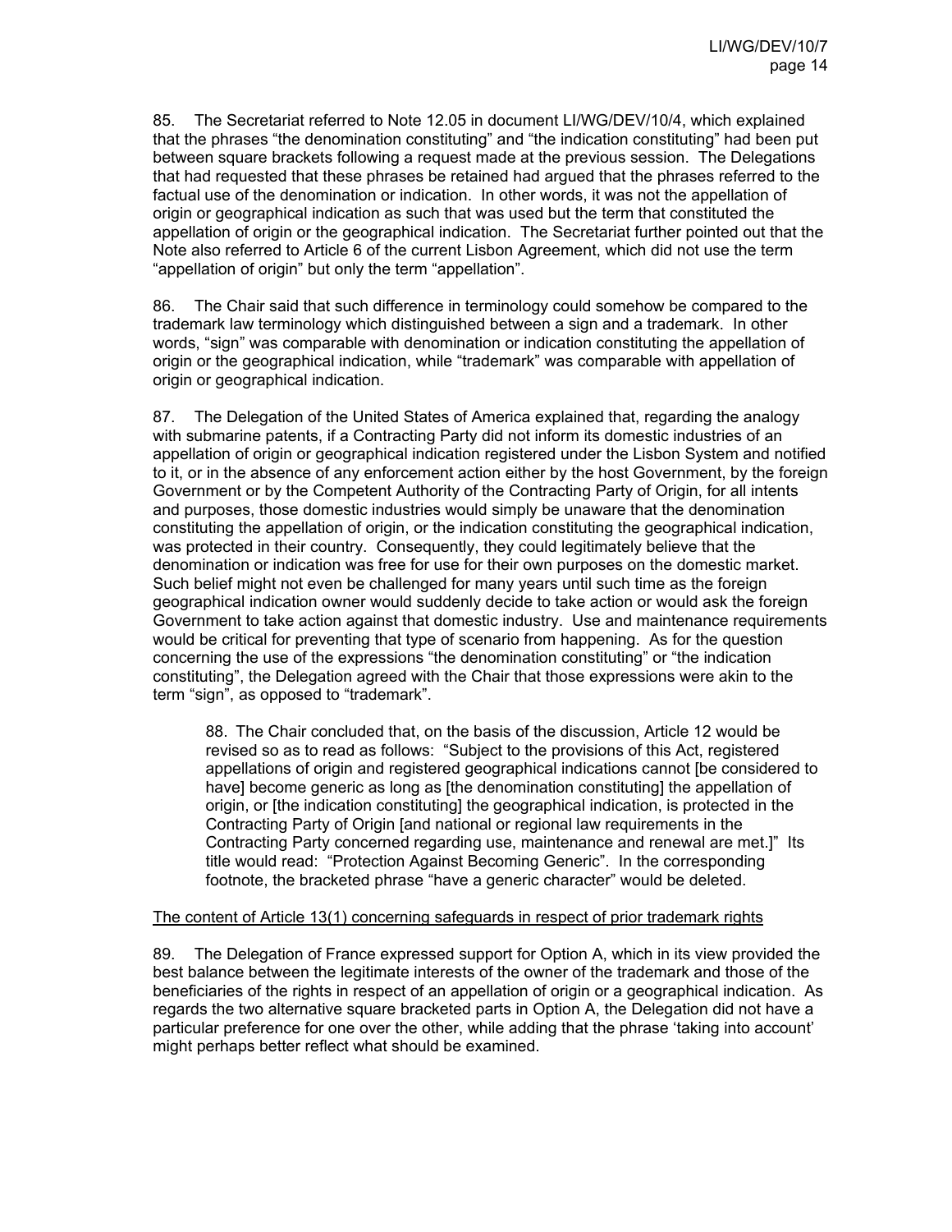85. The Secretariat referred to Note 12.05 in document LI/WG/DEV/10/4, which explained that the phrases “the denomination constituting” and “the indication constituting” had been put between square brackets following a request made at the previous session. The Delegations that had requested that these phrases be retained had argued that the phrases referred to the factual use of the denomination or indication. In other words, it was not the appellation of origin or geographical indication as such that was used but the term that constituted the appellation of origin or the geographical indication. The Secretariat further pointed out that the Note also referred to Article 6 of the current Lisbon Agreement, which did not use the term “appellation of origin” but only the term “appellation”.

86. The Chair said that such difference in terminology could somehow be compared to the trademark law terminology which distinguished between a sign and a trademark. In other words, “sign” was comparable with denomination or indication constituting the appellation of origin or the geographical indication, while “trademark” was comparable with appellation of origin or geographical indication.

87. The Delegation of the United States of America explained that, regarding the analogy with submarine patents, if a Contracting Party did not inform its domestic industries of an appellation of origin or geographical indication registered under the Lisbon System and notified to it, or in the absence of any enforcement action either by the host Government, by the foreign Government or by the Competent Authority of the Contracting Party of Origin, for all intents and purposes, those domestic industries would simply be unaware that the denomination constituting the appellation of origin, or the indication constituting the geographical indication, was protected in their country. Consequently, they could legitimately believe that the denomination or indication was free for use for their own purposes on the domestic market. Such belief might not even be challenged for many years until such time as the foreign geographical indication owner would suddenly decide to take action or would ask the foreign Government to take action against that domestic industry. Use and maintenance requirements would be critical for preventing that type of scenario from happening. As for the question concerning the use of the expressions “the denomination constituting” or “the indication constituting”, the Delegation agreed with the Chair that those expressions were akin to the term “sign”, as opposed to “trademark”.

> 88. The Chair concluded that, on the basis of the discussion, Article 12 would be revised so as to read as follows: “Subject to the provisions of this Act, registered appellations of origin and registered geographical indications cannot [be considered to have] become generic as long as [the denomination constituting] the appellation of origin, or [the indication constituting] the geographical indication, is protected in the Contracting Party of Origin [and national or regional law requirements in the Contracting Party concerned regarding use, maintenance and renewal are met.]” Its title would read: “Protection Against Becoming Generic”. In the corresponding footnote, the bracketed phrase “have a generic character” would be deleted.

<u>The content of Article 13(1) concerning safeguards in respect of prior trademark rights</u>

89. The Delegation of France expressed support for Option A, which in its view provided the best balance between the legitimate interests of the owner of the trademark and those of the beneficiaries of the rights in respect of an appellation of origin or a geographical indication. As regards the two alternative square bracketed parts in Option A, the Delegation did not have a particular preference for one over the other, while adding that the phrase ‘taking into account’ might perhaps better reflect what should be examined.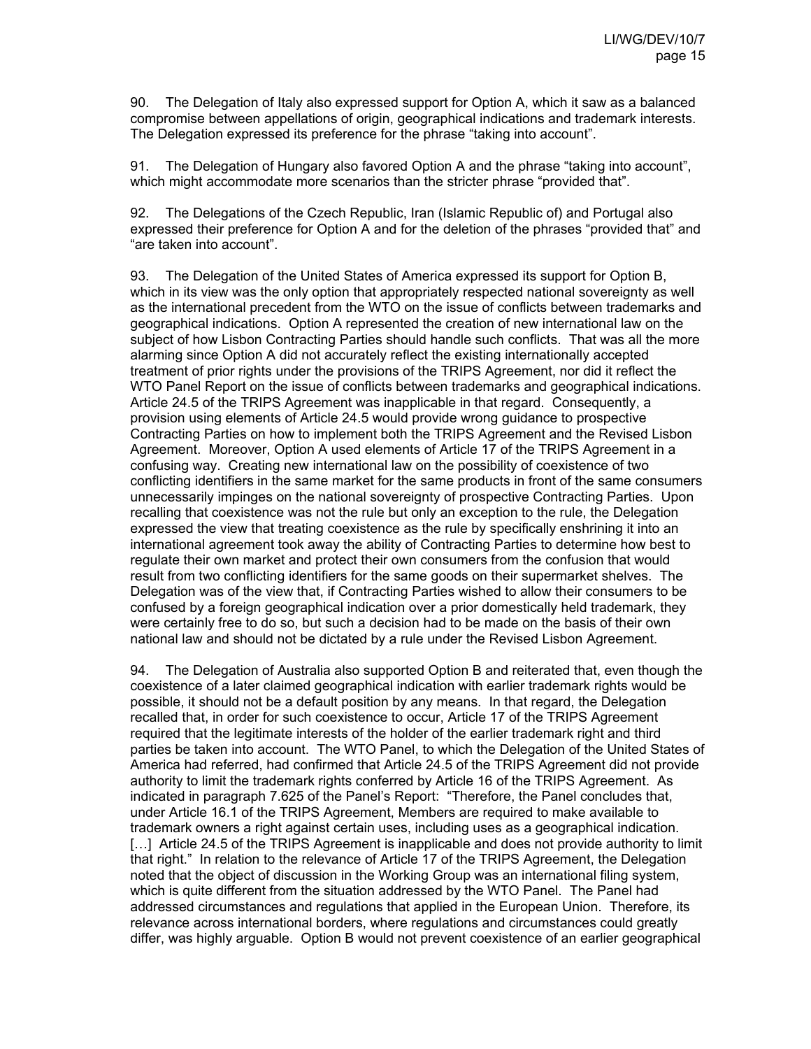90. The Delegation of Italy also expressed support for Option A, which it saw as a balanced compromise between appellations of origin, geographical indications and trademark interests. The Delegation expressed its preference for the phrase "taking into account".

91. The Delegation of Hungary also favored Option A and the phrase "taking into account", which might accommodate more scenarios than the stricter phrase "provided that".

92. The Delegations of the Czech Republic, Iran (Islamic Republic of) and Portugal also expressed their preference for Option A and for the deletion of the phrases "provided that" and "are taken into account".

93. The Delegation of the United States of America expressed its support for Option B, which in its view was the only option that appropriately respected national sovereignty as well as the international precedent from the WTO on the issue of conflicts between trademarks and geographical indications. Option A represented the creation of new international law on the subject of how Lisbon Contracting Parties should handle such conflicts. That was all the more alarming since Option A did not accurately reflect the existing internationally accepted treatment of prior rights under the provisions of the TRIPS Agreement, nor did it reflect the WTO Panel Report on the issue of conflicts between trademarks and geographical indications. Article 24.5 of the TRIPS Agreement was inapplicable in that regard. Consequently, a provision using elements of Article 24.5 would provide wrong guidance to prospective Contracting Parties on how to implement both the TRIPS Agreement and the Revised Lisbon Agreement. Moreover, Option A used elements of Article 17 of the TRIPS Agreement in a confusing way. Creating new international law on the possibility of coexistence of two conflicting identifiers in the same market for the same products in front of the same consumers unnecessarily impinges on the national sovereignty of prospective Contracting Parties. Upon recalling that coexistence was not the rule but only an exception to the rule, the Delegation expressed the view that treating coexistence as the rule by specifically enshrining it into an international agreement took away the ability of Contracting Parties to determine how best to regulate their own market and protect their own consumers from the confusion that would result from two conflicting identifiers for the same goods on their supermarket shelves. The Delegation was of the view that, if Contracting Parties wished to allow their consumers to be confused by a foreign geographical indication over a prior domestically held trademark, they were certainly free to do so, but such a decision had to be made on the basis of their own national law and should not be dictated by a rule under the Revised Lisbon Agreement.

94. The Delegation of Australia also supported Option B and reiterated that, even though the coexistence of a later claimed geographical indication with earlier trademark rights would be possible, it should not be a default position by any means. In that regard, the Delegation recalled that, in order for such coexistence to occur, Article 17 of the TRIPS Agreement required that the legitimate interests of the holder of the earlier trademark right and third parties be taken into account. The WTO Panel, to which the Delegation of the United States of America had referred, had confirmed that Article 24.5 of the TRIPS Agreement did not provide authority to limit the trademark rights conferred by Article 16 of the TRIPS Agreement. As indicated in paragraph 7.625 of the Panel's Report: "Therefore, the Panel concludes that, under Article 16.1 of the TRIPS Agreement, Members are required to make available to trademark owners a right against certain uses, including uses as a geographical indication. […] Article 24.5 of the TRIPS Agreement is inapplicable and does not provide authority to limit that right." In relation to the relevance of Article 17 of the TRIPS Agreement, the Delegation noted that the object of discussion in the Working Group was an international filing system, which is quite different from the situation addressed by the WTO Panel. The Panel had addressed circumstances and regulations that applied in the European Union. Therefore, its relevance across international borders, where regulations and circumstances could greatly differ, was highly arguable. Option B would not prevent coexistence of an earlier geographical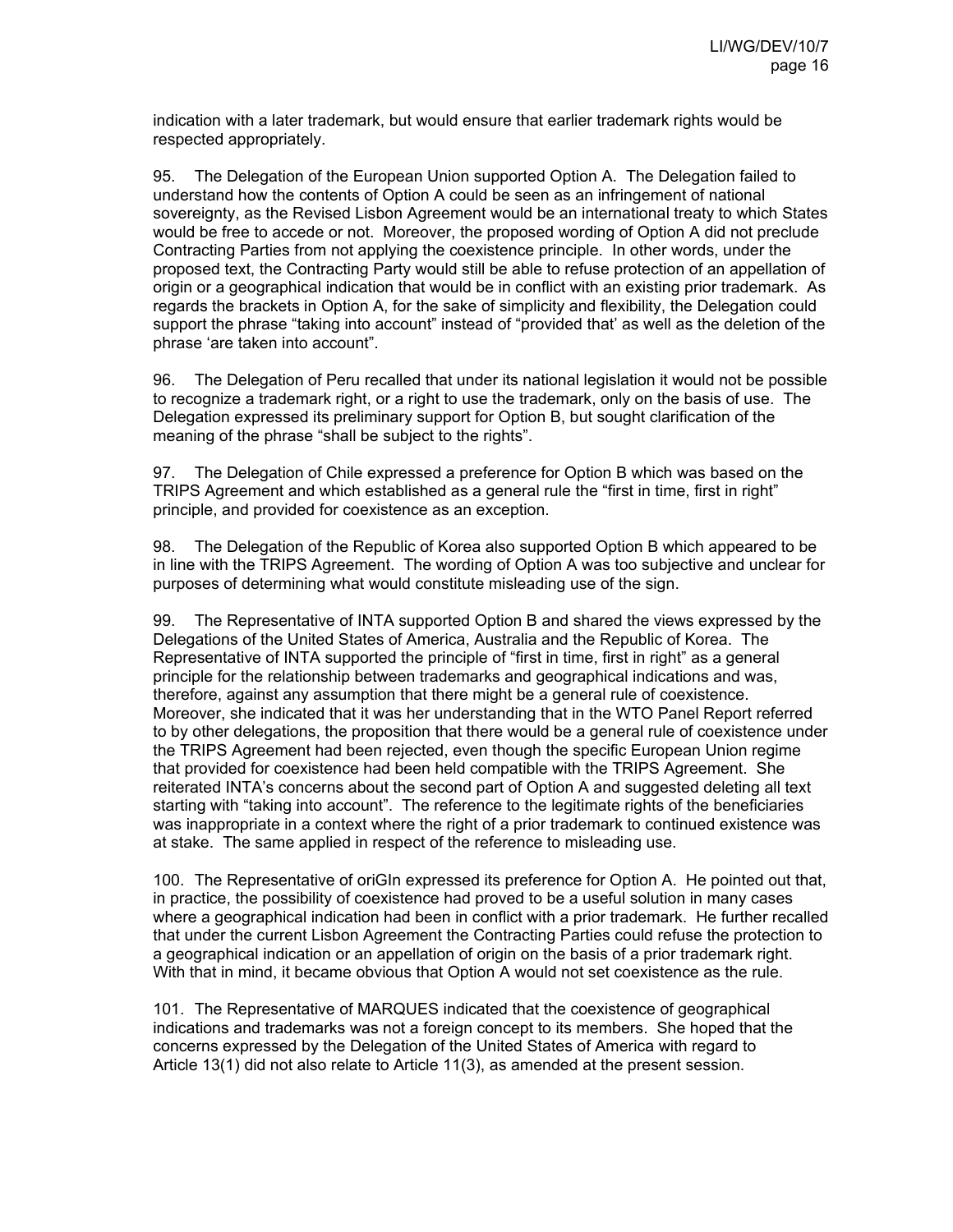indication with a later trademark, but would ensure that earlier trademark rights would be respected appropriately.

95. The Delegation of the European Union supported Option A. The Delegation failed to understand how the contents of Option A could be seen as an infringement of national sovereignty, as the Revised Lisbon Agreement would be an international treaty to which States would be free to accede or not. Moreover, the proposed wording of Option A did not preclude Contracting Parties from not applying the coexistence principle. In other words, under the proposed text, the Contracting Party would still be able to refuse protection of an appellation of origin or a geographical indication that would be in conflict with an existing prior trademark. As regards the brackets in Option A, for the sake of simplicity and flexibility, the Delegation could support the phrase "taking into account" instead of "provided that' as well as the deletion of the phrase 'are taken into account".

96. The Delegation of Peru recalled that under its national legislation it would not be possible to recognize a trademark right, or a right to use the trademark, only on the basis of use. The Delegation expressed its preliminary support for Option B, but sought clarification of the meaning of the phrase "shall be subject to the rights".

97. The Delegation of Chile expressed a preference for Option B which was based on the TRIPS Agreement and which established as a general rule the "first in time, first in right" principle, and provided for coexistence as an exception.

98. The Delegation of the Republic of Korea also supported Option B which appeared to be in line with the TRIPS Agreement. The wording of Option A was too subjective and unclear for purposes of determining what would constitute misleading use of the sign.

99. The Representative of INTA supported Option B and shared the views expressed by the Delegations of the United States of America, Australia and the Republic of Korea. The Representative of INTA supported the principle of "first in time, first in right" as a general principle for the relationship between trademarks and geographical indications and was, therefore, against any assumption that there might be a general rule of coexistence. Moreover, she indicated that it was her understanding that in the WTO Panel Report referred to by other delegations, the proposition that there would be a general rule of coexistence under the TRIPS Agreement had been rejected, even though the specific European Union regime that provided for coexistence had been held compatible with the TRIPS Agreement. She reiterated INTA's concerns about the second part of Option A and suggested deleting all text starting with "taking into account". The reference to the legitimate rights of the beneficiaries was inappropriate in a context where the right of a prior trademark to continued existence was at stake. The same applied in respect of the reference to misleading use.

100. The Representative of oriGIn expressed its preference for Option A. He pointed out that, in practice, the possibility of coexistence had proved to be a useful solution in many cases where a geographical indication had been in conflict with a prior trademark. He further recalled that under the current Lisbon Agreement the Contracting Parties could refuse the protection to a geographical indication or an appellation of origin on the basis of a prior trademark right. With that in mind, it became obvious that Option A would not set coexistence as the rule.

101. The Representative of MARQUES indicated that the coexistence of geographical indications and trademarks was not a foreign concept to its members. She hoped that the concerns expressed by the Delegation of the United States of America with regard to Article 13(1) did not also relate to Article 11(3), as amended at the present session.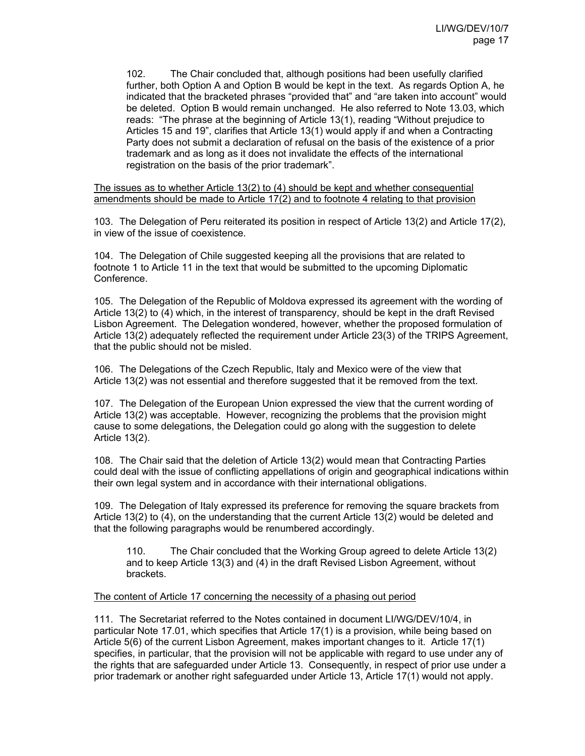102. The Chair concluded that, although positions had been usefully clarified further, both Option A and Option B would be kept in the text. As regards Option A, he indicated that the bracketed phrases "provided that" and "are taken into account" would be deleted. Option B would remain unchanged. He also referred to Note 13.03, which reads: "The phrase at the beginning of Article 13(1), reading "Without prejudice to Articles 15 and 19", clarifies that Article 13(1) would apply if and when a Contracting Party does not submit a declaration of refusal on the basis of the existence of a prior trademark and as long as it does not invalidate the effects of the international registration on the basis of the prior trademark".

<u>The issues as to whether Article 13(2) to (4) should be kept and whether consequential amendments should be made to Article 17(2) and to footnote 4 relating to that provision</u>

103. The Delegation of Peru reiterated its position in respect of Article 13(2) and Article 17(2), in view of the issue of coexistence.

104. The Delegation of Chile suggested keeping all the provisions that are related to footnote 1 to Article 11 in the text that would be submitted to the upcoming Diplomatic Conference.

105. The Delegation of the Republic of Moldova expressed its agreement with the wording of Article 13(2) to (4) which, in the interest of transparency, should be kept in the draft Revised Lisbon Agreement. The Delegation wondered, however, whether the proposed formulation of Article 13(2) adequately reflected the requirement under Article 23(3) of the TRIPS Agreement, that the public should not be misled.

106. The Delegations of the Czech Republic, Italy and Mexico were of the view that Article 13(2) was not essential and therefore suggested that it be removed from the text.

107. The Delegation of the European Union expressed the view that the current wording of Article 13(2) was acceptable. However, recognizing the problems that the provision might cause to some delegations, the Delegation could go along with the suggestion to delete Article 13(2).

108. The Chair said that the deletion of Article 13(2) would mean that Contracting Parties could deal with the issue of conflicting appellations of origin and geographical indications within their own legal system and in accordance with their international obligations.

109. The Delegation of Italy expressed its preference for removing the square brackets from Article 13(2) to (4), on the understanding that the current Article 13(2) would be deleted and that the following paragraphs would be renumbered accordingly.

110. The Chair concluded that the Working Group agreed to delete Article 13(2) and to keep Article 13(3) and (4) in the draft Revised Lisbon Agreement, without brackets.

<u>The content of Article 17 concerning the necessity of a phasing out period</u>

111. The Secretariat referred to the Notes contained in document LI/WG/DEV/10/4, in particular Note 17.01, which specifies that Article 17(1) is a provision, while being based on Article 5(6) of the current Lisbon Agreement, makes important changes to it. Article 17(1) specifies, in particular, that the provision will not be applicable with regard to use under any of the rights that are safeguarded under Article 13. Consequently, in respect of prior use under a prior trademark or another right safeguarded under Article 13, Article 17(1) would not apply.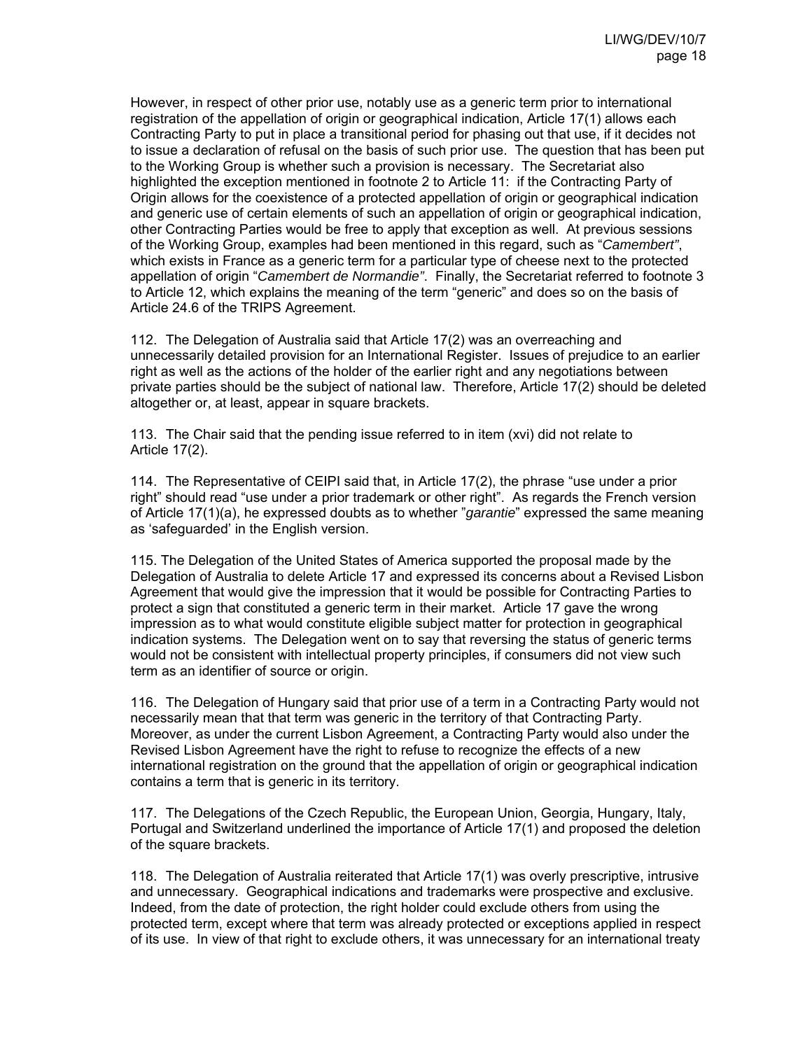However, in respect of other prior use, notably use as a generic term prior to international registration of the appellation of origin or geographical indication, Article 17(1) allows each Contracting Party to put in place a transitional period for phasing out that use, if it decides not to issue a declaration of refusal on the basis of such prior use. The question that has been put to the Working Group is whether such a provision is necessary. The Secretariat also highlighted the exception mentioned in footnote 2 to Article 11: if the Contracting Party of Origin allows for the coexistence of a protected appellation of origin or geographical indication and generic use of certain elements of such an appellation of origin or geographical indication, other Contracting Parties would be free to apply that exception as well. At previous sessions of the Working Group, examples had been mentioned in this regard, such as "*Camembert*", which exists in France as a generic term for a particular type of cheese next to the protected appellation of origin "*Camembert de Normandie*". Finally, the Secretariat referred to footnote 3 to Article 12, which explains the meaning of the term "generic" and does so on the basis of Article 24.6 of the TRIPS Agreement.

112. The Delegation of Australia said that Article 17(2) was an overreaching and unnecessarily detailed provision for an International Register. Issues of prejudice to an earlier right as well as the actions of the holder of the earlier right and any negotiations between private parties should be the subject of national law. Therefore, Article 17(2) should be deleted altogether or, at least, appear in square brackets.

113. The Chair said that the pending issue referred to in item (xvi) did not relate to Article 17(2).

114. The Representative of CEIPI said that, in Article 17(2), the phrase "use under a prior right" should read "use under a prior trademark or other right". As regards the French version of Article 17(1)(a), he expressed doubts as to whether "*garantie*" expressed the same meaning as 'safeguarded' in the English version.

115. The Delegation of the United States of America supported the proposal made by the Delegation of Australia to delete Article 17 and expressed its concerns about a Revised Lisbon Agreement that would give the impression that it would be possible for Contracting Parties to protect a sign that constituted a generic term in their market. Article 17 gave the wrong impression as to what would constitute eligible subject matter for protection in geographical indication systems. The Delegation went on to say that reversing the status of generic terms would not be consistent with intellectual property principles, if consumers did not view such term as an identifier of source or origin.

116. The Delegation of Hungary said that prior use of a term in a Contracting Party would not necessarily mean that that term was generic in the territory of that Contracting Party. Moreover, as under the current Lisbon Agreement, a Contracting Party would also under the Revised Lisbon Agreement have the right to refuse to recognize the effects of a new international registration on the ground that the appellation of origin or geographical indication contains a term that is generic in its territory.

117. The Delegations of the Czech Republic, the European Union, Georgia, Hungary, Italy, Portugal and Switzerland underlined the importance of Article 17(1) and proposed the deletion of the square brackets.

118. The Delegation of Australia reiterated that Article 17(1) was overly prescriptive, intrusive and unnecessary. Geographical indications and trademarks were prospective and exclusive. Indeed, from the date of protection, the right holder could exclude others from using the protected term, except where that term was already protected or exceptions applied in respect of its use. In view of that right to exclude others, it was unnecessary for an international treaty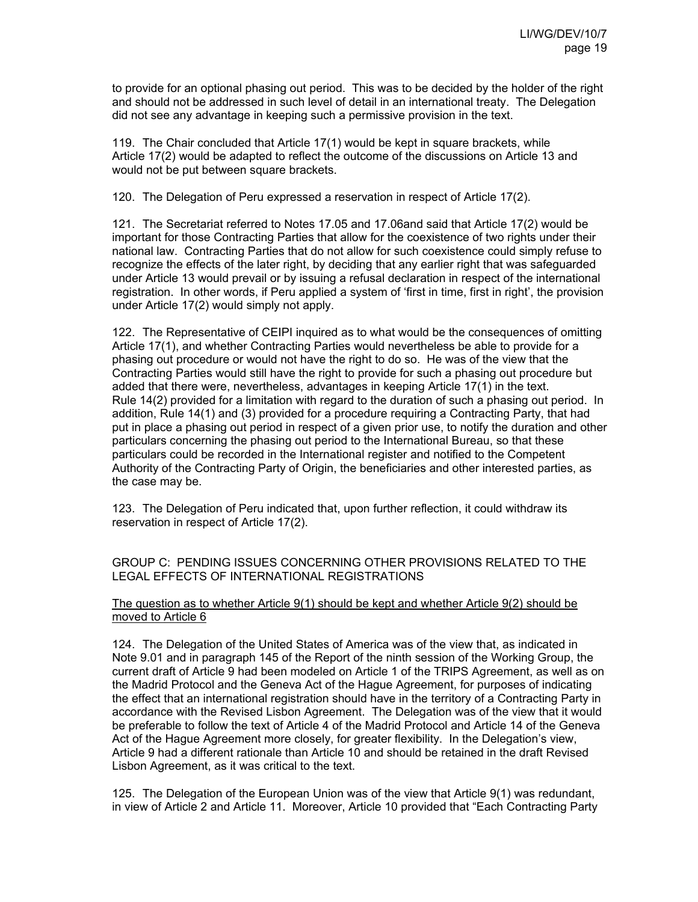to provide for an optional phasing out period. This was to be decided by the holder of the right and should not be addressed in such level of detail in an international treaty. The Delegation did not see any advantage in keeping such a permissive provision in the text.

119. The Chair concluded that Article 17(1) would be kept in square brackets, while Article 17(2) would be adapted to reflect the outcome of the discussions on Article 13 and would not be put between square brackets.

120. The Delegation of Peru expressed a reservation in respect of Article 17(2).

121. The Secretariat referred to Notes 17.05 and 17.06and said that Article 17(2) would be important for those Contracting Parties that allow for the coexistence of two rights under their national law. Contracting Parties that do not allow for such coexistence could simply refuse to recognize the effects of the later right, by deciding that any earlier right that was safeguarded under Article 13 would prevail or by issuing a refusal declaration in respect of the international registration. In other words, if Peru applied a system of 'first in time, first in right', the provision under Article 17(2) would simply not apply.

122. The Representative of CEIPI inquired as to what would be the consequences of omitting Article 17(1), and whether Contracting Parties would nevertheless be able to provide for a phasing out procedure or would not have the right to do so. He was of the view that the Contracting Parties would still have the right to provide for such a phasing out procedure but added that there were, nevertheless, advantages in keeping Article 17(1) in the text. Rule 14(2) provided for a limitation with regard to the duration of such a phasing out period. In addition, Rule 14(1) and (3) provided for a procedure requiring a Contracting Party, that had put in place a phasing out period in respect of a given prior use, to notify the duration and other particulars concerning the phasing out period to the International Bureau, so that these particulars could be recorded in the International register and notified to the Competent Authority of the Contracting Party of Origin, the beneficiaries and other interested parties, as the case may be.

123. The Delegation of Peru indicated that, upon further reflection, it could withdraw its reservation in respect of Article 17(2).

## GROUP C: PENDING ISSUES CONCERNING OTHER PROVISIONS RELATED TO THE LEGAL EFFECTS OF INTERNATIONAL REGISTRATIONS

<u>The question as to whether Article 9(1) should be kept and whether Article 9(2) should be moved to Article 6</u>

124. The Delegation of the United States of America was of the view that, as indicated in Note 9.01 and in paragraph 145 of the Report of the ninth session of the Working Group, the current draft of Article 9 had been modeled on Article 1 of the TRIPS Agreement, as well as on the Madrid Protocol and the Geneva Act of the Hague Agreement, for purposes of indicating the effect that an international registration should have in the territory of a Contracting Party in accordance with the Revised Lisbon Agreement. The Delegation was of the view that it would be preferable to follow the text of Article 4 of the Madrid Protocol and Article 14 of the Geneva Act of the Hague Agreement more closely, for greater flexibility. In the Delegation's view, Article 9 had a different rationale than Article 10 and should be retained in the draft Revised Lisbon Agreement, as it was critical to the text.

125. The Delegation of the European Union was of the view that Article 9(1) was redundant, in view of Article 2 and Article 11. Moreover, Article 10 provided that "Each Contracting Party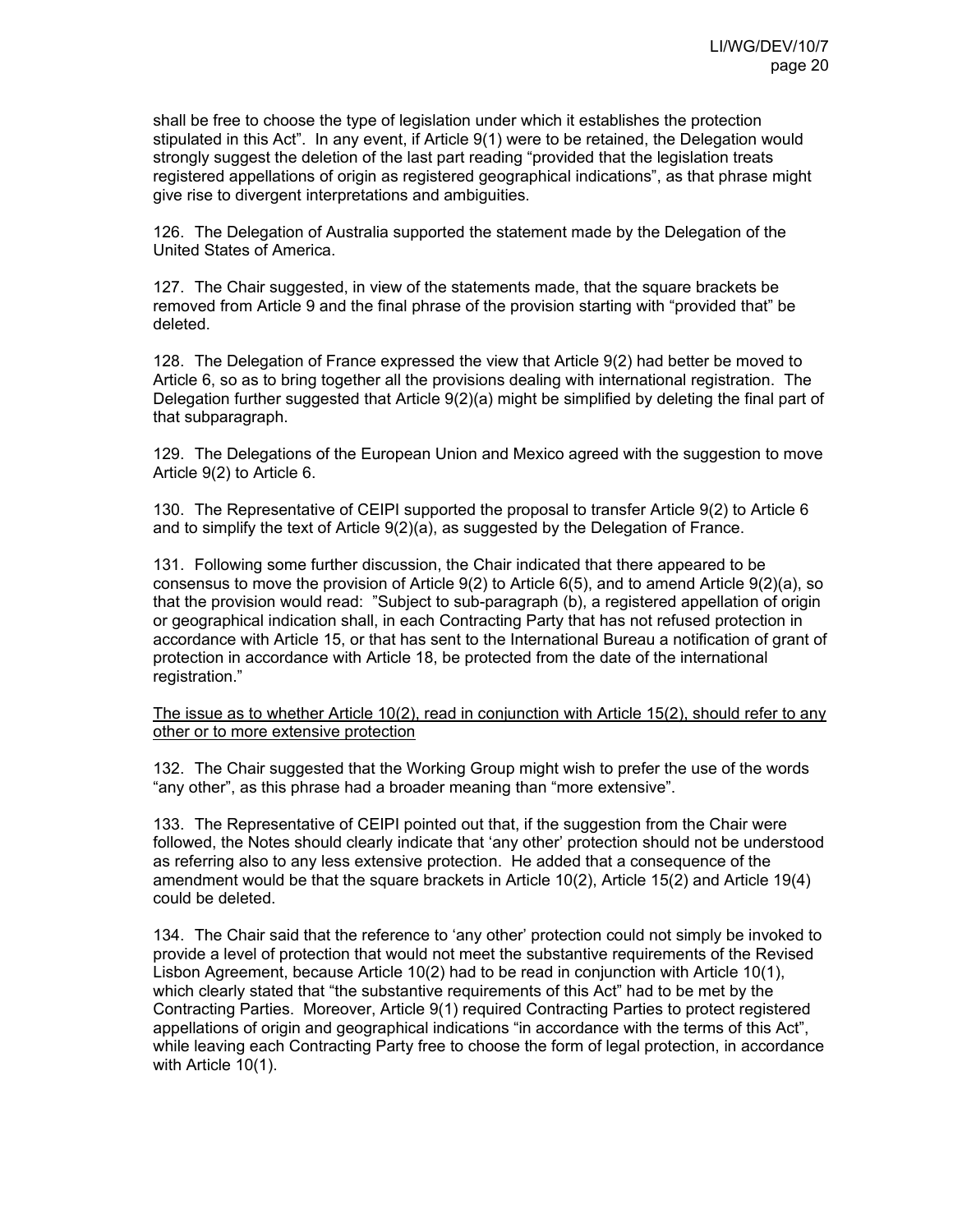shall be free to choose the type of legislation under which it establishes the protection stipulated in this Act". In any event, if Article 9(1) were to be retained, the Delegation would strongly suggest the deletion of the last part reading "provided that the legislation treats registered appellations of origin as registered geographical indications", as that phrase might give rise to divergent interpretations and ambiguities.

126. The Delegation of Australia supported the statement made by the Delegation of the United States of America.

127. The Chair suggested, in view of the statements made, that the square brackets be removed from Article 9 and the final phrase of the provision starting with "provided that" be deleted.

128. The Delegation of France expressed the view that Article 9(2) had better be moved to Article 6, so as to bring together all the provisions dealing with international registration. The Delegation further suggested that Article 9(2)(a) might be simplified by deleting the final part of that subparagraph.

129. The Delegations of the European Union and Mexico agreed with the suggestion to move Article 9(2) to Article 6.

130. The Representative of CEIPI supported the proposal to transfer Article 9(2) to Article 6 and to simplify the text of Article 9(2)(a), as suggested by the Delegation of France.

131. Following some further discussion, the Chair indicated that there appeared to be consensus to move the provision of Article 9(2) to Article 6(5), and to amend Article 9(2)(a), so that the provision would read: "Subject to sub-paragraph (b), a registered appellation of origin or geographical indication shall, in each Contracting Party that has not refused protection in accordance with Article 15, or that has sent to the International Bureau a notification of grant of protection in accordance with Article 18, be protected from the date of the international registration."

<u>The issue as to whether Article 10(2), read in conjunction with Article 15(2), should refer to any other or to more extensive protection</u>

132. The Chair suggested that the Working Group might wish to prefer the use of the words "any other", as this phrase had a broader meaning than "more extensive".

133. The Representative of CEIPI pointed out that, if the suggestion from the Chair were followed, the Notes should clearly indicate that 'any other' protection should not be understood as referring also to any less extensive protection. He added that a consequence of the amendment would be that the square brackets in Article 10(2), Article 15(2) and Article 19(4) could be deleted.

134. The Chair said that the reference to 'any other' protection could not simply be invoked to provide a level of protection that would not meet the substantive requirements of the Revised Lisbon Agreement, because Article 10(2) had to be read in conjunction with Article 10(1), which clearly stated that "the substantive requirements of this Act" had to be met by the Contracting Parties. Moreover, Article 9(1) required Contracting Parties to protect registered appellations of origin and geographical indications "in accordance with the terms of this Act", while leaving each Contracting Party free to choose the form of legal protection, in accordance with Article 10(1).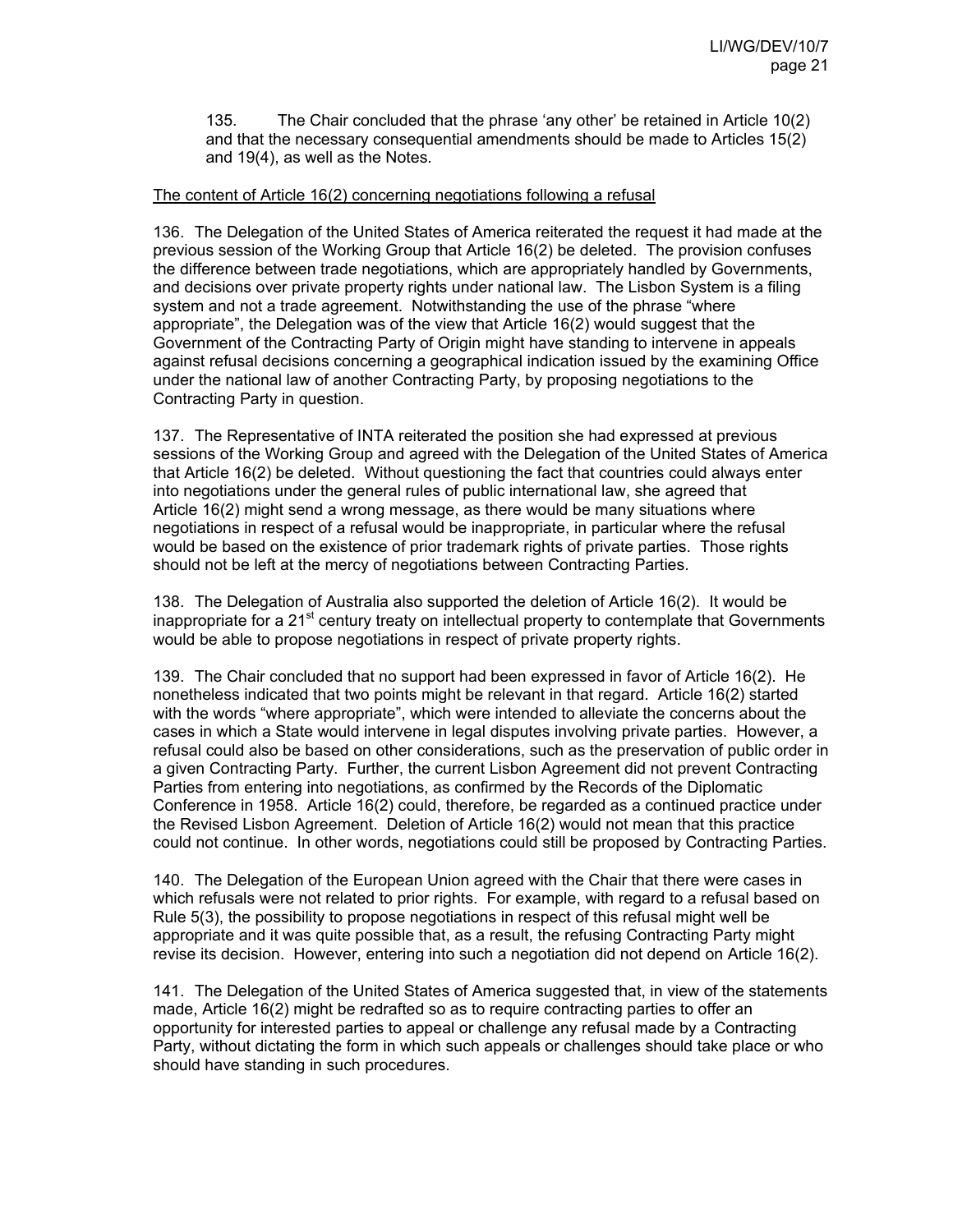135. The Chair concluded that the phrase 'any other' be retained in Article 10(2) and that the necessary consequential amendments should be made to Articles 15(2) and 19(4), as well as the Notes.

<u>The content of Article 16(2) concerning negotiations following a refusal</u>

136. The Delegation of the United States of America reiterated the request it had made at the previous session of the Working Group that Article 16(2) be deleted. The provision confuses the difference between trade negotiations, which are appropriately handled by Governments, and decisions over private property rights under national law. The Lisbon System is a filing system and not a trade agreement. Notwithstanding the use of the phrase "where appropriate", the Delegation was of the view that Article 16(2) would suggest that the Government of the Contracting Party of Origin might have standing to intervene in appeals against refusal decisions concerning a geographical indication issued by the examining Office under the national law of another Contracting Party, by proposing negotiations to the Contracting Party in question.

137. The Representative of INTA reiterated the position she had expressed at previous sessions of the Working Group and agreed with the Delegation of the United States of America that Article 16(2) be deleted. Without questioning the fact that countries could always enter into negotiations under the general rules of public international law, she agreed that Article 16(2) might send a wrong message, as there would be many situations where negotiations in respect of a refusal would be inappropriate, in particular where the refusal would be based on the existence of prior trademark rights of private parties. Those rights should not be left at the mercy of negotiations between Contracting Parties.

138. The Delegation of Australia also supported the deletion of Article 16(2). It would be inappropriate for a 21st century treaty on intellectual property to contemplate that Governments would be able to propose negotiations in respect of private property rights.

139. The Chair concluded that no support had been expressed in favor of Article 16(2). He nonetheless indicated that two points might be relevant in that regard. Article 16(2) started with the words "where appropriate", which were intended to alleviate the concerns about the cases in which a State would intervene in legal disputes involving private parties. However, a refusal could also be based on other considerations, such as the preservation of public order in a given Contracting Party. Further, the current Lisbon Agreement did not prevent Contracting Parties from entering into negotiations, as confirmed by the Records of the Diplomatic Conference in 1958. Article 16(2) could, therefore, be regarded as a continued practice under the Revised Lisbon Agreement. Deletion of Article 16(2) would not mean that this practice could not continue. In other words, negotiations could still be proposed by Contracting Parties.

140. The Delegation of the European Union agreed with the Chair that there were cases in which refusals were not related to prior rights. For example, with regard to a refusal based on Rule 5(3), the possibility to propose negotiations in respect of this refusal might well be appropriate and it was quite possible that, as a result, the refusing Contracting Party might revise its decision. However, entering into such a negotiation did not depend on Article 16(2).

141. The Delegation of the United States of America suggested that, in view of the statements made, Article 16(2) might be redrafted so as to require contracting parties to offer an opportunity for interested parties to appeal or challenge any refusal made by a Contracting Party, without dictating the form in which such appeals or challenges should take place or who should have standing in such procedures.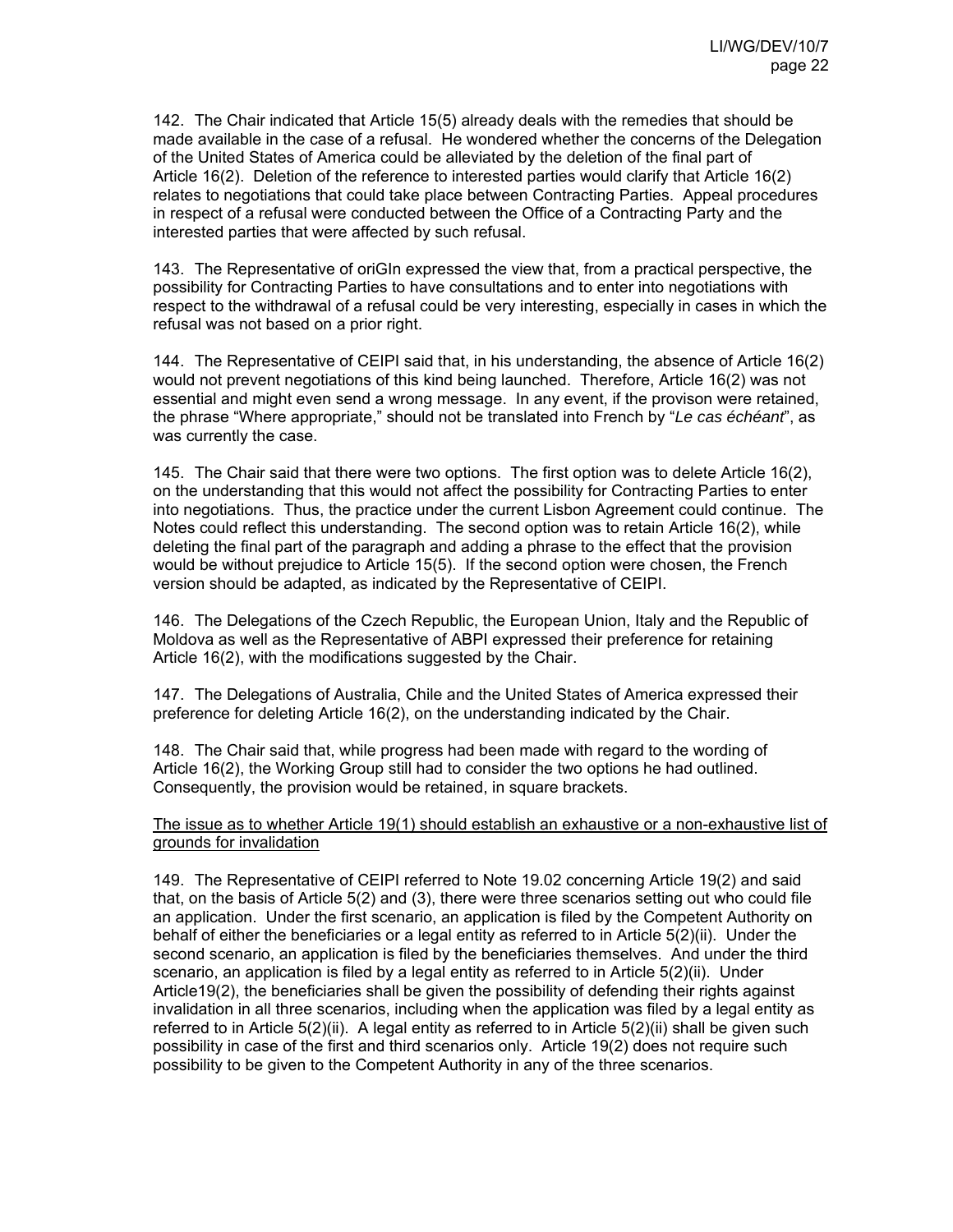142. The Chair indicated that Article 15(5) already deals with the remedies that should be made available in the case of a refusal. He wondered whether the concerns of the Delegation of the United States of America could be alleviated by the deletion of the final part of Article 16(2). Deletion of the reference to interested parties would clarify that Article 16(2) relates to negotiations that could take place between Contracting Parties. Appeal procedures in respect of a refusal were conducted between the Office of a Contracting Party and the interested parties that were affected by such refusal.

143. The Representative of oriGIn expressed the view that, from a practical perspective, the possibility for Contracting Parties to have consultations and to enter into negotiations with respect to the withdrawal of a refusal could be very interesting, especially in cases in which the refusal was not based on a prior right.

144. The Representative of CEIPI said that, in his understanding, the absence of Article 16(2) would not prevent negotiations of this kind being launched. Therefore, Article 16(2) was not essential and might even send a wrong message. In any event, if the provison were retained, the phrase "Where appropriate," should not be translated into French by "*Le cas échéant*", as was currently the case.

145. The Chair said that there were two options. The first option was to delete Article 16(2), on the understanding that this would not affect the possibility for Contracting Parties to enter into negotiations. Thus, the practice under the current Lisbon Agreement could continue. The Notes could reflect this understanding. The second option was to retain Article 16(2), while deleting the final part of the paragraph and adding a phrase to the effect that the provision would be without prejudice to Article 15(5). If the second option were chosen, the French version should be adapted, as indicated by the Representative of CEIPI.

146. The Delegations of the Czech Republic, the European Union, Italy and the Republic of Moldova as well as the Representative of ABPI expressed their preference for retaining Article 16(2), with the modifications suggested by the Chair.

147. The Delegations of Australia, Chile and the United States of America expressed their preference for deleting Article 16(2), on the understanding indicated by the Chair.

148. The Chair said that, while progress had been made with regard to the wording of Article 16(2), the Working Group still had to consider the two options he had outlined. Consequently, the provision would be retained, in square brackets.

<u>The issue as to whether Article 19(1) should establish an exhaustive or a non-exhaustive list of grounds for invalidation</u>

149. The Representative of CEIPI referred to Note 19.02 concerning Article 19(2) and said that, on the basis of Article 5(2) and (3), there were three scenarios setting out who could file an application. Under the first scenario, an application is filed by the Competent Authority on behalf of either the beneficiaries or a legal entity as referred to in Article 5(2)(ii). Under the second scenario, an application is filed by the beneficiaries themselves. And under the third scenario, an application is filed by a legal entity as referred to in Article 5(2)(ii). Under Article19(2), the beneficiaries shall be given the possibility of defending their rights against invalidation in all three scenarios, including when the application was filed by a legal entity as referred to in Article 5(2)(ii). A legal entity as referred to in Article 5(2)(ii) shall be given such possibility in case of the first and third scenarios only. Article 19(2) does not require such possibility to be given to the Competent Authority in any of the three scenarios.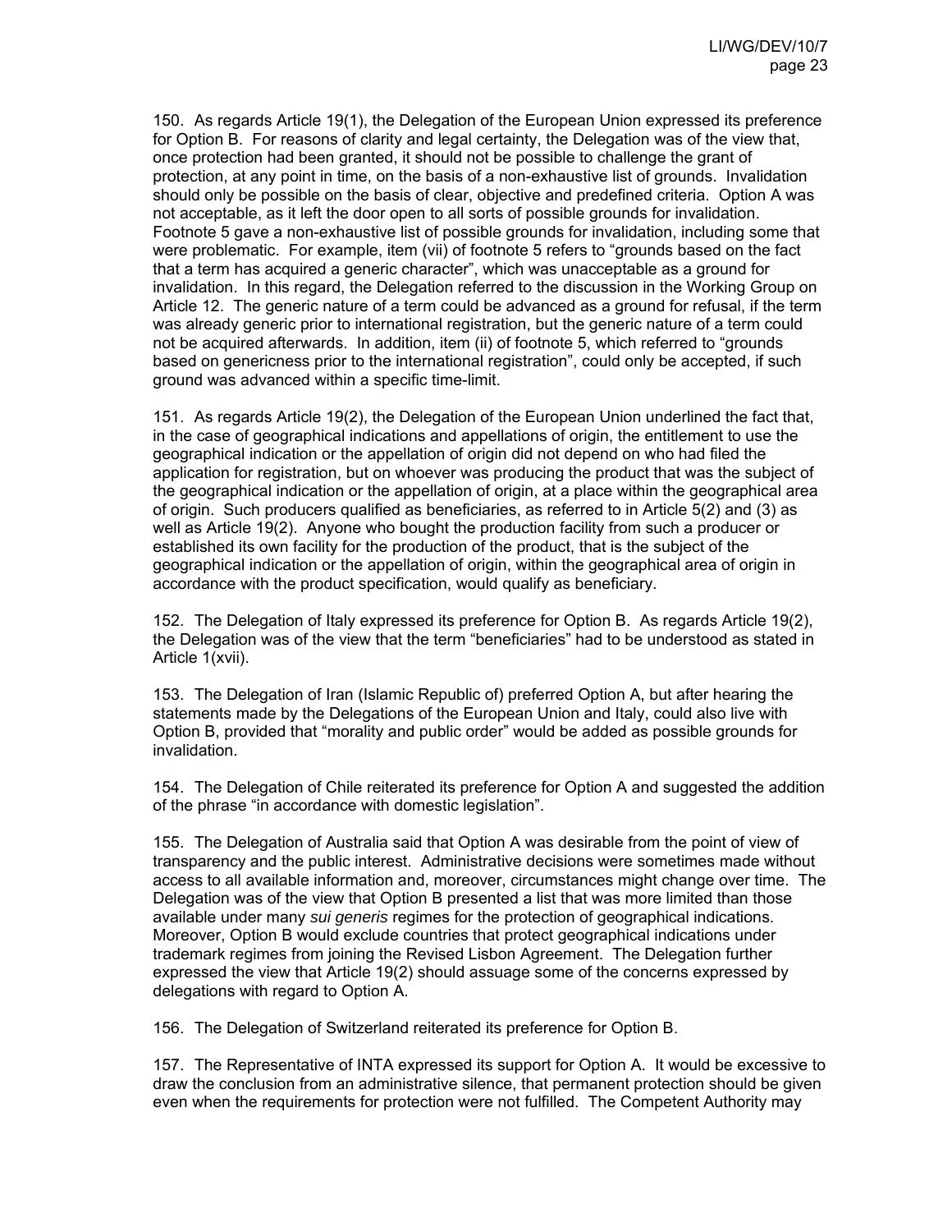150. As regards Article 19(1), the Delegation of the European Union expressed its preference for Option B. For reasons of clarity and legal certainty, the Delegation was of the view that, once protection had been granted, it should not be possible to challenge the grant of protection, at any point in time, on the basis of a non-exhaustive list of grounds. Invalidation should only be possible on the basis of clear, objective and predefined criteria. Option A was not acceptable, as it left the door open to all sorts of possible grounds for invalidation. Footnote 5 gave a non-exhaustive list of possible grounds for invalidation, including some that were problematic. For example, item (vii) of footnote 5 refers to "grounds based on the fact that a term has acquired a generic character", which was unacceptable as a ground for invalidation. In this regard, the Delegation referred to the discussion in the Working Group on Article 12. The generic nature of a term could be advanced as a ground for refusal, if the term was already generic prior to international registration, but the generic nature of a term could not be acquired afterwards. In addition, item (ii) of footnote 5, which referred to "grounds based on genericness prior to the international registration", could only be accepted, if such ground was advanced within a specific time-limit.

151. As regards Article 19(2), the Delegation of the European Union underlined the fact that, in the case of geographical indications and appellations of origin, the entitlement to use the geographical indication or the appellation of origin did not depend on who had filed the application for registration, but on whoever was producing the product that was the subject of the geographical indication or the appellation of origin, at a place within the geographical area of origin. Such producers qualified as beneficiaries, as referred to in Article 5(2) and (3) as well as Article 19(2). Anyone who bought the production facility from such a producer or established its own facility for the production of the product, that is the subject of the geographical indication or the appellation of origin, within the geographical area of origin in accordance with the product specification, would qualify as beneficiary.

152. The Delegation of Italy expressed its preference for Option B. As regards Article 19(2), the Delegation was of the view that the term "beneficiaries" had to be understood as stated in Article 1(xvii).

153. The Delegation of Iran (Islamic Republic of) preferred Option A, but after hearing the statements made by the Delegations of the European Union and Italy, could also live with Option B, provided that "morality and public order" would be added as possible grounds for invalidation.

154. The Delegation of Chile reiterated its preference for Option A and suggested the addition of the phrase "in accordance with domestic legislation".

155. The Delegation of Australia said that Option A was desirable from the point of view of transparency and the public interest. Administrative decisions were sometimes made without access to all available information and, moreover, circumstances might change over time. The Delegation was of the view that Option B presented a list that was more limited than those available under many *sui generis* regimes for the protection of geographical indications. Moreover, Option B would exclude countries that protect geographical indications under trademark regimes from joining the Revised Lisbon Agreement. The Delegation further expressed the view that Article 19(2) should assuage some of the concerns expressed by delegations with regard to Option A.

156. The Delegation of Switzerland reiterated its preference for Option B.

157. The Representative of INTA expressed its support for Option A. It would be excessive to draw the conclusion from an administrative silence, that permanent protection should be given even when the requirements for protection were not fulfilled. The Competent Authority may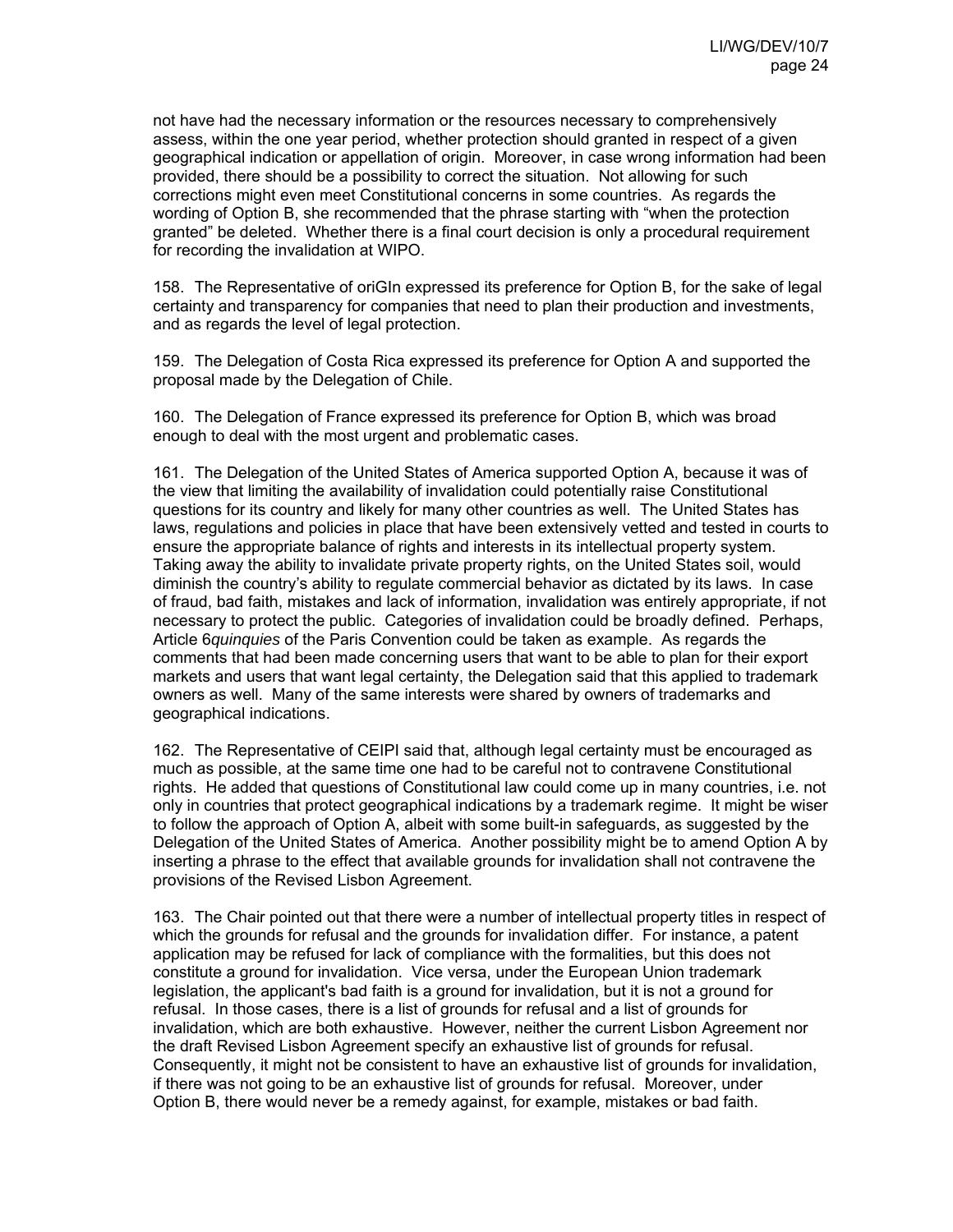not have had the necessary information or the resources necessary to comprehensively assess, within the one year period, whether protection should granted in respect of a given geographical indication or appellation of origin. Moreover, in case wrong information had been provided, there should be a possibility to correct the situation. Not allowing for such corrections might even meet Constitutional concerns in some countries. As regards the wording of Option B, she recommended that the phrase starting with "when the protection granted" be deleted. Whether there is a final court decision is only a procedural requirement for recording the invalidation at WIPO.

158. The Representative of oriGIn expressed its preference for Option B, for the sake of legal certainty and transparency for companies that need to plan their production and investments, and as regards the level of legal protection.

159. The Delegation of Costa Rica expressed its preference for Option A and supported the proposal made by the Delegation of Chile.

160. The Delegation of France expressed its preference for Option B, which was broad enough to deal with the most urgent and problematic cases.

161. The Delegation of the United States of America supported Option A, because it was of the view that limiting the availability of invalidation could potentially raise Constitutional questions for its country and likely for many other countries as well. The United States has laws, regulations and policies in place that have been extensively vetted and tested in courts to ensure the appropriate balance of rights and interests in its intellectual property system. Taking away the ability to invalidate private property rights, on the United States soil, would diminish the country's ability to regulate commercial behavior as dictated by its laws. In case of fraud, bad faith, mistakes and lack of information, invalidation was entirely appropriate, if not necessary to protect the public. Categories of invalidation could be broadly defined. Perhaps, Article 6*quinquies* of the Paris Convention could be taken as example. As regards the comments that had been made concerning users that want to be able to plan for their export markets and users that want legal certainty, the Delegation said that this applied to trademark owners as well. Many of the same interests were shared by owners of trademarks and geographical indications.

162. The Representative of CEIPI said that, although legal certainty must be encouraged as much as possible, at the same time one had to be careful not to contravene Constitutional rights. He added that questions of Constitutional law could come up in many countries, i.e. not only in countries that protect geographical indications by a trademark regime. It might be wiser to follow the approach of Option A, albeit with some built-in safeguards, as suggested by the Delegation of the United States of America. Another possibility might be to amend Option A by inserting a phrase to the effect that available grounds for invalidation shall not contravene the provisions of the Revised Lisbon Agreement.

163. The Chair pointed out that there were a number of intellectual property titles in respect of which the grounds for refusal and the grounds for invalidation differ. For instance, a patent application may be refused for lack of compliance with the formalities, but this does not constitute a ground for invalidation. Vice versa, under the European Union trademark legislation, the applicant's bad faith is a ground for invalidation, but it is not a ground for refusal. In those cases, there is a list of grounds for refusal and a list of grounds for invalidation, which are both exhaustive. However, neither the current Lisbon Agreement nor the draft Revised Lisbon Agreement specify an exhaustive list of grounds for refusal. Consequently, it might not be consistent to have an exhaustive list of grounds for invalidation, if there was not going to be an exhaustive list of grounds for refusal. Moreover, under Option B, there would never be a remedy against, for example, mistakes or bad faith.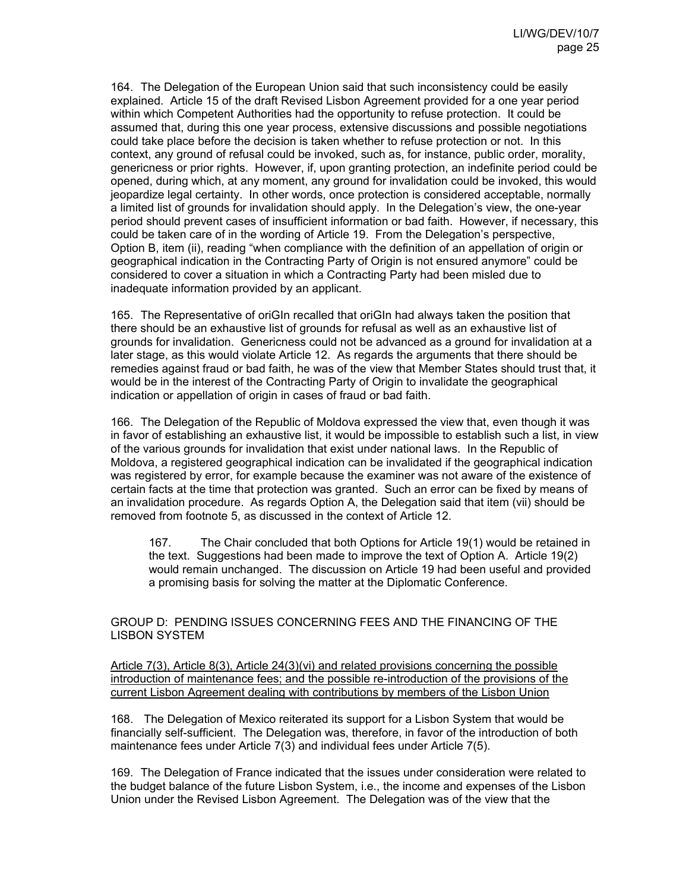164. The Delegation of the European Union said that such inconsistency could be easily explained. Article 15 of the draft Revised Lisbon Agreement provided for a one year period within which Competent Authorities had the opportunity to refuse protection. It could be assumed that, during this one year process, extensive discussions and possible negotiations could take place before the decision is taken whether to refuse protection or not. In this context, any ground of refusal could be invoked, such as, for instance, public order, morality, genericness or prior rights. However, if, upon granting protection, an indefinite period could be opened, during which, at any moment, any ground for invalidation could be invoked, this would jeopardize legal certainty. In other words, once protection is considered acceptable, normally a limited list of grounds for invalidation should apply. In the Delegation's view, the one-year period should prevent cases of insufficient information or bad faith. However, if necessary, this could be taken care of in the wording of Article 19. From the Delegation's perspective, Option B, item (ii), reading "when compliance with the definition of an appellation of origin or geographical indication in the Contracting Party of Origin is not ensured anymore" could be considered to cover a situation in which a Contracting Party had been misled due to inadequate information provided by an applicant.

165. The Representative of oriGIn recalled that oriGIn had always taken the position that there should be an exhaustive list of grounds for refusal as well as an exhaustive list of grounds for invalidation. Genericness could not be advanced as a ground for invalidation at a later stage, as this would violate Article 12. As regards the arguments that there should be remedies against fraud or bad faith, he was of the view that Member States should trust that, it would be in the interest of the Contracting Party of Origin to invalidate the geographical indication or appellation of origin in cases of fraud or bad faith.

166. The Delegation of the Republic of Moldova expressed the view that, even though it was in favor of establishing an exhaustive list, it would be impossible to establish such a list, in view of the various grounds for invalidation that exist under national laws. In the Republic of Moldova, a registered geographical indication can be invalidated if the geographical indication was registered by error, for example because the examiner was not aware of the existence of certain facts at the time that protection was granted. Such an error can be fixed by means of an invalidation procedure. As regards Option A, the Delegation said that item (vii) should be removed from footnote 5, as discussed in the context of Article 12.

> 167. The Chair concluded that both Options for Article 19(1) would be retained in the text. Suggestions had been made to improve the text of Option A. Article 19(2) would remain unchanged. The discussion on Article 19 had been useful and provided a promising basis for solving the matter at the Diplomatic Conference.

## GROUP D: PENDING ISSUES CONCERNING FEES AND THE FINANCING OF THE LISBON SYSTEM

### Article 7(3), Article 8(3), Article 24(3)(vi) and related provisions concerning the possible introduction of maintenance fees; and the possible re-introduction of the provisions of the current Lisbon Agreement dealing with contributions by members of the Lisbon Union

168. The Delegation of Mexico reiterated its support for a Lisbon System that would be financially self-sufficient. The Delegation was, therefore, in favor of the introduction of both maintenance fees under Article 7(3) and individual fees under Article 7(5).

169. The Delegation of France indicated that the issues under consideration were related to the budget balance of the future Lisbon System, i.e., the income and expenses of the Lisbon Union under the Revised Lisbon Agreement. The Delegation was of the view that the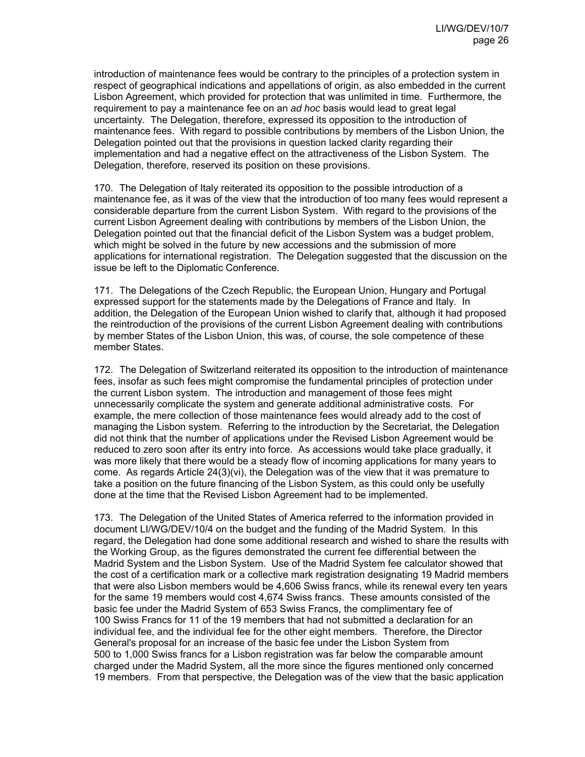introduction of maintenance fees would be contrary to the principles of a protection system in respect of geographical indications and appellations of origin, as also embedded in the current Lisbon Agreement, which provided for protection that was unlimited in time. Furthermore, the requirement to pay a maintenance fee on an *ad hoc* basis would lead to great legal uncertainty. The Delegation, therefore, expressed its opposition to the introduction of maintenance fees. With regard to possible contributions by members of the Lisbon Union, the Delegation pointed out that the provisions in question lacked clarity regarding their implementation and had a negative effect on the attractiveness of the Lisbon System. The Delegation, therefore, reserved its position on these provisions.

170. The Delegation of Italy reiterated its opposition to the possible introduction of a maintenance fee, as it was of the view that the introduction of too many fees would represent a considerable departure from the current Lisbon System. With regard to the provisions of the current Lisbon Agreement dealing with contributions by members of the Lisbon Union, the Delegation pointed out that the financial deficit of the Lisbon System was a budget problem, which might be solved in the future by new accessions and the submission of more applications for international registration. The Delegation suggested that the discussion on the issue be left to the Diplomatic Conference.

171. The Delegations of the Czech Republic, the European Union, Hungary and Portugal expressed support for the statements made by the Delegations of France and Italy. In addition, the Delegation of the European Union wished to clarify that, although it had proposed the reintroduction of the provisions of the current Lisbon Agreement dealing with contributions by member States of the Lisbon Union, this was, of course, the sole competence of these member States.

172. The Delegation of Switzerland reiterated its opposition to the introduction of maintenance fees, insofar as such fees might compromise the fundamental principles of protection under the current Lisbon system. The introduction and management of those fees might unnecessarily complicate the system and generate additional administrative costs. For example, the mere collection of those maintenance fees would already add to the cost of managing the Lisbon system. Referring to the introduction by the Secretariat, the Delegation did not think that the number of applications under the Revised Lisbon Agreement would be reduced to zero soon after its entry into force. As accessions would take place gradually, it was more likely that there would be a steady flow of incoming applications for many years to come. As regards Article 24(3)(vi), the Delegation was of the view that it was premature to take a position on the future financing of the Lisbon System, as this could only be usefully done at the time that the Revised Lisbon Agreement had to be implemented.

173. The Delegation of the United States of America referred to the information provided in document LI/WG/DEV/10/4 on the budget and the funding of the Madrid System. In this regard, the Delegation had done some additional research and wished to share the results with the Working Group, as the figures demonstrated the current fee differential between the Madrid System and the Lisbon System. Use of the Madrid System fee calculator showed that the cost of a certification mark or a collective mark registration designating 19 Madrid members that were also Lisbon members would be 4,606 Swiss francs, while its renewal every ten years for the same 19 members would cost 4,674 Swiss francs. These amounts consisted of the basic fee under the Madrid System of 653 Swiss Francs, the complimentary fee of 100 Swiss Francs for 11 of the 19 members that had not submitted a declaration for an individual fee, and the individual fee for the other eight members. Therefore, the Director General's proposal for an increase of the basic fee under the Lisbon System from 500 to 1,000 Swiss francs for a Lisbon registration was far below the comparable amount charged under the Madrid System, all the more since the figures mentioned only concerned 19 members. From that perspective, the Delegation was of the view that the basic application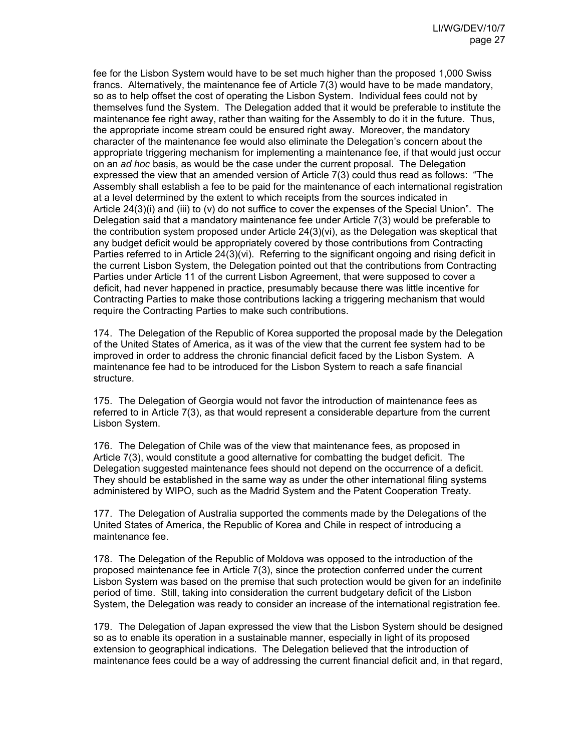fee for the Lisbon System would have to be set much higher than the proposed 1,000 Swiss francs. Alternatively, the maintenance fee of Article 7(3) would have to be made mandatory, so as to help offset the cost of operating the Lisbon System. Individual fees could not by themselves fund the System. The Delegation added that it would be preferable to institute the maintenance fee right away, rather than waiting for the Assembly to do it in the future. Thus, the appropriate income stream could be ensured right away. Moreover, the mandatory character of the maintenance fee would also eliminate the Delegation's concern about the appropriate triggering mechanism for implementing a maintenance fee, if that would just occur on an *ad hoc* basis, as would be the case under the current proposal. The Delegation expressed the view that an amended version of Article 7(3) could thus read as follows: "The Assembly shall establish a fee to be paid for the maintenance of each international registration at a level determined by the extent to which receipts from the sources indicated in Article 24(3)(i) and (iii) to (v) do not suffice to cover the expenses of the Special Union". The Delegation said that a mandatory maintenance fee under Article 7(3) would be preferable to the contribution system proposed under Article 24(3)(vi), as the Delegation was skeptical that any budget deficit would be appropriately covered by those contributions from Contracting Parties referred to in Article 24(3)(vi). Referring to the significant ongoing and rising deficit in the current Lisbon System, the Delegation pointed out that the contributions from Contracting Parties under Article 11 of the current Lisbon Agreement, that were supposed to cover a deficit, had never happened in practice, presumably because there was little incentive for Contracting Parties to make those contributions lacking a triggering mechanism that would require the Contracting Parties to make such contributions.

174. The Delegation of the Republic of Korea supported the proposal made by the Delegation of the United States of America, as it was of the view that the current fee system had to be improved in order to address the chronic financial deficit faced by the Lisbon System. A maintenance fee had to be introduced for the Lisbon System to reach a safe financial structure.

175. The Delegation of Georgia would not favor the introduction of maintenance fees as referred to in Article 7(3), as that would represent a considerable departure from the current Lisbon System.

176. The Delegation of Chile was of the view that maintenance fees, as proposed in Article 7(3), would constitute a good alternative for combatting the budget deficit. The Delegation suggested maintenance fees should not depend on the occurrence of a deficit. They should be established in the same way as under the other international filing systems administered by WIPO, such as the Madrid System and the Patent Cooperation Treaty.

177. The Delegation of Australia supported the comments made by the Delegations of the United States of America, the Republic of Korea and Chile in respect of introducing a maintenance fee.

178. The Delegation of the Republic of Moldova was opposed to the introduction of the proposed maintenance fee in Article 7(3), since the protection conferred under the current Lisbon System was based on the premise that such protection would be given for an indefinite period of time. Still, taking into consideration the current budgetary deficit of the Lisbon System, the Delegation was ready to consider an increase of the international registration fee.

179. The Delegation of Japan expressed the view that the Lisbon System should be designed so as to enable its operation in a sustainable manner, especially in light of its proposed extension to geographical indications. The Delegation believed that the introduction of maintenance fees could be a way of addressing the current financial deficit and, in that regard,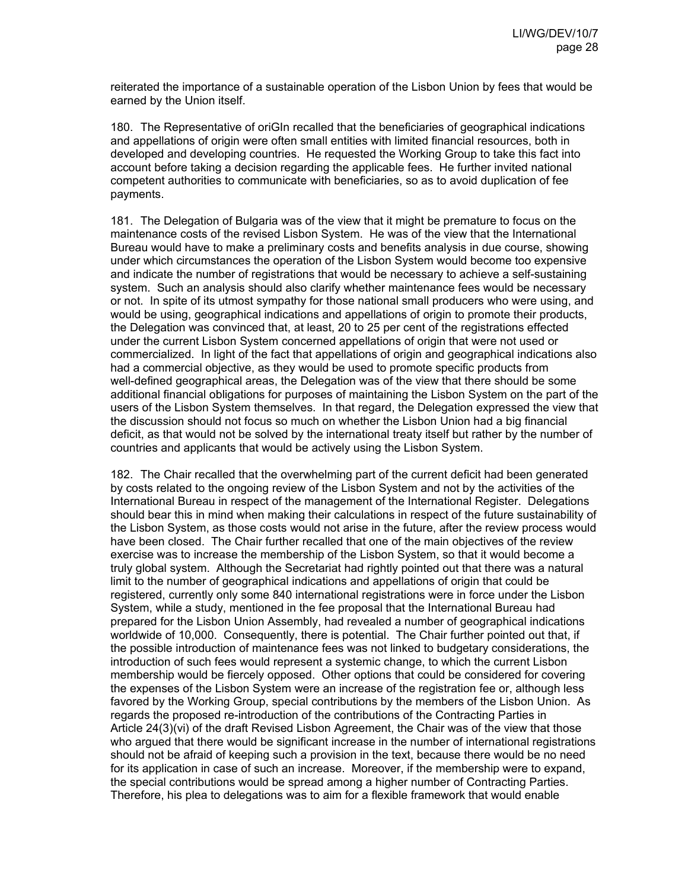reiterated the importance of a sustainable operation of the Lisbon Union by fees that would be earned by the Union itself.

180. The Representative of oriGIn recalled that the beneficiaries of geographical indications and appellations of origin were often small entities with limited financial resources, both in developed and developing countries. He requested the Working Group to take this fact into account before taking a decision regarding the applicable fees. He further invited national competent authorities to communicate with beneficiaries, so as to avoid duplication of fee payments.

181. The Delegation of Bulgaria was of the view that it might be premature to focus on the maintenance costs of the revised Lisbon System. He was of the view that the International Bureau would have to make a preliminary costs and benefits analysis in due course, showing under which circumstances the operation of the Lisbon System would become too expensive and indicate the number of registrations that would be necessary to achieve a self-sustaining system. Such an analysis should also clarify whether maintenance fees would be necessary or not. In spite of its utmost sympathy for those national small producers who were using, and would be using, geographical indications and appellations of origin to promote their products, the Delegation was convinced that, at least, 20 to 25 per cent of the registrations effected under the current Lisbon System concerned appellations of origin that were not used or commercialized. In light of the fact that appellations of origin and geographical indications also had a commercial objective, as they would be used to promote specific products from well-defined geographical areas, the Delegation was of the view that there should be some additional financial obligations for purposes of maintaining the Lisbon System on the part of the users of the Lisbon System themselves. In that regard, the Delegation expressed the view that the discussion should not focus so much on whether the Lisbon Union had a big financial deficit, as that would not be solved by the international treaty itself but rather by the number of countries and applicants that would be actively using the Lisbon System.

182. The Chair recalled that the overwhelming part of the current deficit had been generated by costs related to the ongoing review of the Lisbon System and not by the activities of the International Bureau in respect of the management of the International Register. Delegations should bear this in mind when making their calculations in respect of the future sustainability of the Lisbon System, as those costs would not arise in the future, after the review process would have been closed. The Chair further recalled that one of the main objectives of the review exercise was to increase the membership of the Lisbon System, so that it would become a truly global system. Although the Secretariat had rightly pointed out that there was a natural limit to the number of geographical indications and appellations of origin that could be registered, currently only some 840 international registrations were in force under the Lisbon System, while a study, mentioned in the fee proposal that the International Bureau had prepared for the Lisbon Union Assembly, had revealed a number of geographical indications worldwide of 10,000. Consequently, there is potential. The Chair further pointed out that, if the possible introduction of maintenance fees was not linked to budgetary considerations, the introduction of such fees would represent a systemic change, to which the current Lisbon membership would be fiercely opposed. Other options that could be considered for covering the expenses of the Lisbon System were an increase of the registration fee or, although less favored by the Working Group, special contributions by the members of the Lisbon Union. As regards the proposed re-introduction of the contributions of the Contracting Parties in Article 24(3)(vi) of the draft Revised Lisbon Agreement, the Chair was of the view that those who argued that there would be significant increase in the number of international registrations should not be afraid of keeping such a provision in the text, because there would be no need for its application in case of such an increase. Moreover, if the membership were to expand, the special contributions would be spread among a higher number of Contracting Parties. Therefore, his plea to delegations was to aim for a flexible framework that would enable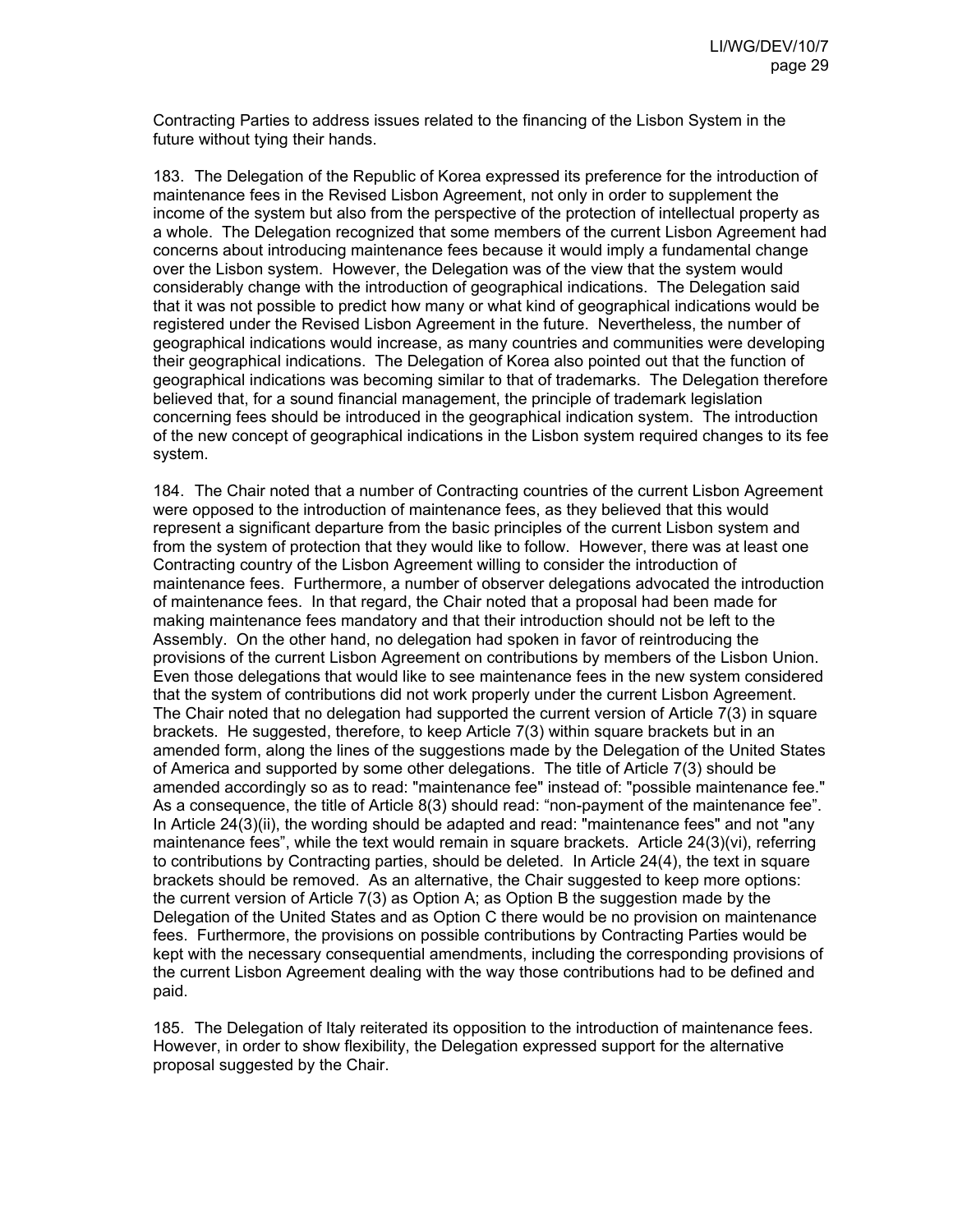Contracting Parties to address issues related to the financing of the Lisbon System in the future without tying their hands.

183. The Delegation of the Republic of Korea expressed its preference for the introduction of maintenance fees in the Revised Lisbon Agreement, not only in order to supplement the income of the system but also from the perspective of the protection of intellectual property as a whole. The Delegation recognized that some members of the current Lisbon Agreement had concerns about introducing maintenance fees because it would imply a fundamental change over the Lisbon system. However, the Delegation was of the view that the system would considerably change with the introduction of geographical indications. The Delegation said that it was not possible to predict how many or what kind of geographical indications would be registered under the Revised Lisbon Agreement in the future. Nevertheless, the number of geographical indications would increase, as many countries and communities were developing their geographical indications. The Delegation of Korea also pointed out that the function of geographical indications was becoming similar to that of trademarks. The Delegation therefore believed that, for a sound financial management, the principle of trademark legislation concerning fees should be introduced in the geographical indication system. The introduction of the new concept of geographical indications in the Lisbon system required changes to its fee system.

184. The Chair noted that a number of Contracting countries of the current Lisbon Agreement were opposed to the introduction of maintenance fees, as they believed that this would represent a significant departure from the basic principles of the current Lisbon system and from the system of protection that they would like to follow. However, there was at least one Contracting country of the Lisbon Agreement willing to consider the introduction of maintenance fees. Furthermore, a number of observer delegations advocated the introduction of maintenance fees. In that regard, the Chair noted that a proposal had been made for making maintenance fees mandatory and that their introduction should not be left to the Assembly. On the other hand, no delegation had spoken in favor of reintroducing the provisions of the current Lisbon Agreement on contributions by members of the Lisbon Union. Even those delegations that would like to see maintenance fees in the new system considered that the system of contributions did not work properly under the current Lisbon Agreement. The Chair noted that no delegation had supported the current version of Article 7(3) in square brackets. He suggested, therefore, to keep Article 7(3) within square brackets but in an amended form, along the lines of the suggestions made by the Delegation of the United States of America and supported by some other delegations. The title of Article 7(3) should be amended accordingly so as to read: "maintenance fee" instead of: "possible maintenance fee." As a consequence, the title of Article 8(3) should read: "non-payment of the maintenance fee". In Article 24(3)(ii), the wording should be adapted and read: "maintenance fees" and not "any maintenance fees", while the text would remain in square brackets. Article 24(3)(vi), referring to contributions by Contracting parties, should be deleted. In Article 24(4), the text in square brackets should be removed. As an alternative, the Chair suggested to keep more options: the current version of Article 7(3) as Option A; as Option B the suggestion made by the Delegation of the United States and as Option C there would be no provision on maintenance fees. Furthermore, the provisions on possible contributions by Contracting Parties would be kept with the necessary consequential amendments, including the corresponding provisions of the current Lisbon Agreement dealing with the way those contributions had to be defined and paid.

185. The Delegation of Italy reiterated its opposition to the introduction of maintenance fees. However, in order to show flexibility, the Delegation expressed support for the alternative proposal suggested by the Chair.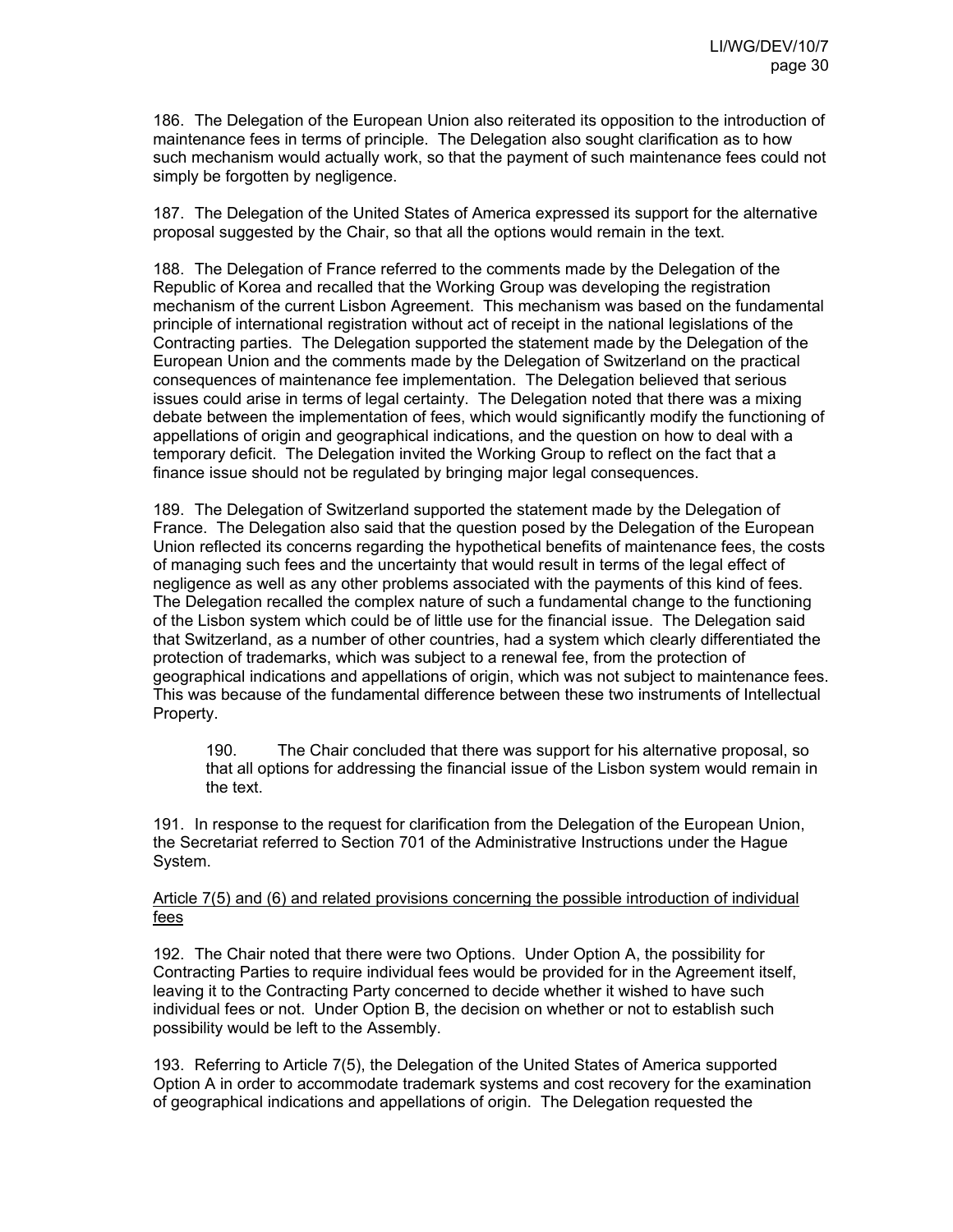186. The Delegation of the European Union also reiterated its opposition to the introduction of maintenance fees in terms of principle. The Delegation also sought clarification as to how such mechanism would actually work, so that the payment of such maintenance fees could not simply be forgotten by negligence.

187. The Delegation of the United States of America expressed its support for the alternative proposal suggested by the Chair, so that all the options would remain in the text.

188. The Delegation of France referred to the comments made by the Delegation of the Republic of Korea and recalled that the Working Group was developing the registration mechanism of the current Lisbon Agreement. This mechanism was based on the fundamental principle of international registration without act of receipt in the national legislations of the Contracting parties. The Delegation supported the statement made by the Delegation of the European Union and the comments made by the Delegation of Switzerland on the practical consequences of maintenance fee implementation. The Delegation believed that serious issues could arise in terms of legal certainty. The Delegation noted that there was a mixing debate between the implementation of fees, which would significantly modify the functioning of appellations of origin and geographical indications, and the question on how to deal with a temporary deficit. The Delegation invited the Working Group to reflect on the fact that a finance issue should not be regulated by bringing major legal consequences.

189. The Delegation of Switzerland supported the statement made by the Delegation of France. The Delegation also said that the question posed by the Delegation of the European Union reflected its concerns regarding the hypothetical benefits of maintenance fees, the costs of managing such fees and the uncertainty that would result in terms of the legal effect of negligence as well as any other problems associated with the payments of this kind of fees. The Delegation recalled the complex nature of such a fundamental change to the functioning of the Lisbon system which could be of little use for the financial issue. The Delegation said that Switzerland, as a number of other countries, had a system which clearly differentiated the protection of trademarks, which was subject to a renewal fee, from the protection of geographical indications and appellations of origin, which was not subject to maintenance fees. This was because of the fundamental difference between these two instruments of Intellectual Property.

> 190. The Chair concluded that there was support for his alternative proposal, so that all options for addressing the financial issue of the Lisbon system would remain in the text.

191. In response to the request for clarification from the Delegation of the European Union, the Secretariat referred to Section 701 of the Administrative Instructions under the Hague System.

Article 7(5) and (6) and related provisions concerning the possible introduction of individual fees

192. The Chair noted that there were two Options. Under Option A, the possibility for Contracting Parties to require individual fees would be provided for in the Agreement itself, leaving it to the Contracting Party concerned to decide whether it wished to have such individual fees or not. Under Option B, the decision on whether or not to establish such possibility would be left to the Assembly.

193. Referring to Article 7(5), the Delegation of the United States of America supported Option A in order to accommodate trademark systems and cost recovery for the examination of geographical indications and appellations of origin. The Delegation requested the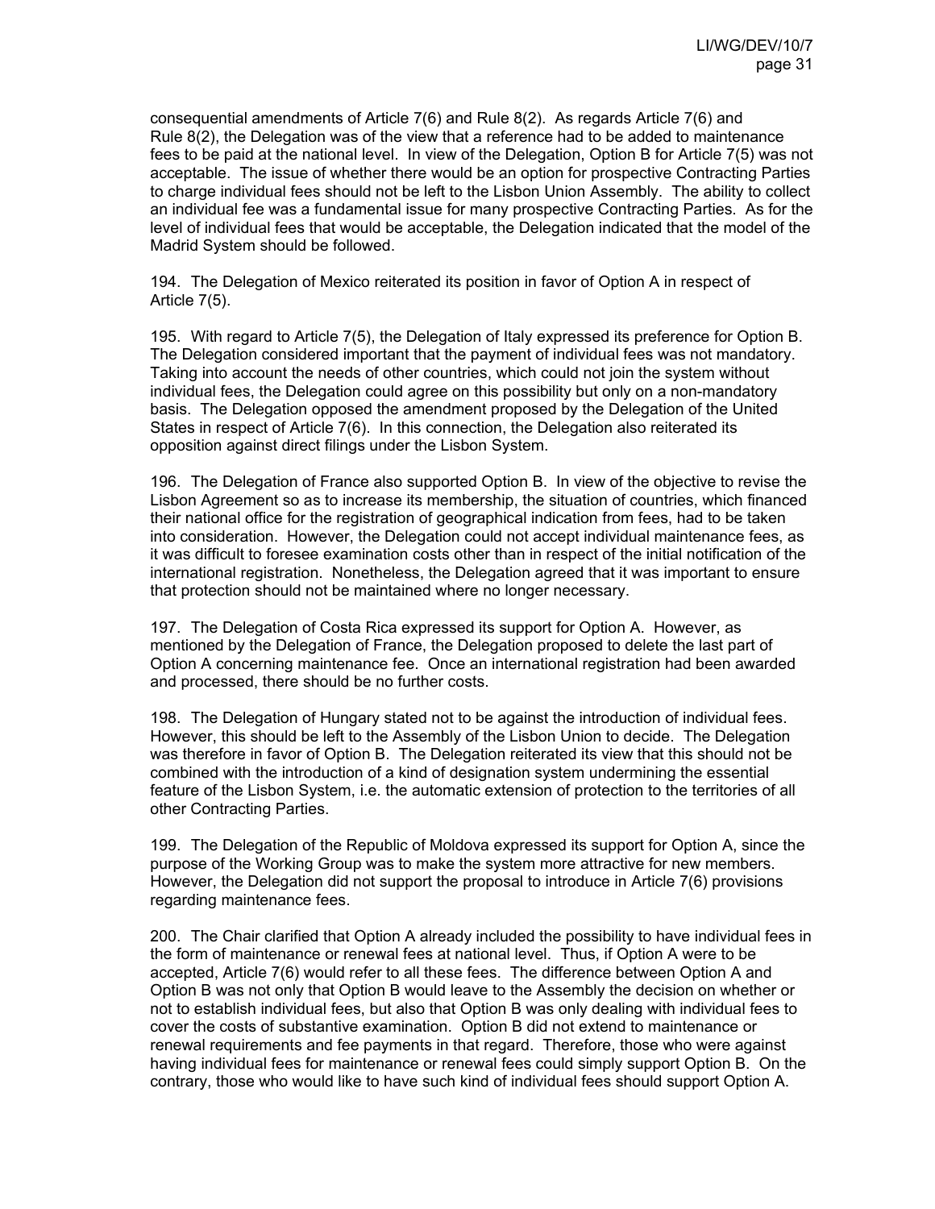consequential amendments of Article 7(6) and Rule 8(2). As regards Article 7(6) and Rule 8(2), the Delegation was of the view that a reference had to be added to maintenance fees to be paid at the national level. In view of the Delegation, Option B for Article 7(5) was not acceptable. The issue of whether there would be an option for prospective Contracting Parties to charge individual fees should not be left to the Lisbon Union Assembly. The ability to collect an individual fee was a fundamental issue for many prospective Contracting Parties. As for the level of individual fees that would be acceptable, the Delegation indicated that the model of the Madrid System should be followed.

194. The Delegation of Mexico reiterated its position in favor of Option A in respect of Article 7(5).

195. With regard to Article 7(5), the Delegation of Italy expressed its preference for Option B. The Delegation considered important that the payment of individual fees was not mandatory. Taking into account the needs of other countries, which could not join the system without individual fees, the Delegation could agree on this possibility but only on a non-mandatory basis. The Delegation opposed the amendment proposed by the Delegation of the United States in respect of Article 7(6). In this connection, the Delegation also reiterated its opposition against direct filings under the Lisbon System.

196. The Delegation of France also supported Option B. In view of the objective to revise the Lisbon Agreement so as to increase its membership, the situation of countries, which financed their national office for the registration of geographical indication from fees, had to be taken into consideration. However, the Delegation could not accept individual maintenance fees, as it was difficult to foresee examination costs other than in respect of the initial notification of the international registration. Nonetheless, the Delegation agreed that it was important to ensure that protection should not be maintained where no longer necessary.

197. The Delegation of Costa Rica expressed its support for Option A. However, as mentioned by the Delegation of France, the Delegation proposed to delete the last part of Option A concerning maintenance fee. Once an international registration had been awarded and processed, there should be no further costs.

198. The Delegation of Hungary stated not to be against the introduction of individual fees. However, this should be left to the Assembly of the Lisbon Union to decide. The Delegation was therefore in favor of Option B. The Delegation reiterated its view that this should not be combined with the introduction of a kind of designation system undermining the essential feature of the Lisbon System, i.e. the automatic extension of protection to the territories of all other Contracting Parties.

199. The Delegation of the Republic of Moldova expressed its support for Option A, since the purpose of the Working Group was to make the system more attractive for new members. However, the Delegation did not support the proposal to introduce in Article 7(6) provisions regarding maintenance fees.

200. The Chair clarified that Option A already included the possibility to have individual fees in the form of maintenance or renewal fees at national level. Thus, if Option A were to be accepted, Article 7(6) would refer to all these fees. The difference between Option A and Option B was not only that Option B would leave to the Assembly the decision on whether or not to establish individual fees, but also that Option B was only dealing with individual fees to cover the costs of substantive examination. Option B did not extend to maintenance or renewal requirements and fee payments in that regard. Therefore, those who were against having individual fees for maintenance or renewal fees could simply support Option B. On the contrary, those who would like to have such kind of individual fees should support Option A.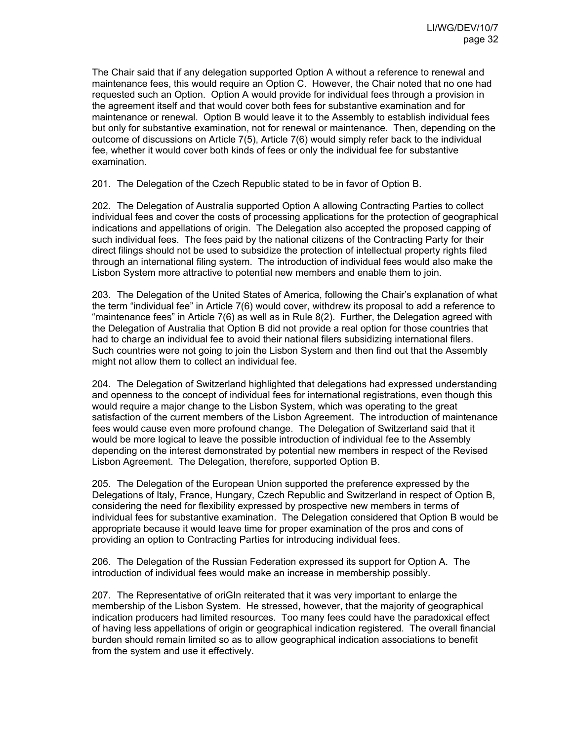The Chair said that if any delegation supported Option A without a reference to renewal and maintenance fees, this would require an Option C. However, the Chair noted that no one had requested such an Option. Option A would provide for individual fees through a provision in the agreement itself and that would cover both fees for substantive examination and for maintenance or renewal. Option B would leave it to the Assembly to establish individual fees but only for substantive examination, not for renewal or maintenance. Then, depending on the outcome of discussions on Article 7(5), Article 7(6) would simply refer back to the individual fee, whether it would cover both kinds of fees or only the individual fee for substantive examination.

201. The Delegation of the Czech Republic stated to be in favor of Option B.

202. The Delegation of Australia supported Option A allowing Contracting Parties to collect individual fees and cover the costs of processing applications for the protection of geographical indications and appellations of origin. The Delegation also accepted the proposed capping of such individual fees. The fees paid by the national citizens of the Contracting Party for their direct filings should not be used to subsidize the protection of intellectual property rights filed through an international filing system. The introduction of individual fees would also make the Lisbon System more attractive to potential new members and enable them to join.

203. The Delegation of the United States of America, following the Chair's explanation of what the term "individual fee" in Article 7(6) would cover, withdrew its proposal to add a reference to "maintenance fees" in Article 7(6) as well as in Rule 8(2). Further, the Delegation agreed with the Delegation of Australia that Option B did not provide a real option for those countries that had to charge an individual fee to avoid their national filers subsidizing international filers. Such countries were not going to join the Lisbon System and then find out that the Assembly might not allow them to collect an individual fee.

204. The Delegation of Switzerland highlighted that delegations had expressed understanding and openness to the concept of individual fees for international registrations, even though this would require a major change to the Lisbon System, which was operating to the great satisfaction of the current members of the Lisbon Agreement. The introduction of maintenance fees would cause even more profound change. The Delegation of Switzerland said that it would be more logical to leave the possible introduction of individual fee to the Assembly depending on the interest demonstrated by potential new members in respect of the Revised Lisbon Agreement. The Delegation, therefore, supported Option B.

205. The Delegation of the European Union supported the preference expressed by the Delegations of Italy, France, Hungary, Czech Republic and Switzerland in respect of Option B, considering the need for flexibility expressed by prospective new members in terms of individual fees for substantive examination. The Delegation considered that Option B would be appropriate because it would leave time for proper examination of the pros and cons of providing an option to Contracting Parties for introducing individual fees.

206. The Delegation of the Russian Federation expressed its support for Option A. The introduction of individual fees would make an increase in membership possibly.

207. The Representative of oriGIn reiterated that it was very important to enlarge the membership of the Lisbon System. He stressed, however, that the majority of geographical indication producers had limited resources. Too many fees could have the paradoxical effect of having less appellations of origin or geographical indication registered. The overall financial burden should remain limited so as to allow geographical indication associations to benefit from the system and use it effectively.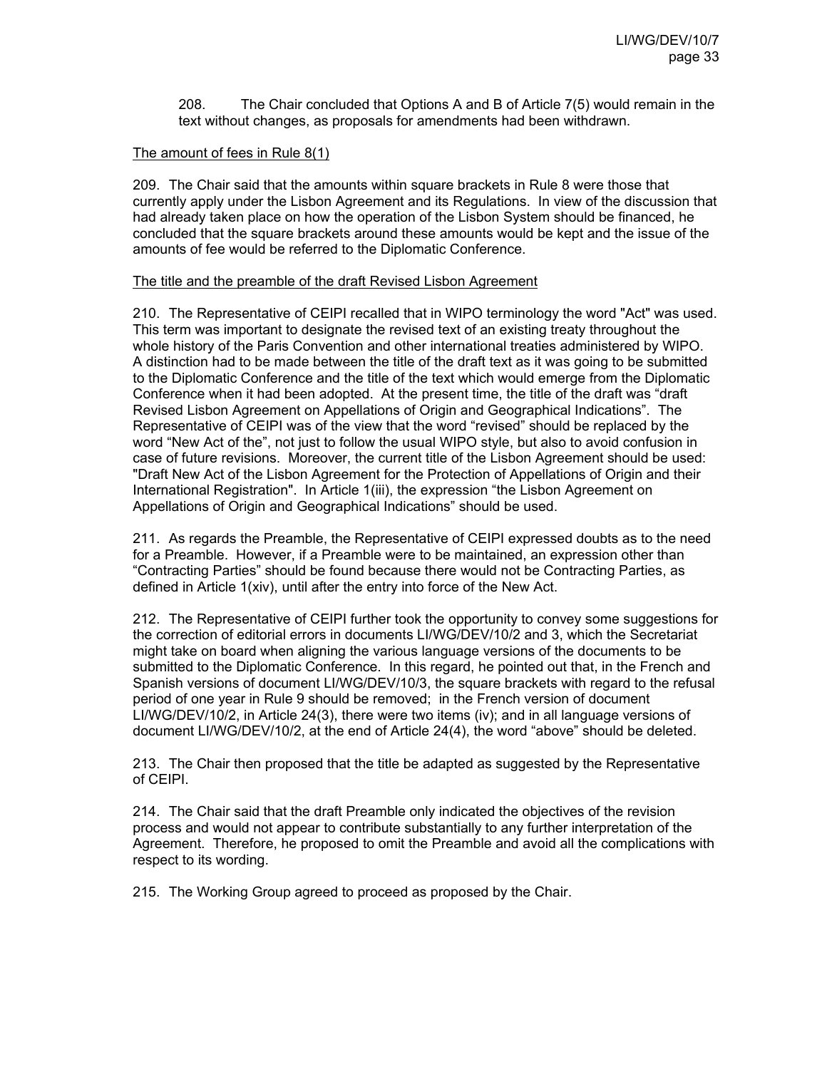208. The Chair concluded that Options A and B of Article 7(5) would remain in the text without changes, as proposals for amendments had been withdrawn.

The amount of fees in Rule 8(1)

209. The Chair said that the amounts within square brackets in Rule 8 were those that currently apply under the Lisbon Agreement and its Regulations. In view of the discussion that had already taken place on how the operation of the Lisbon System should be financed, he concluded that the square brackets around these amounts would be kept and the issue of the amounts of fee would be referred to the Diplomatic Conference.

The title and the preamble of the draft Revised Lisbon Agreement

210. The Representative of CEIPI recalled that in WIPO terminology the word "Act" was used. This term was important to designate the revised text of an existing treaty throughout the whole history of the Paris Convention and other international treaties administered by WIPO. A distinction had to be made between the title of the draft text as it was going to be submitted to the Diplomatic Conference and the title of the text which would emerge from the Diplomatic Conference when it had been adopted. At the present time, the title of the draft was "draft Revised Lisbon Agreement on Appellations of Origin and Geographical Indications". The Representative of CEIPI was of the view that the word "revised" should be replaced by the word "New Act of the", not just to follow the usual WIPO style, but also to avoid confusion in case of future revisions. Moreover, the current title of the Lisbon Agreement should be used: "Draft New Act of the Lisbon Agreement for the Protection of Appellations of Origin and their International Registration". In Article 1(iii), the expression "the Lisbon Agreement on Appellations of Origin and Geographical Indications" should be used.

211. As regards the Preamble, the Representative of CEIPI expressed doubts as to the need for a Preamble. However, if a Preamble were to be maintained, an expression other than "Contracting Parties" should be found because there would not be Contracting Parties, as defined in Article 1(xiv), until after the entry into force of the New Act.

212. The Representative of CEIPI further took the opportunity to convey some suggestions for the correction of editorial errors in documents LI/WG/DEV/10/2 and 3, which the Secretariat might take on board when aligning the various language versions of the documents to be submitted to the Diplomatic Conference. In this regard, he pointed out that, in the French and Spanish versions of document LI/WG/DEV/10/3, the square brackets with regard to the refusal period of one year in Rule 9 should be removed; in the French version of document LI/WG/DEV/10/2, in Article 24(3), there were two items (iv); and in all language versions of document LI/WG/DEV/10/2, at the end of Article 24(4), the word "above" should be deleted.

213. The Chair then proposed that the title be adapted as suggested by the Representative of CEIPI.

214. The Chair said that the draft Preamble only indicated the objectives of the revision process and would not appear to contribute substantially to any further interpretation of the Agreement. Therefore, he proposed to omit the Preamble and avoid all the complications with respect to its wording.

215. The Working Group agreed to proceed as proposed by the Chair.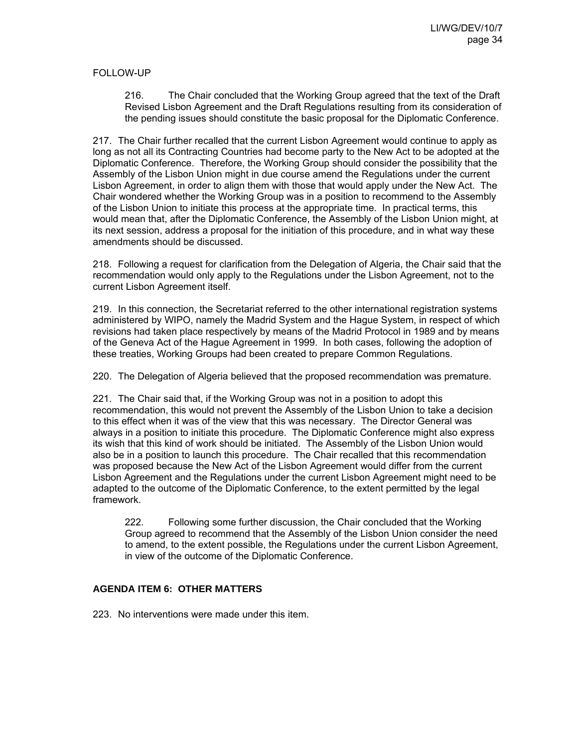FOLLOW-UP

> 216. The Chair concluded that the Working Group agreed that the text of the Draft Revised Lisbon Agreement and the Draft Regulations resulting from its consideration of the pending issues should constitute the basic proposal for the Diplomatic Conference.

217. The Chair further recalled that the current Lisbon Agreement would continue to apply as long as not all its Contracting Countries had become party to the New Act to be adopted at the Diplomatic Conference. Therefore, the Working Group should consider the possibility that the Assembly of the Lisbon Union might in due course amend the Regulations under the current Lisbon Agreement, in order to align them with those that would apply under the New Act. The Chair wondered whether the Working Group was in a position to recommend to the Assembly of the Lisbon Union to initiate this process at the appropriate time. In practical terms, this would mean that, after the Diplomatic Conference, the Assembly of the Lisbon Union might, at its next session, address a proposal for the initiation of this procedure, and in what way these amendments should be discussed.

218. Following a request for clarification from the Delegation of Algeria, the Chair said that the recommendation would only apply to the Regulations under the Lisbon Agreement, not to the current Lisbon Agreement itself.

219. In this connection, the Secretariat referred to the other international registration systems administered by WIPO, namely the Madrid System and the Hague System, in respect of which revisions had taken place respectively by means of the Madrid Protocol in 1989 and by means of the Geneva Act of the Hague Agreement in 1999. In both cases, following the adoption of these treaties, Working Groups had been created to prepare Common Regulations.

220. The Delegation of Algeria believed that the proposed recommendation was premature.

221. The Chair said that, if the Working Group was not in a position to adopt this recommendation, this would not prevent the Assembly of the Lisbon Union to take a decision to this effect when it was of the view that this was necessary. The Director General was always in a position to initiate this procedure. The Diplomatic Conference might also express its wish that this kind of work should be initiated. The Assembly of the Lisbon Union would also be in a position to launch this procedure. The Chair recalled that this recommendation was proposed because the New Act of the Lisbon Agreement would differ from the current Lisbon Agreement and the Regulations under the current Lisbon Agreement might need to be adapted to the outcome of the Diplomatic Conference, to the extent permitted by the legal framework.

> 222. Following some further discussion, the Chair concluded that the Working Group agreed to recommend that the Assembly of the Lisbon Union consider the need to amend, to the extent possible, the Regulations under the current Lisbon Agreement, in view of the outcome of the Diplomatic Conference.

## AGENDA ITEM 6: OTHER MATTERS

223. No interventions were made under this item.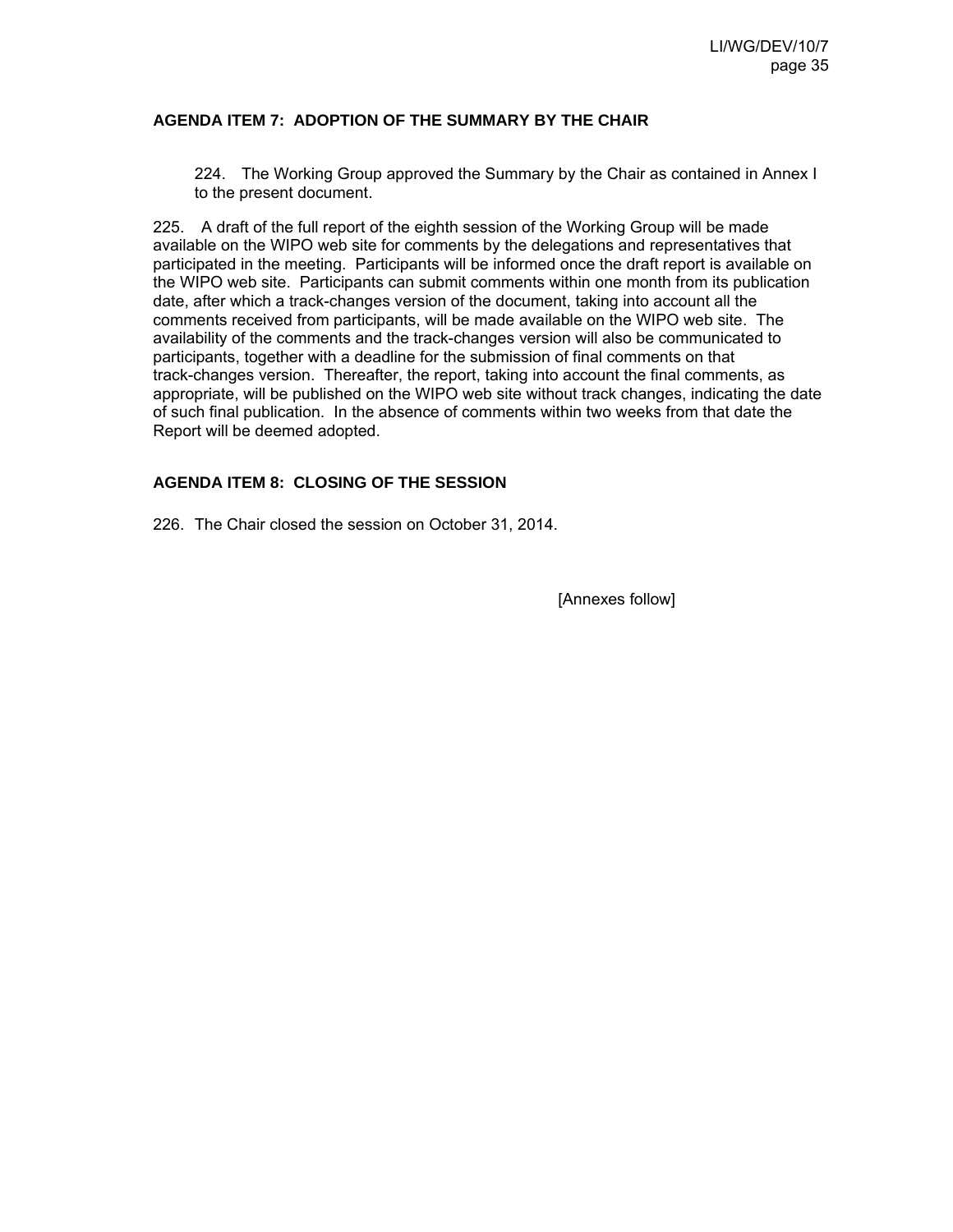**AGENDA ITEM 7: ADOPTION OF THE SUMMARY BY THE CHAIR**

224. The Working Group approved the Summary by the Chair as contained in Annex I to the present document.

225. A draft of the full report of the eighth session of the Working Group will be made available on the WIPO web site for comments by the delegations and representatives that participated in the meeting. Participants will be informed once the draft report is available on the WIPO web site. Participants can submit comments within one month from its publication date, after which a track-changes version of the document, taking into account all the comments received from participants, will be made available on the WIPO web site. The availability of the comments and the track-changes version will also be communicated to participants, together with a deadline for the submission of final comments on that track-changes version. Thereafter, the report, taking into account the final comments, as appropriate, will be published on the WIPO web site without track changes, indicating the date of such final publication. In the absence of comments within two weeks from that date the Report will be deemed adopted.

**AGENDA ITEM 8: CLOSING OF THE SESSION**

226. The Chair closed the session on October 31, 2014.

[Annexes follow]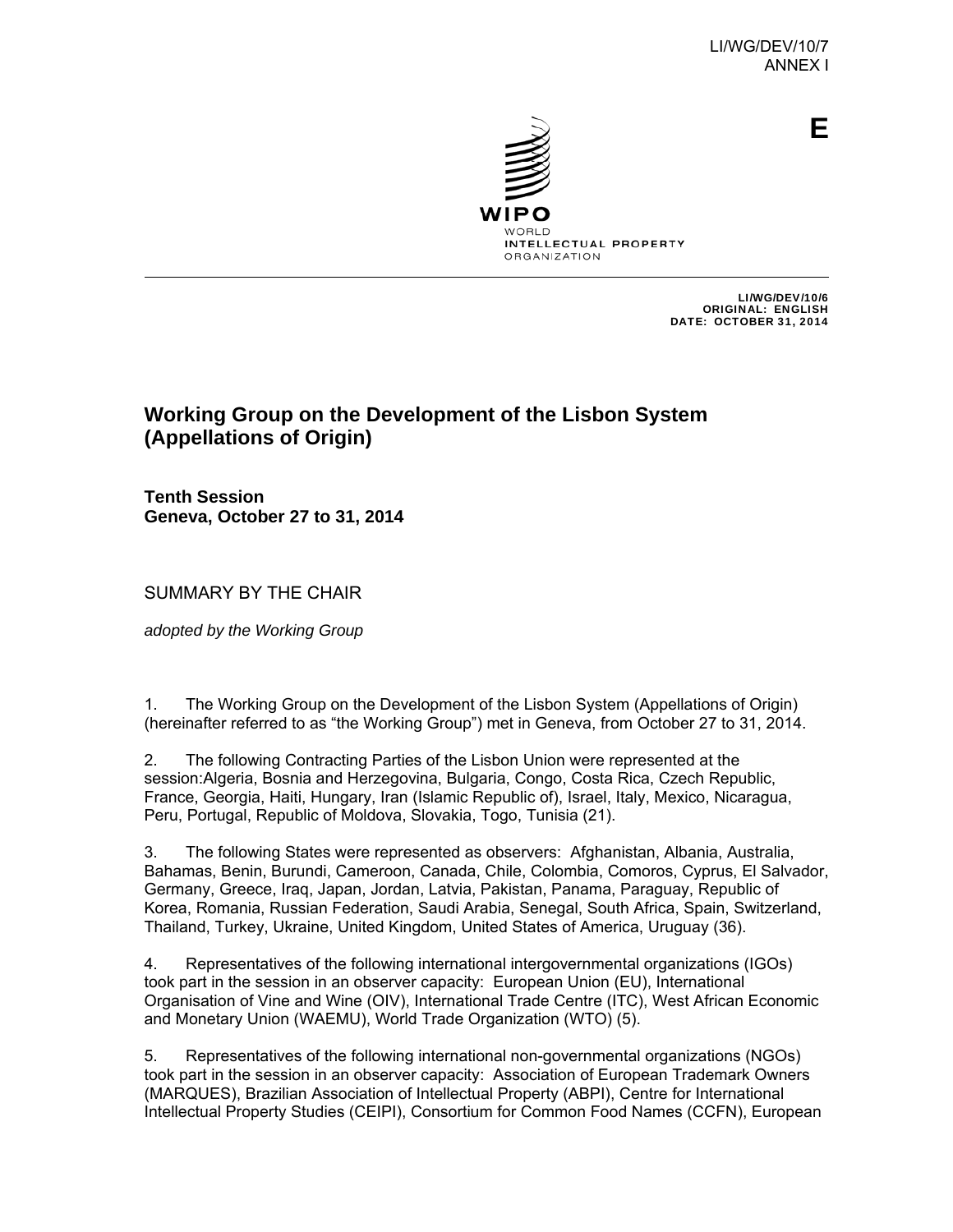LI/WG/DEV/10/7
ANNEX I

E

WIPO
WORLD
INTELLECTUAL PROPERTY
ORGANIZATION

LI/WG/DEV/10/6
ORIGINAL: ENGLISH
DATE: OCTOBER 31, 2014

# Working Group on the Development of the Lisbon System (Appellations of Origin)

**Tenth Session**
**Geneva, October 27 to 31, 2014**

SUMMARY BY THE CHAIR

*adopted by the Working Group*

1. The Working Group on the Development of the Lisbon System (Appellations of Origin) (hereinafter referred to as "the Working Group") met in Geneva, from October 27 to 31, 2014.

2. The following Contracting Parties of the Lisbon Union were represented at the session:Algeria, Bosnia and Herzegovina, Bulgaria, Congo, Costa Rica, Czech Republic, France, Georgia, Haiti, Hungary, Iran (Islamic Republic of), Israel, Italy, Mexico, Nicaragua, Peru, Portugal, Republic of Moldova, Slovakia, Togo, Tunisia (21).

3. The following States were represented as observers: Afghanistan, Albania, Australia, Bahamas, Benin, Burundi, Cameroon, Canada, Chile, Colombia, Comoros, Cyprus, El Salvador, Germany, Greece, Iraq, Japan, Jordan, Latvia, Pakistan, Panama, Paraguay, Republic of Korea, Romania, Russian Federation, Saudi Arabia, Senegal, South Africa, Spain, Switzerland, Thailand, Turkey, Ukraine, United Kingdom, United States of America, Uruguay (36).

4. Representatives of the following international intergovernmental organizations (IGOs) took part in the session in an observer capacity: European Union (EU), International Organisation of Vine and Wine (OIV), International Trade Centre (ITC), West African Economic and Monetary Union (WAEMU), World Trade Organization (WTO) (5).

5. Representatives of the following international non-governmental organizations (NGOs) took part in the session in an observer capacity: Association of European Trademark Owners (MARQUES), Brazilian Association of Intellectual Property (ABPI), Centre for International Intellectual Property Studies (CEIPI), Consortium for Common Food Names (CCFN), European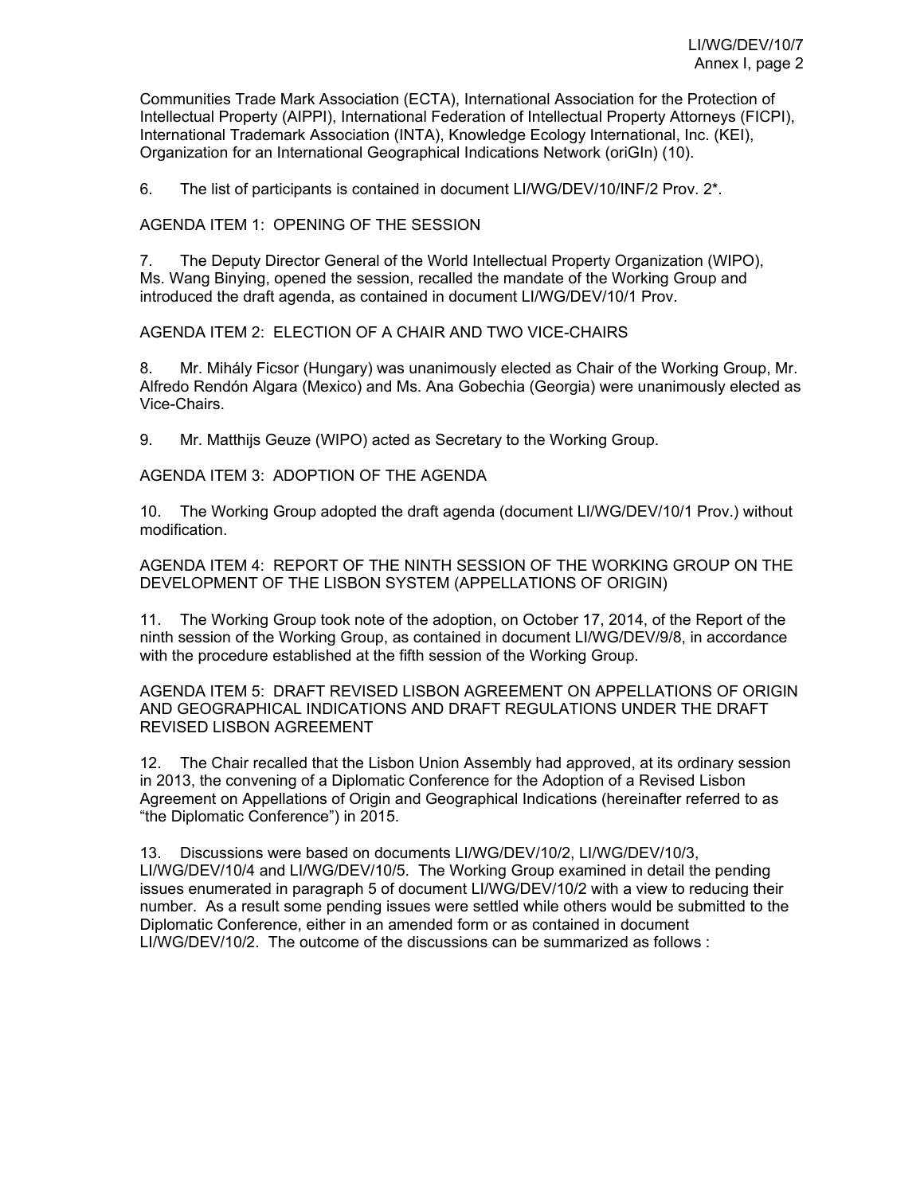Communities Trade Mark Association (ECTA), International Association for the Protection of Intellectual Property (AIPPI), International Federation of Intellectual Property Attorneys (FICPI), International Trademark Association (INTA), Knowledge Ecology International, Inc. (KEI), Organization for an International Geographical Indications Network (oriGIn) (10).

6. The list of participants is contained in document LI/WG/DEV/10/INF/2 Prov. 2*.

AGENDA ITEM 1: OPENING OF THE SESSION

7. The Deputy Director General of the World Intellectual Property Organization (WIPO), Ms. Wang Binying, opened the session, recalled the mandate of the Working Group and introduced the draft agenda, as contained in document LI/WG/DEV/10/1 Prov.

AGENDA ITEM 2: ELECTION OF A CHAIR AND TWO VICE-CHAIRS

8. Mr. Mihály Ficsor (Hungary) was unanimously elected as Chair of the Working Group, Mr. Alfredo Rendón Algara (Mexico) and Ms. Ana Gobechia (Georgia) were unanimously elected as Vice-Chairs.

9. Mr. Matthijs Geuze (WIPO) acted as Secretary to the Working Group.

AGENDA ITEM 3: ADOPTION OF THE AGENDA

10. The Working Group adopted the draft agenda (document LI/WG/DEV/10/1 Prov.) without modification.

AGENDA ITEM 4: REPORT OF THE NINTH SESSION OF THE WORKING GROUP ON THE DEVELOPMENT OF THE LISBON SYSTEM (APPELLATIONS OF ORIGIN)

11. The Working Group took note of the adoption, on October 17, 2014, of the Report of the ninth session of the Working Group, as contained in document LI/WG/DEV/9/8, in accordance with the procedure established at the fifth session of the Working Group.

AGENDA ITEM 5: DRAFT REVISED LISBON AGREEMENT ON APPELLATIONS OF ORIGIN AND GEOGRAPHICAL INDICATIONS AND DRAFT REGULATIONS UNDER THE DRAFT REVISED LISBON AGREEMENT

12. The Chair recalled that the Lisbon Union Assembly had approved, at its ordinary session in 2013, the convening of a Diplomatic Conference for the Adoption of a Revised Lisbon Agreement on Appellations of Origin and Geographical Indications (hereinafter referred to as "the Diplomatic Conference") in 2015.

13. Discussions were based on documents LI/WG/DEV/10/2, LI/WG/DEV/10/3, LI/WG/DEV/10/4 and LI/WG/DEV/10/5. The Working Group examined in detail the pending issues enumerated in paragraph 5 of document LI/WG/DEV/10/2 with a view to reducing their number. As a result some pending issues were settled while others would be submitted to the Diplomatic Conference, either in an amended form or as contained in document LI/WG/DEV/10/2. The outcome of the discussions can be summarized as follows :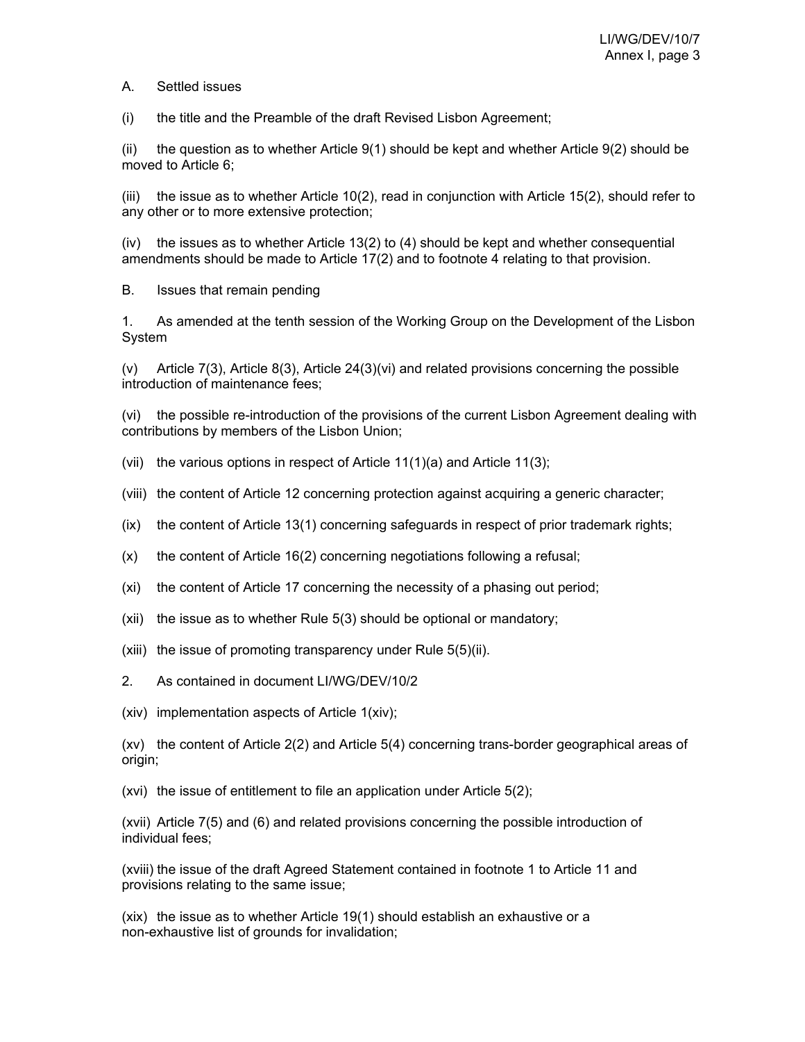A. Settled issues

(i) the title and the Preamble of the draft Revised Lisbon Agreement;

(ii) the question as to whether Article 9(1) should be kept and whether Article 9(2) should be moved to Article 6;

(iii) the issue as to whether Article 10(2), read in conjunction with Article 15(2), should refer to any other or to more extensive protection;

(iv) the issues as to whether Article 13(2) to (4) should be kept and whether consequential amendments should be made to Article 17(2) and to footnote 4 relating to that provision.

B. Issues that remain pending

1. As amended at the tenth session of the Working Group on the Development of the Lisbon System

(v) Article 7(3), Article 8(3), Article 24(3)(vi) and related provisions concerning the possible introduction of maintenance fees;

(vi) the possible re-introduction of the provisions of the current Lisbon Agreement dealing with contributions by members of the Lisbon Union;

(vii) the various options in respect of Article 11(1)(a) and Article 11(3);

(viii) the content of Article 12 concerning protection against acquiring a generic character;

(ix) the content of Article 13(1) concerning safeguards in respect of prior trademark rights;

(x) the content of Article 16(2) concerning negotiations following a refusal;

(xi) the content of Article 17 concerning the necessity of a phasing out period;

(xii) the issue as to whether Rule 5(3) should be optional or mandatory;

(xiii) the issue of promoting transparency under Rule 5(5)(ii).

2. As contained in document LI/WG/DEV/10/2

(xiv) implementation aspects of Article 1(xiv);

(xv) the content of Article 2(2) and Article 5(4) concerning trans-border geographical areas of origin;

(xvi) the issue of entitlement to file an application under Article 5(2);

(xvii) Article 7(5) and (6) and related provisions concerning the possible introduction of individual fees;

(xviii) the issue of the draft Agreed Statement contained in footnote 1 to Article 11 and provisions relating to the same issue;

(xix) the issue as to whether Article 19(1) should establish an exhaustive or a non-exhaustive list of grounds for invalidation;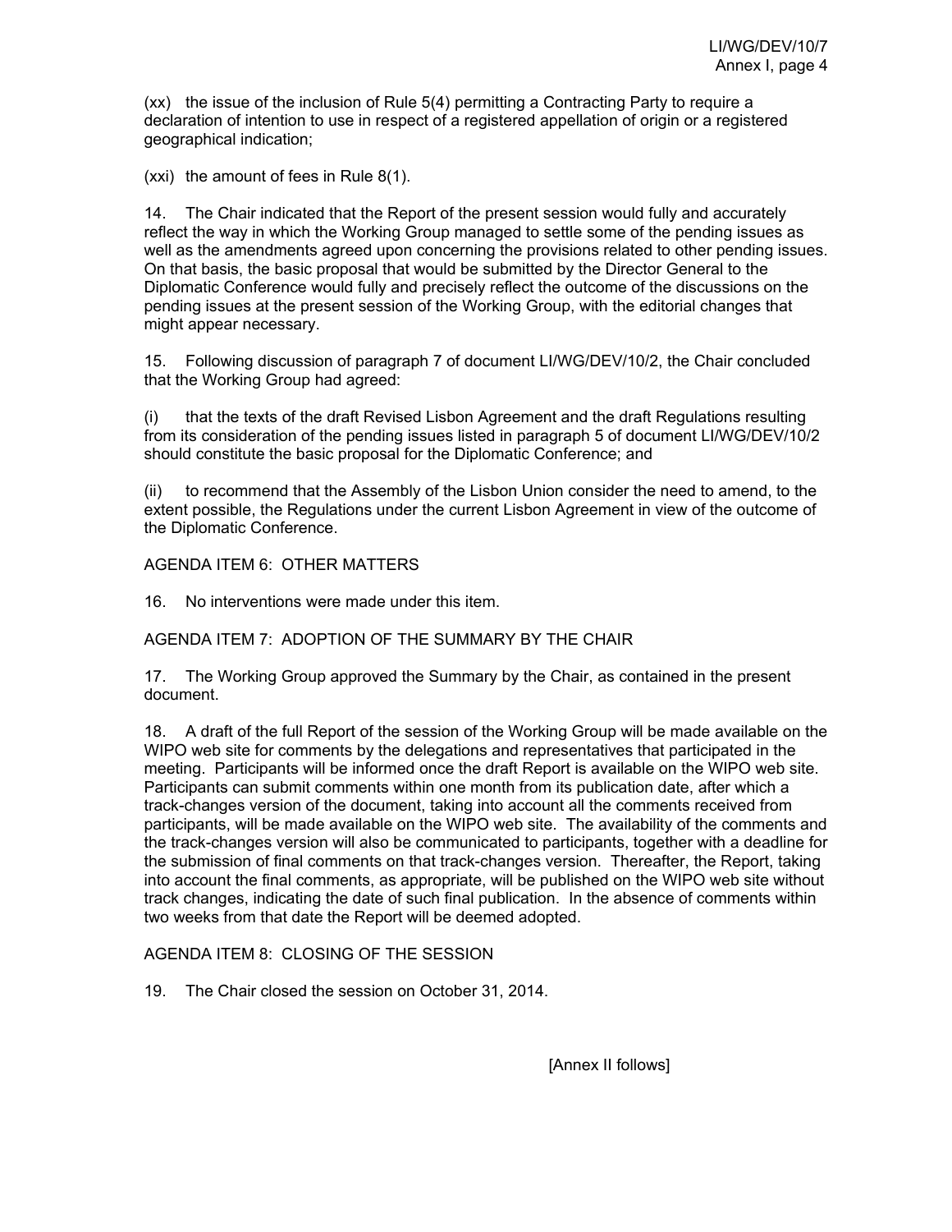(xx) the issue of the inclusion of Rule 5(4) permitting a Contracting Party to require a declaration of intention to use in respect of a registered appellation of origin or a registered geographical indication;

(xxi) the amount of fees in Rule 8(1).

14. The Chair indicated that the Report of the present session would fully and accurately reflect the way in which the Working Group managed to settle some of the pending issues as well as the amendments agreed upon concerning the provisions related to other pending issues. On that basis, the basic proposal that would be submitted by the Director General to the Diplomatic Conference would fully and precisely reflect the outcome of the discussions on the pending issues at the present session of the Working Group, with the editorial changes that might appear necessary.

15. Following discussion of paragraph 7 of document LI/WG/DEV/10/2, the Chair concluded that the Working Group had agreed:

(i) that the texts of the draft Revised Lisbon Agreement and the draft Regulations resulting from its consideration of the pending issues listed in paragraph 5 of document LI/WG/DEV/10/2 should constitute the basic proposal for the Diplomatic Conference; and

(ii) to recommend that the Assembly of the Lisbon Union consider the need to amend, to the extent possible, the Regulations under the current Lisbon Agreement in view of the outcome of the Diplomatic Conference.

## AGENDA ITEM 6: OTHER MATTERS

16. No interventions were made under this item.

## AGENDA ITEM 7: ADOPTION OF THE SUMMARY BY THE CHAIR

17. The Working Group approved the Summary by the Chair, as contained in the present document.

18. A draft of the full Report of the session of the Working Group will be made available on the WIPO web site for comments by the delegations and representatives that participated in the meeting. Participants will be informed once the draft Report is available on the WIPO web site. Participants can submit comments within one month from its publication date, after which a track-changes version of the document, taking into account all the comments received from participants, will be made available on the WIPO web site. The availability of the comments and the track-changes version will also be communicated to participants, together with a deadline for the submission of final comments on that track-changes version. Thereafter, the Report, taking into account the final comments, as appropriate, will be published on the WIPO web site without track changes, indicating the date of such final publication. In the absence of comments within two weeks from that date the Report will be deemed adopted.

## AGENDA ITEM 8: CLOSING OF THE SESSION

19. The Chair closed the session on October 31, 2014.

[Annex II follows]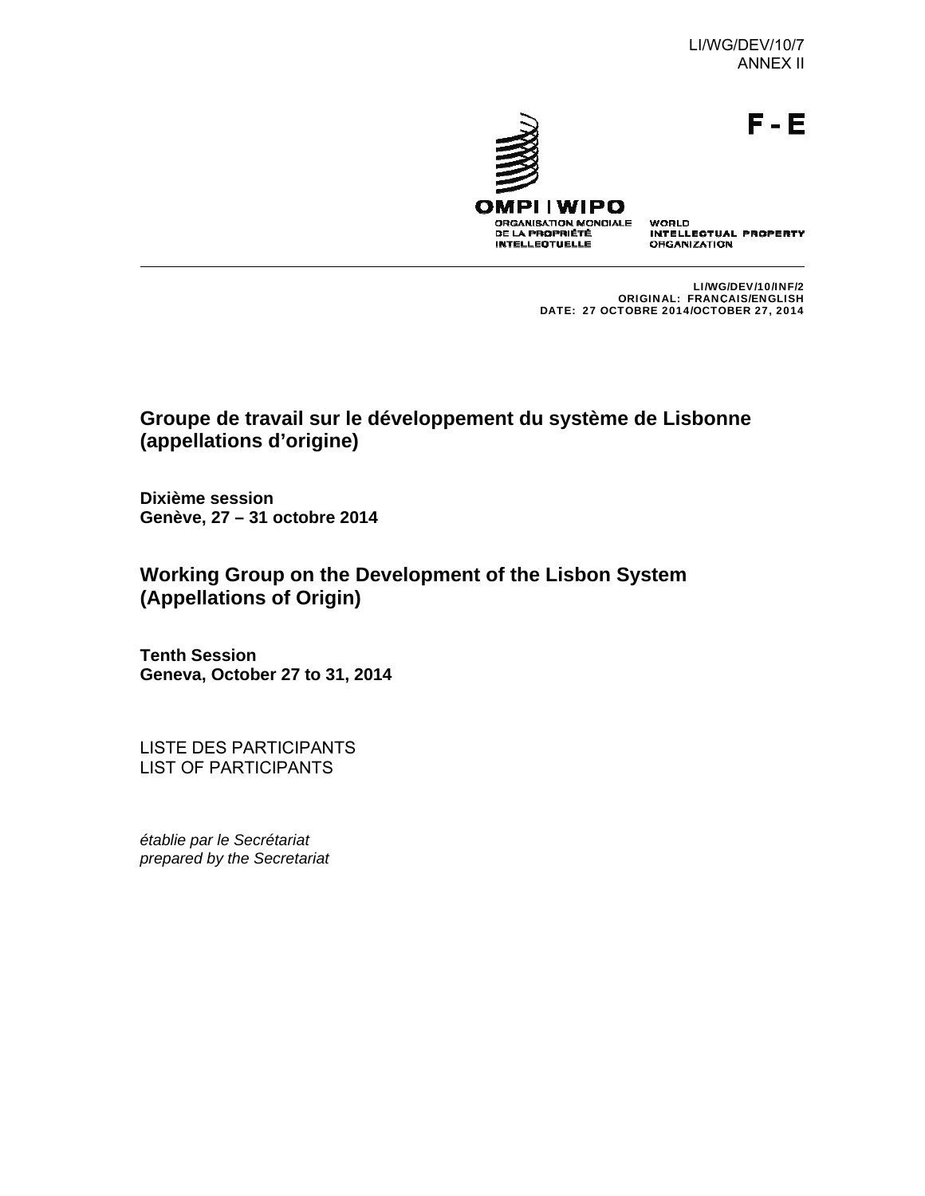LI/WG/DEV/10/7
ANNEX II

**F - E**

OMPI | WIPO
ORGANISATION MONDIALE DE LA PROPRIÉTÉ INTELLECTUELLE
WORLD INTELLECTUAL PROPERTY ORGANIZATION

LI/WG/DEV/10/INF/2
ORIGINAL: FRANÇAIS/ENGLISH
DATE: 27 OCTOBRE 2014/OCTOBER 27, 2014

## Groupe de travail sur le développement du système de Lisbonne (appellations d'origine)

**Dixième session**
**Genève, 27 – 31 octobre 2014**

## Working Group on the Development of the Lisbon System (Appellations of Origin)

**Tenth Session**
**Geneva, October 27 to 31, 2014**

LISTE DES PARTICIPANTS
LIST OF PARTICIPANTS

*établie par le Secrétariat*
*prepared by the Secretariat*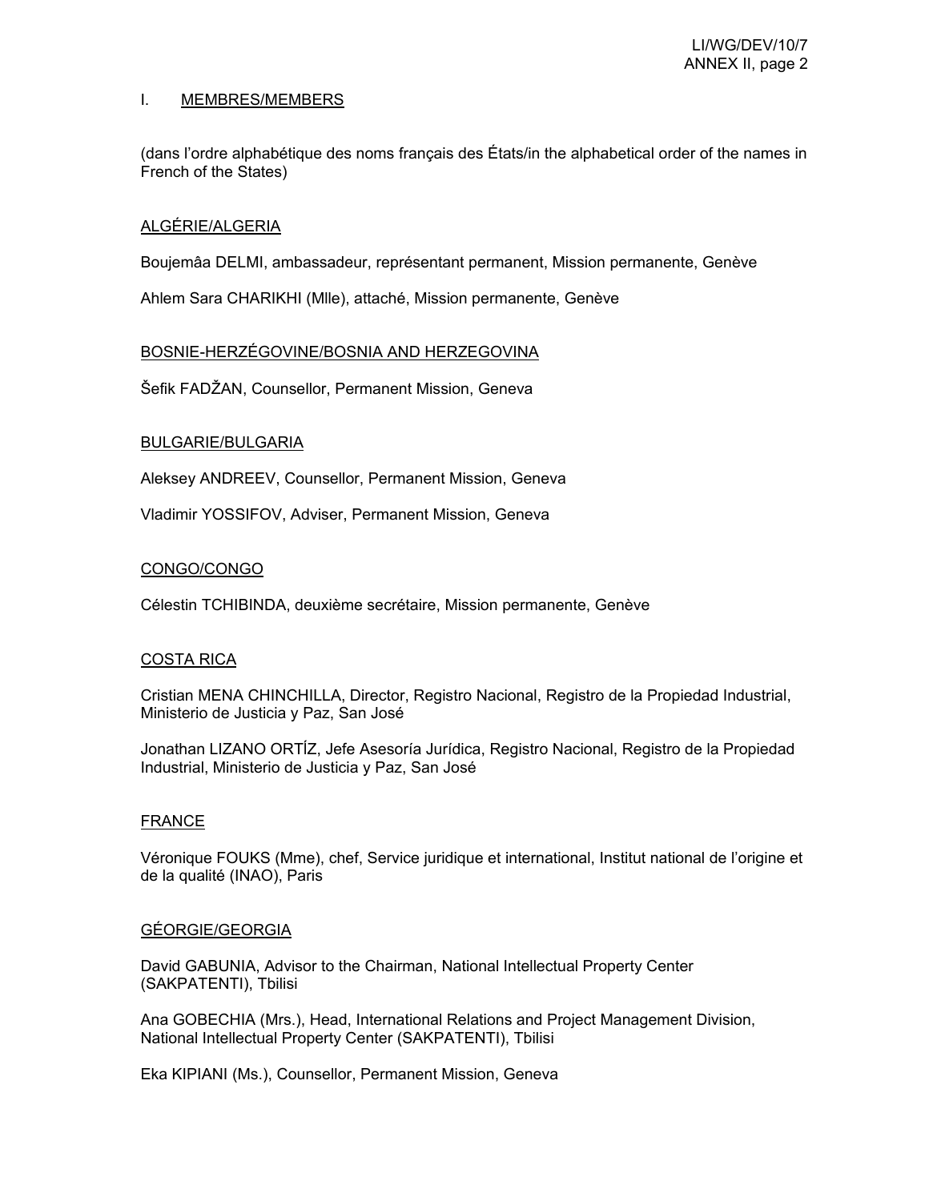## I. MEMBRES/MEMBERS

(dans l'ordre alphabétique des noms français des États/in the alphabetical order of the names in French of the States)

### ALGÉRIE/ALGERIA

Boujemâa DELMI, ambassadeur, représentant permanent, Mission permanente, Genève

Ahlem Sara CHARIKHI (Mlle), attaché, Mission permanente, Genève

### BOSNIE-HERZÉGOVINE/BOSNIA AND HERZEGOVINA

Šefik FADŽAN, Counsellor, Permanent Mission, Geneva

### BULGARIE/BULGARIA

Aleksey ANDREEV, Counsellor, Permanent Mission, Geneva

Vladimir YOSSIFOV, Adviser, Permanent Mission, Geneva

### CONGO/CONGO

Célestin TCHIBINDA, deuxième secrétaire, Mission permanente, Genève

### COSTA RICA

Cristian MENA CHINCHILLA, Director, Registro Nacional, Registro de la Propiedad Industrial, Ministerio de Justicia y Paz, San José

Jonathan LIZANO ORTÍZ, Jefe Asesoría Jurídica, Registro Nacional, Registro de la Propiedad Industrial, Ministerio de Justicia y Paz, San José

### FRANCE

Véronique FOUKS (Mme), chef, Service juridique et international, Institut national de l'origine et de la qualité (INAO), Paris

### GÉORGIE/GEORGIA

David GABUNIA, Advisor to the Chairman, National Intellectual Property Center (SAKPATENTI), Tbilisi

Ana GOBECHIA (Mrs.), Head, International Relations and Project Management Division, National Intellectual Property Center (SAKPATENTI), Tbilisi

Eka KIPIANI (Ms.), Counsellor, Permanent Mission, Geneva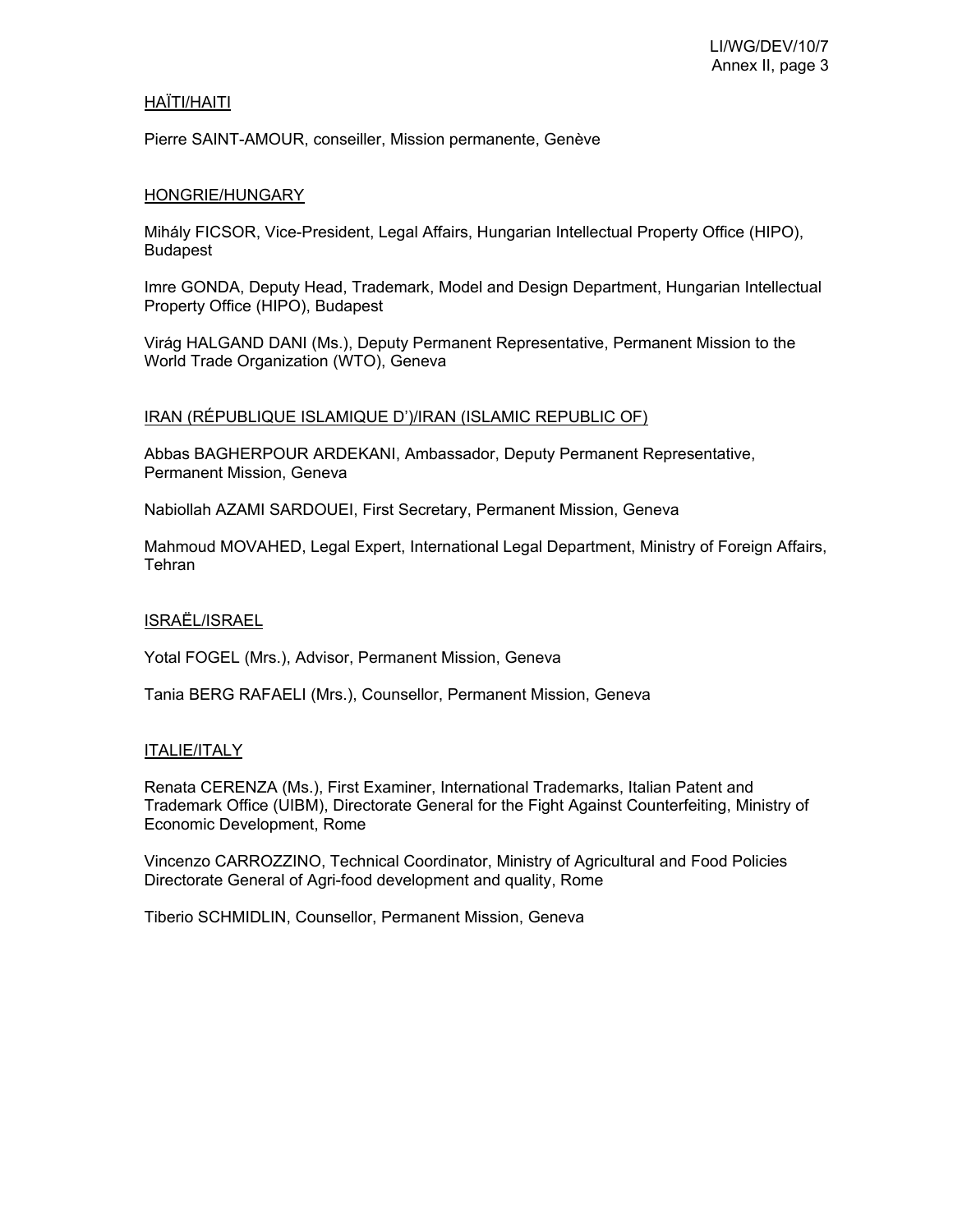HAÏTI/HAITI

Pierre SAINT-AMOUR, conseiller, Mission permanente, Genève

HONGRIE/HUNGARY

Mihály FICSOR, Vice-President, Legal Affairs, Hungarian Intellectual Property Office (HIPO), Budapest

Imre GONDA, Deputy Head, Trademark, Model and Design Department, Hungarian Intellectual Property Office (HIPO), Budapest

Virág HALGAND DANI (Ms.), Deputy Permanent Representative, Permanent Mission to the World Trade Organization (WTO), Geneva

IRAN (RÉPUBLIQUE ISLAMIQUE D')/IRAN (ISLAMIC REPUBLIC OF)

Abbas BAGHERPOUR ARDEKANI, Ambassador, Deputy Permanent Representative, Permanent Mission, Geneva

Nabiollah AZAMI SARDOUEI, First Secretary, Permanent Mission, Geneva

Mahmoud MOVAHED, Legal Expert, International Legal Department, Ministry of Foreign Affairs, Tehran

ISRAËL/ISRAEL

Yotal FOGEL (Mrs.), Advisor, Permanent Mission, Geneva

Tania BERG RAFAELI (Mrs.), Counsellor, Permanent Mission, Geneva

ITALIE/ITALY

Renata CERENZA (Ms.), First Examiner, International Trademarks, Italian Patent and Trademark Office (UIBM), Directorate General for the Fight Against Counterfeiting, Ministry of Economic Development, Rome

Vincenzo CARROZZINO, Technical Coordinator, Ministry of Agricultural and Food Policies Directorate General of Agri-food development and quality, Rome

Tiberio SCHMIDLIN, Counsellor, Permanent Mission, Geneva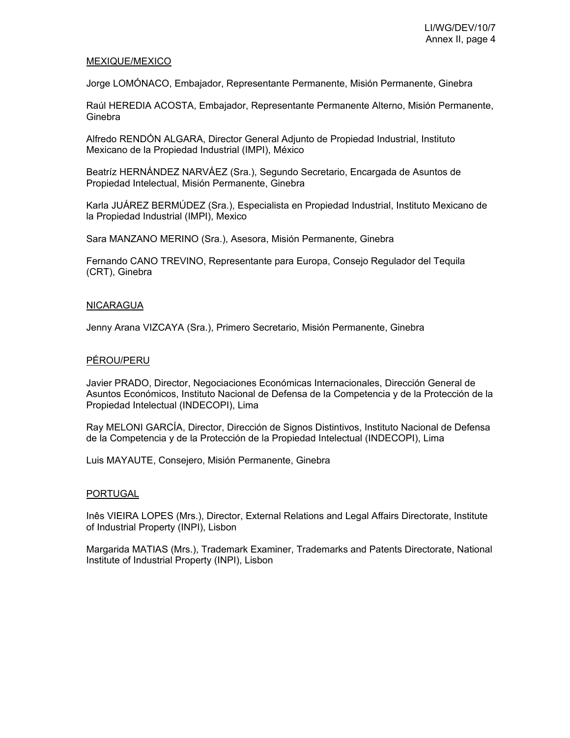<u>MEXIQUE/MEXICO</u>

Jorge LOMÓNACO, Embajador, Representante Permanente, Misión Permanente, Ginebra

Raúl HEREDIA ACOSTA, Embajador, Representante Permanente Alterno, Misión Permanente, Ginebra

Alfredo RENDÓN ALGARA, Director General Adjunto de Propiedad Industrial, Instituto Mexicano de la Propiedad Industrial (IMPI), México

Beatríz HERNÁNDEZ NARVÁEZ (Sra.), Segundo Secretario, Encargada de Asuntos de Propiedad Intelectual, Misión Permanente, Ginebra

Karla JUÁREZ BERMÚDEZ (Sra.), Especialista en Propiedad Industrial, Instituto Mexicano de la Propiedad Industrial (IMPI), Mexico

Sara MANZANO MERINO (Sra.), Asesora, Misión Permanente, Ginebra

Fernando CANO TREVINO, Representante para Europa, Consejo Regulador del Tequila (CRT), Ginebra

<u>NICARAGUA</u>

Jenny Arana VIZCAYA (Sra.), Primero Secretario, Misión Permanente, Ginebra

<u>PÉROU/PERU</u>

Javier PRADO, Director, Negociaciones Económicas Internacionales, Dirección General de Asuntos Económicos, Instituto Nacional de Defensa de la Competencia y de la Protección de la Propiedad Intelectual (INDECOPI), Lima

Ray MELONI GARCÍA, Director, Dirección de Signos Distintivos, Instituto Nacional de Defensa de la Competencia y de la Protección de la Propiedad Intelectual (INDECOPI), Lima

Luis MAYAUTE, Consejero, Misión Permanente, Ginebra

<u>PORTUGAL</u>

Inês VIEIRA LOPES (Mrs.), Director, External Relations and Legal Affairs Directorate, Institute of Industrial Property (INPI), Lisbon

Margarida MATIAS (Mrs.), Trademark Examiner, Trademarks and Patents Directorate, National Institute of Industrial Property (INPI), Lisbon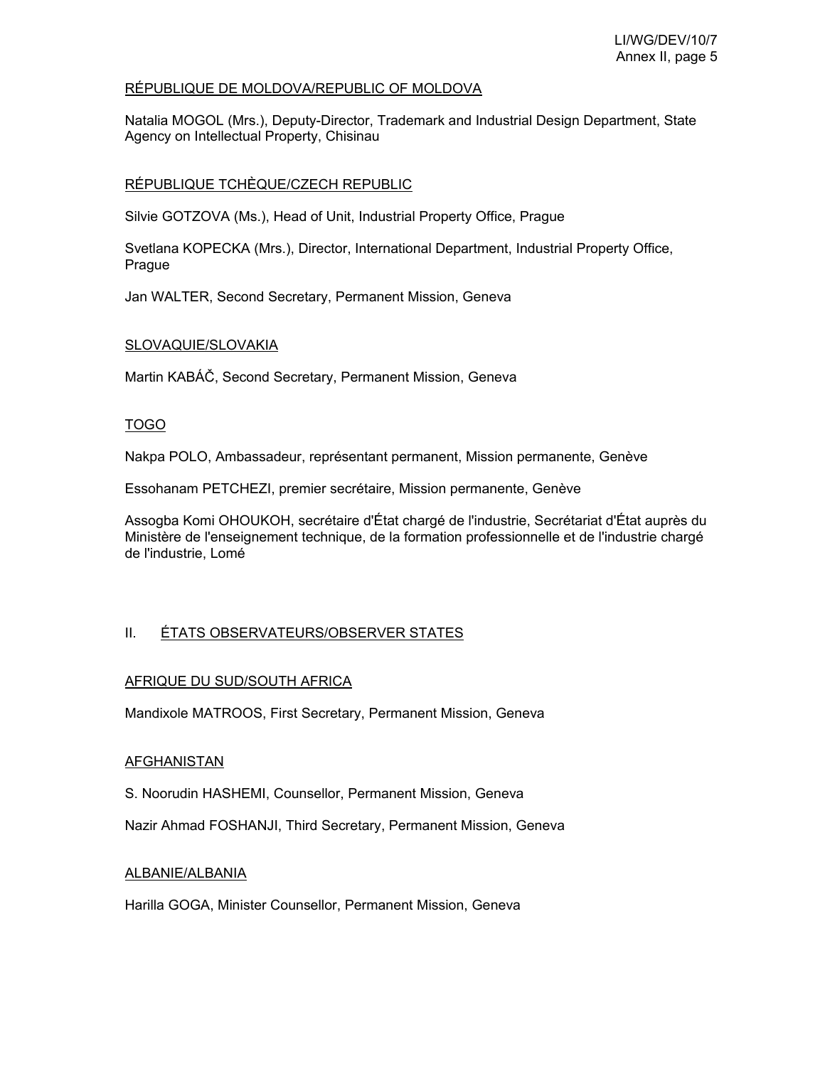RÉPUBLIQUE DE MOLDOVA/REPUBLIC OF MOLDOVA

Natalia MOGOL (Mrs.), Deputy-Director, Trademark and Industrial Design Department, State Agency on Intellectual Property, Chisinau

RÉPUBLIQUE TCHÈQUE/CZECH REPUBLIC

Silvie GOTZOVA (Ms.), Head of Unit, Industrial Property Office, Prague

Svetlana KOPECKA (Mrs.), Director, International Department, Industrial Property Office, Prague

Jan WALTER, Second Secretary, Permanent Mission, Geneva

SLOVAQUIE/SLOVAKIA

Martin KABÁČ, Second Secretary, Permanent Mission, Geneva

TOGO

Nakpa POLO, Ambassadeur, représentant permanent, Mission permanente, Genève

Essohanam PETCHEZI, premier secrétaire, Mission permanente, Genève

Assogba Komi OHOUKOH, secrétaire d'État chargé de l'industrie, Secrétariat d'État auprès du Ministère de l'enseignement technique, de la formation professionnelle et de l'industrie chargé de l'industrie, Lomé

## II. ÉTATS OBSERVATEURS/OBSERVER STATES

AFRIQUE DU SUD/SOUTH AFRICA

Mandixole MATROOS, First Secretary, Permanent Mission, Geneva

AFGHANISTAN

S. Noorudin HASHEMI, Counsellor, Permanent Mission, Geneva

Nazir Ahmad FOSHANJI, Third Secretary, Permanent Mission, Geneva

ALBANIE/ALBANIA

Harilla GOGA, Minister Counsellor, Permanent Mission, Geneva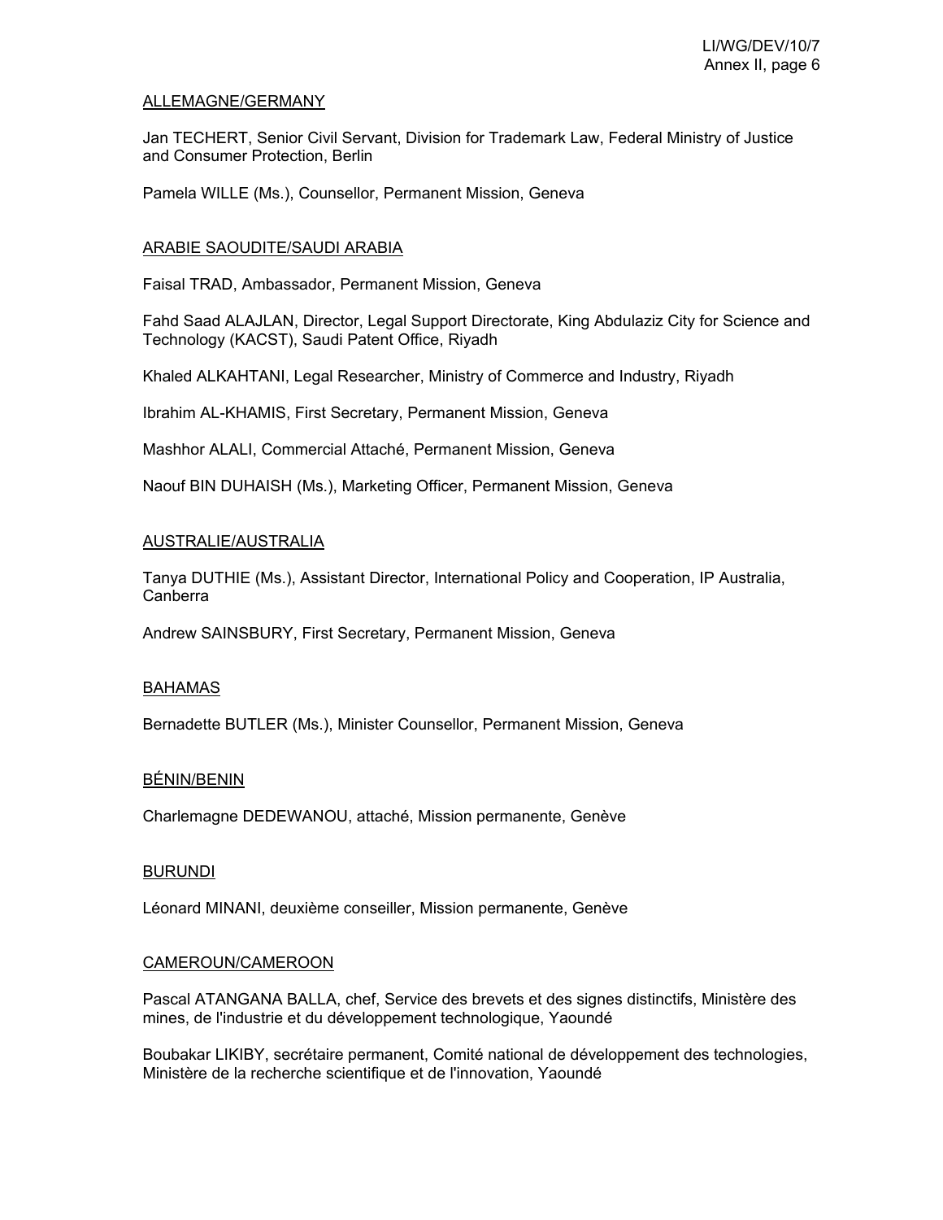ALLEMAGNE/GERMANY

Jan TECHERT, Senior Civil Servant, Division for Trademark Law, Federal Ministry of Justice and Consumer Protection, Berlin

Pamela WILLE (Ms.), Counsellor, Permanent Mission, Geneva

ARABIE SAOUDITE/SAUDI ARABIA

Faisal TRAD, Ambassador, Permanent Mission, Geneva

Fahd Saad ALAJLAN, Director, Legal Support Directorate, King Abdulaziz City for Science and Technology (KACST), Saudi Patent Office, Riyadh

Khaled ALKAHTANI, Legal Researcher, Ministry of Commerce and Industry, Riyadh

Ibrahim AL-KHAMIS, First Secretary, Permanent Mission, Geneva

Mashhor ALALI, Commercial Attaché, Permanent Mission, Geneva

Naouf BIN DUHAISH (Ms.), Marketing Officer, Permanent Mission, Geneva

AUSTRALIE/AUSTRALIA

Tanya DUTHIE (Ms.), Assistant Director, International Policy and Cooperation, IP Australia, Canberra

Andrew SAINSBURY, First Secretary, Permanent Mission, Geneva

BAHAMAS

Bernadette BUTLER (Ms.), Minister Counsellor, Permanent Mission, Geneva

BÉNIN/BENIN

Charlemagne DEDEWANOU, attaché, Mission permanente, Genève

BURUNDI

Léonard MINANI, deuxième conseiller, Mission permanente, Genève

CAMEROUN/CAMEROON

Pascal ATANGANA BALLA, chef, Service des brevets et des signes distinctifs, Ministère des mines, de l'industrie et du développement technologique, Yaoundé

Boubakar LIKIBY, secrétaire permanent, Comité national de développement des technologies, Ministère de la recherche scientifique et de l'innovation, Yaoundé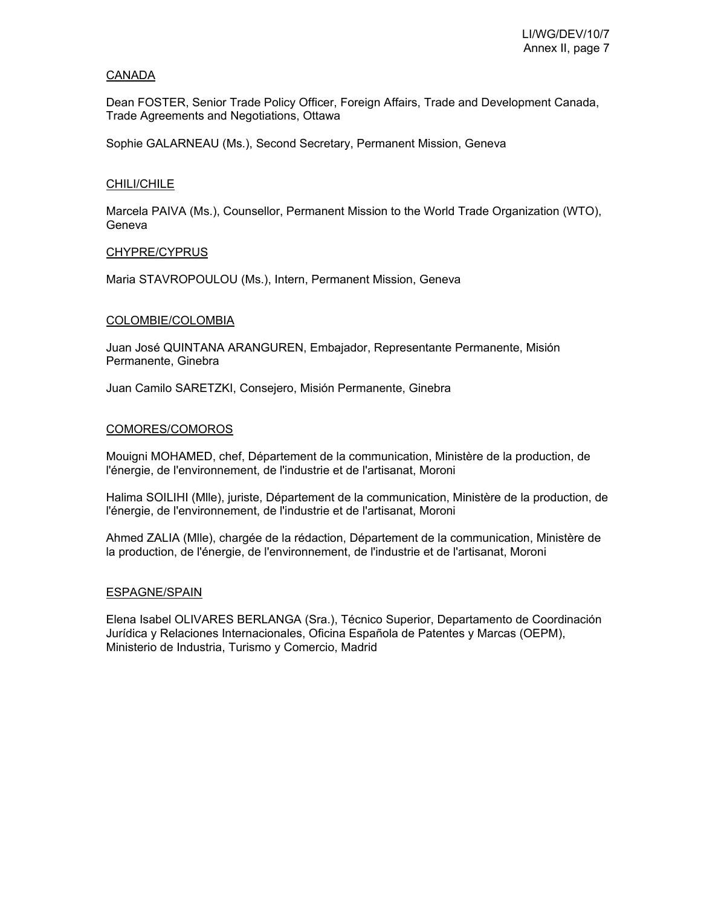CANADA

Dean FOSTER, Senior Trade Policy Officer, Foreign Affairs, Trade and Development Canada, Trade Agreements and Negotiations, Ottawa

Sophie GALARNEAU (Ms.), Second Secretary, Permanent Mission, Geneva

CHILI/CHILE

Marcela PAIVA (Ms.), Counsellor, Permanent Mission to the World Trade Organization (WTO), Geneva

CHYPRE/CYPRUS

Maria STAVROPOULOU (Ms.), Intern, Permanent Mission, Geneva

COLOMBIE/COLOMBIA

Juan José QUINTANA ARANGUREN, Embajador, Representante Permanente, Misión Permanente, Ginebra

Juan Camilo SARETZKI, Consejero, Misión Permanente, Ginebra

COMORES/COMOROS

Mouigni MOHAMED, chef, Département de la communication, Ministère de la production, de l'énergie, de l'environnement, de l'industrie et de l'artisanat, Moroni

Halima SOILIHI (Mlle), juriste, Département de la communication, Ministère de la production, de l'énergie, de l'environnement, de l'industrie et de l'artisanat, Moroni

Ahmed ZALIA (Mlle), chargée de la rédaction, Département de la communication, Ministère de la production, de l'énergie, de l'environnement, de l'industrie et de l'artisanat, Moroni

ESPAGNE/SPAIN

Elena Isabel OLIVARES BERLANGA (Sra.), Técnico Superior, Departamento de Coordinación Jurídica y Relaciones Internacionales, Oficina Española de Patentes y Marcas (OEPM), Ministerio de Industria, Turismo y Comercio, Madrid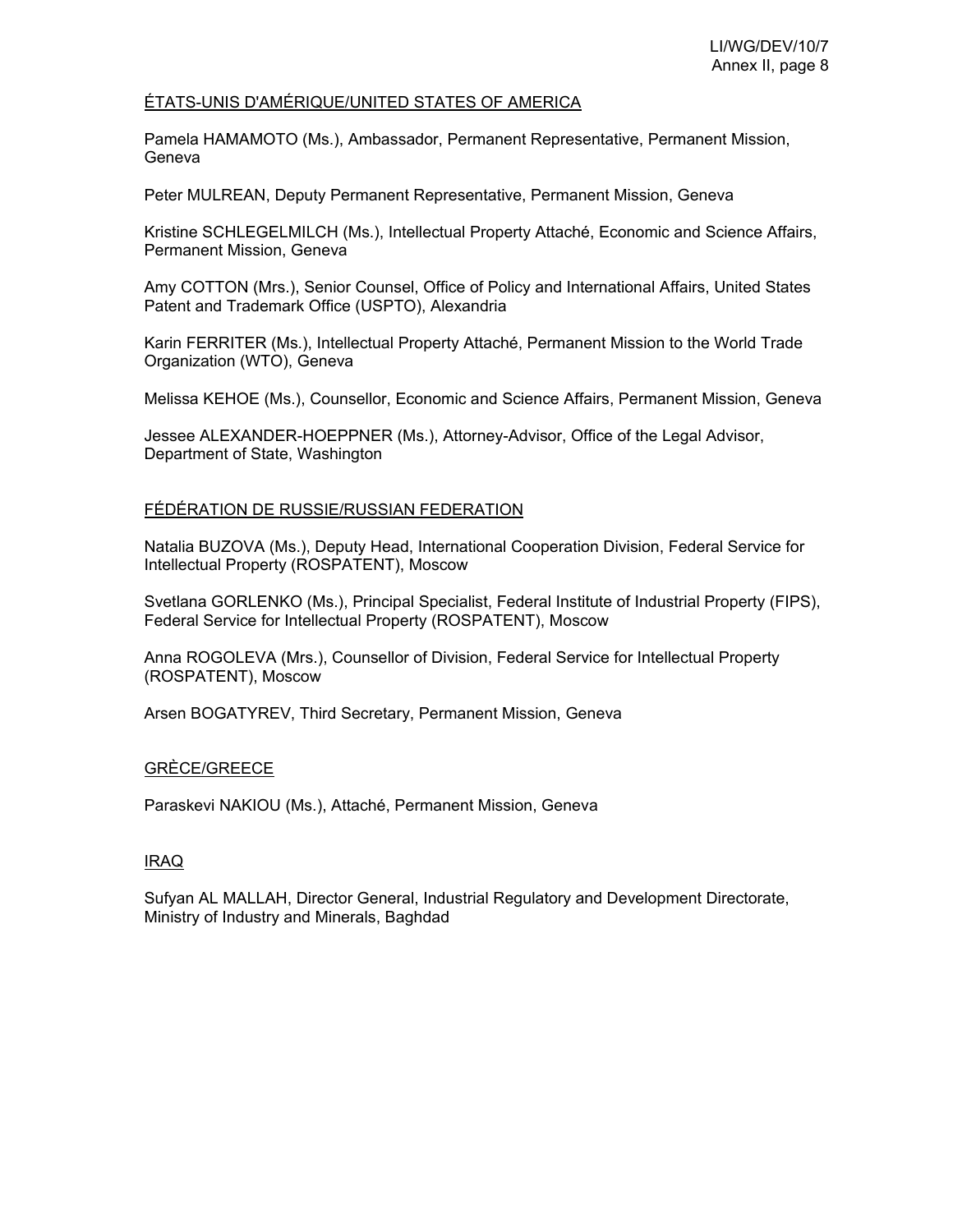<u>ÉTATS-UNIS D'AMÉRIQUE/UNITED STATES OF AMERICA</u>

Pamela HAMAMOTO (Ms.), Ambassador, Permanent Representative, Permanent Mission, Geneva

Peter MULREAN, Deputy Permanent Representative, Permanent Mission, Geneva

Kristine SCHLEGELMILCH (Ms.), Intellectual Property Attaché, Economic and Science Affairs, Permanent Mission, Geneva

Amy COTTON (Mrs.), Senior Counsel, Office of Policy and International Affairs, United States Patent and Trademark Office (USPTO), Alexandria

Karin FERRITER (Ms.), Intellectual Property Attaché, Permanent Mission to the World Trade Organization (WTO), Geneva

Melissa KEHOE (Ms.), Counsellor, Economic and Science Affairs, Permanent Mission, Geneva

Jessee ALEXANDER-HOEPPNER (Ms.), Attorney-Advisor, Office of the Legal Advisor, Department of State, Washington

<u>FÉDÉRATION DE RUSSIE/RUSSIAN FEDERATION</u>

Natalia BUZOVA (Ms.), Deputy Head, International Cooperation Division, Federal Service for Intellectual Property (ROSPATENT), Moscow

Svetlana GORLENKO (Ms.), Principal Specialist, Federal Institute of Industrial Property (FIPS), Federal Service for Intellectual Property (ROSPATENT), Moscow

Anna ROGOLEVA (Mrs.), Counsellor of Division, Federal Service for Intellectual Property (ROSPATENT), Moscow

Arsen BOGATYREV, Third Secretary, Permanent Mission, Geneva

<u>GRÈCE/GREECE</u>

Paraskevi NAKIOU (Ms.), Attaché, Permanent Mission, Geneva

<u>IRAQ</u>

Sufyan AL MALLAH, Director General, Industrial Regulatory and Development Directorate, Ministry of Industry and Minerals, Baghdad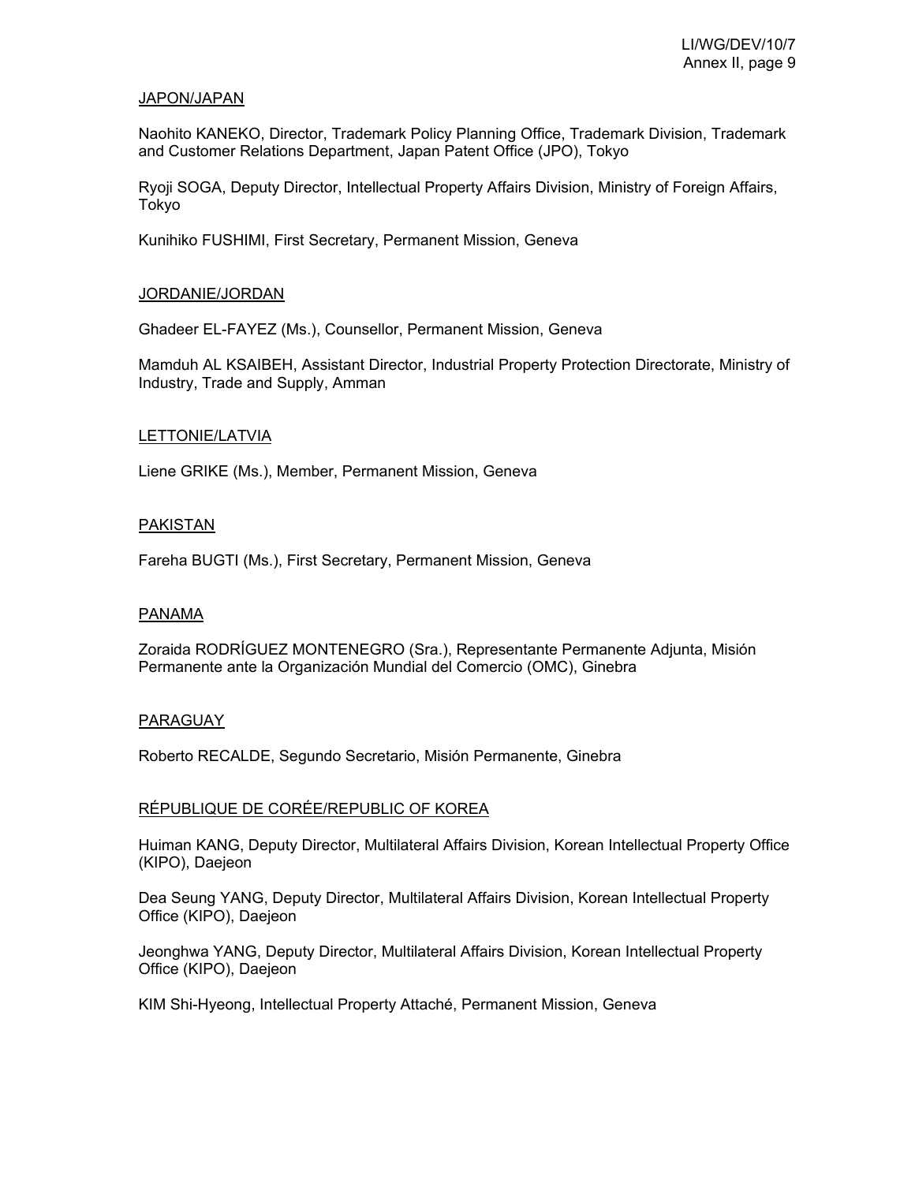JAPON/JAPAN

Naohito KANEKO, Director, Trademark Policy Planning Office, Trademark Division, Trademark and Customer Relations Department, Japan Patent Office (JPO), Tokyo

Ryoji SOGA, Deputy Director, Intellectual Property Affairs Division, Ministry of Foreign Affairs, Tokyo

Kunihiko FUSHIMI, First Secretary, Permanent Mission, Geneva

JORDANIE/JORDAN

Ghadeer EL-FAYEZ (Ms.), Counsellor, Permanent Mission, Geneva

Mamduh AL KSAIBEH, Assistant Director, Industrial Property Protection Directorate, Ministry of Industry, Trade and Supply, Amman

LETTONIE/LATVIA

Liene GRIKE (Ms.), Member, Permanent Mission, Geneva

PAKISTAN

Fareha BUGTI (Ms.), First Secretary, Permanent Mission, Geneva

PANAMA

Zoraida RODRÍGUEZ MONTENEGRO (Sra.), Representante Permanente Adjunta, Misión Permanente ante la Organización Mundial del Comercio (OMC), Ginebra

PARAGUAY

Roberto RECALDE, Segundo Secretario, Misión Permanente, Ginebra

RÉPUBLIQUE DE CORÉE/REPUBLIC OF KOREA

Huiman KANG, Deputy Director, Multilateral Affairs Division, Korean Intellectual Property Office (KIPO), Daejeon

Dea Seung YANG, Deputy Director, Multilateral Affairs Division, Korean Intellectual Property Office (KIPO), Daejeon

Jeonghwa YANG, Deputy Director, Multilateral Affairs Division, Korean Intellectual Property Office (KIPO), Daejeon

KIM Shi-Hyeong, Intellectual Property Attaché, Permanent Mission, Geneva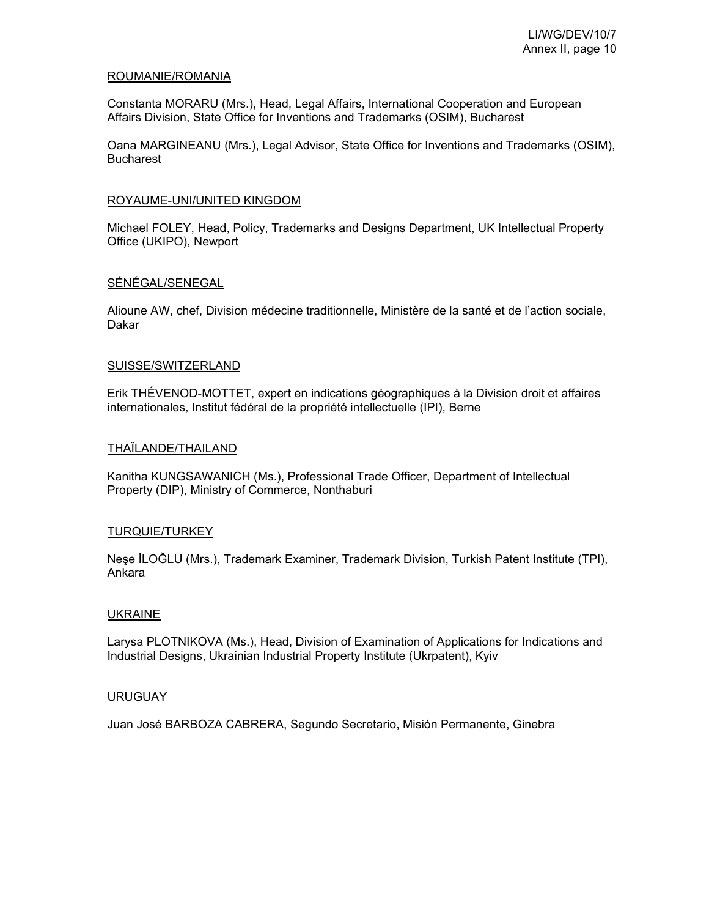ROUMANIE/ROMANIA

Constanta MORARU (Mrs.), Head, Legal Affairs, International Cooperation and European Affairs Division, State Office for Inventions and Trademarks (OSIM), Bucharest

Oana MARGINEANU (Mrs.), Legal Advisor, State Office for Inventions and Trademarks (OSIM), Bucharest

ROYAUME-UNI/UNITED KINGDOM

Michael FOLEY, Head, Policy, Trademarks and Designs Department, UK Intellectual Property Office (UKIPO), Newport

SÉNÉGAL/SENEGAL

Alioune AW, chef, Division médecine traditionnelle, Ministère de la santé et de l’action sociale, Dakar

SUISSE/SWITZERLAND

Erik THÉVENOD-MOTTET, expert en indications géographiques à la Division droit et affaires internationales, Institut fédéral de la propriété intellectuelle (IPI), Berne

THAÏLANDE/THAILAND

Kanitha KUNGSAWANICH (Ms.), Professional Trade Officer, Department of Intellectual Property (DIP), Ministry of Commerce, Nonthaburi

TURQUIE/TURKEY

Neşe İLOĞLU (Mrs.), Trademark Examiner, Trademark Division, Turkish Patent Institute (TPI), Ankara

UKRAINE

Larysa PLOTNIKOVA (Ms.), Head, Division of Examination of Applications for Indications and Industrial Designs, Ukrainian Industrial Property Institute (Ukrpatent), Kyiv

URUGUAY

Juan José BARBOZA CABRERA, Segundo Secretario, Misión Permanente, Ginebra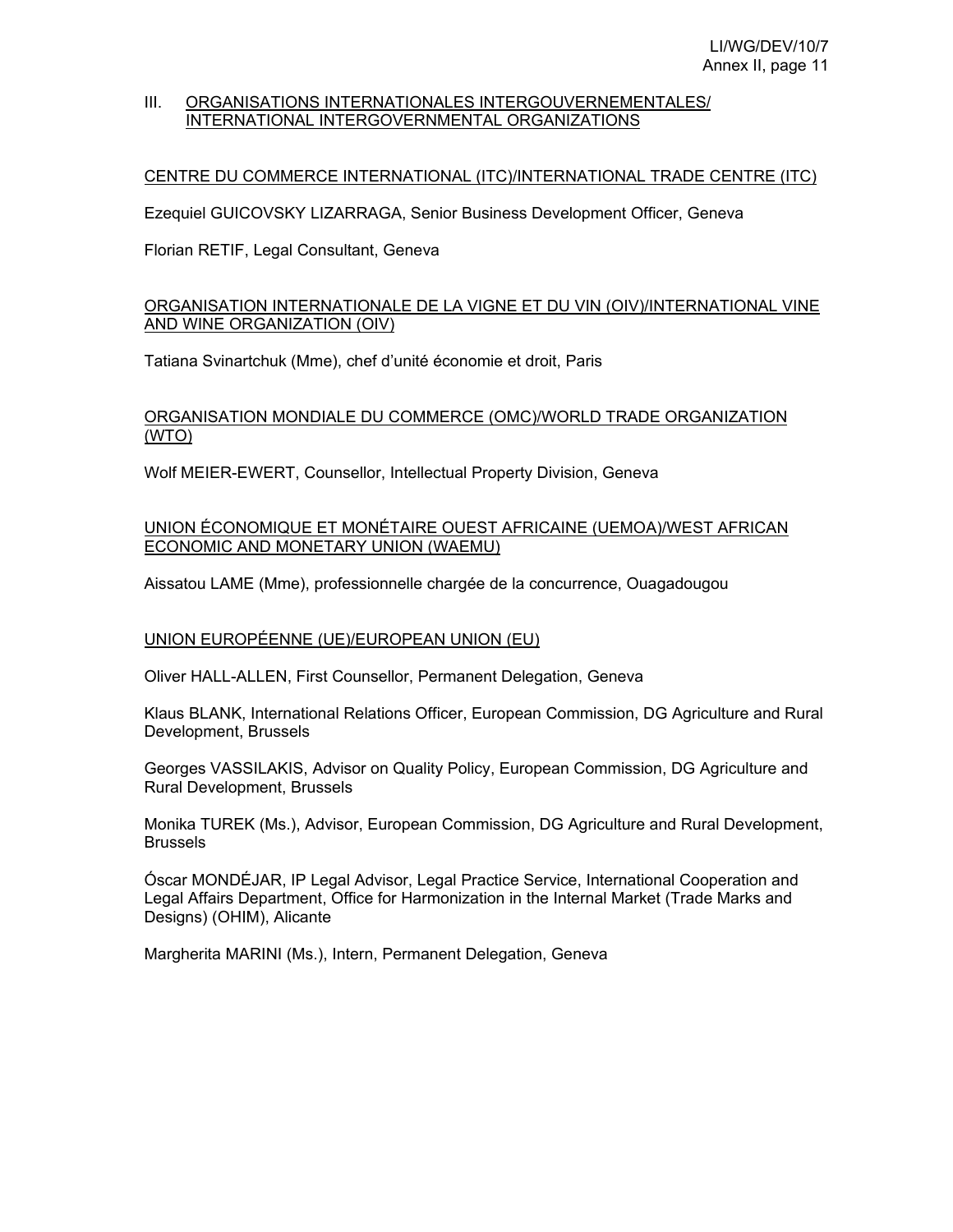## III. ORGANISATIONS INTERNATIONALES INTERGOUVERNEMENTALES/ INTERNATIONAL INTERGOVERNMENTAL ORGANIZATIONS

### CENTRE DU COMMERCE INTERNATIONAL (ITC)/INTERNATIONAL TRADE CENTRE (ITC)

Ezequiel GUICOVSKY LIZARRAGA, Senior Business Development Officer, Geneva

Florian RETIF, Legal Consultant, Geneva

### ORGANISATION INTERNATIONALE DE LA VIGNE ET DU VIN (OIV)/INTERNATIONAL VINE AND WINE ORGANIZATION (OIV)

Tatiana Svinartchuk (Mme), chef d'unité économie et droit, Paris

### ORGANISATION MONDIALE DU COMMERCE (OMC)/WORLD TRADE ORGANIZATION (WTO)

Wolf MEIER-EWERT, Counsellor, Intellectual Property Division, Geneva

### UNION ÉCONOMIQUE ET MONÉTAIRE OUEST AFRICAINE (UEMOA)/WEST AFRICAN ECONOMIC AND MONETARY UNION (WAEMU)

Aissatou LAME (Mme), professionnelle chargée de la concurrence, Ouagadougou

### UNION EUROPÉENNE (UE)/EUROPEAN UNION (EU)

Oliver HALL-ALLEN, First Counsellor, Permanent Delegation, Geneva

Klaus BLANK, International Relations Officer, European Commission, DG Agriculture and Rural Development, Brussels

Georges VASSILAKIS, Advisor on Quality Policy, European Commission, DG Agriculture and Rural Development, Brussels

Monika TUREK (Ms.), Advisor, European Commission, DG Agriculture and Rural Development, Brussels

Óscar MONDÉJAR, IP Legal Advisor, Legal Practice Service, International Cooperation and Legal Affairs Department, Office for Harmonization in the Internal Market (Trade Marks and Designs) (OHIM), Alicante

Margherita MARINI (Ms.), Intern, Permanent Delegation, Geneva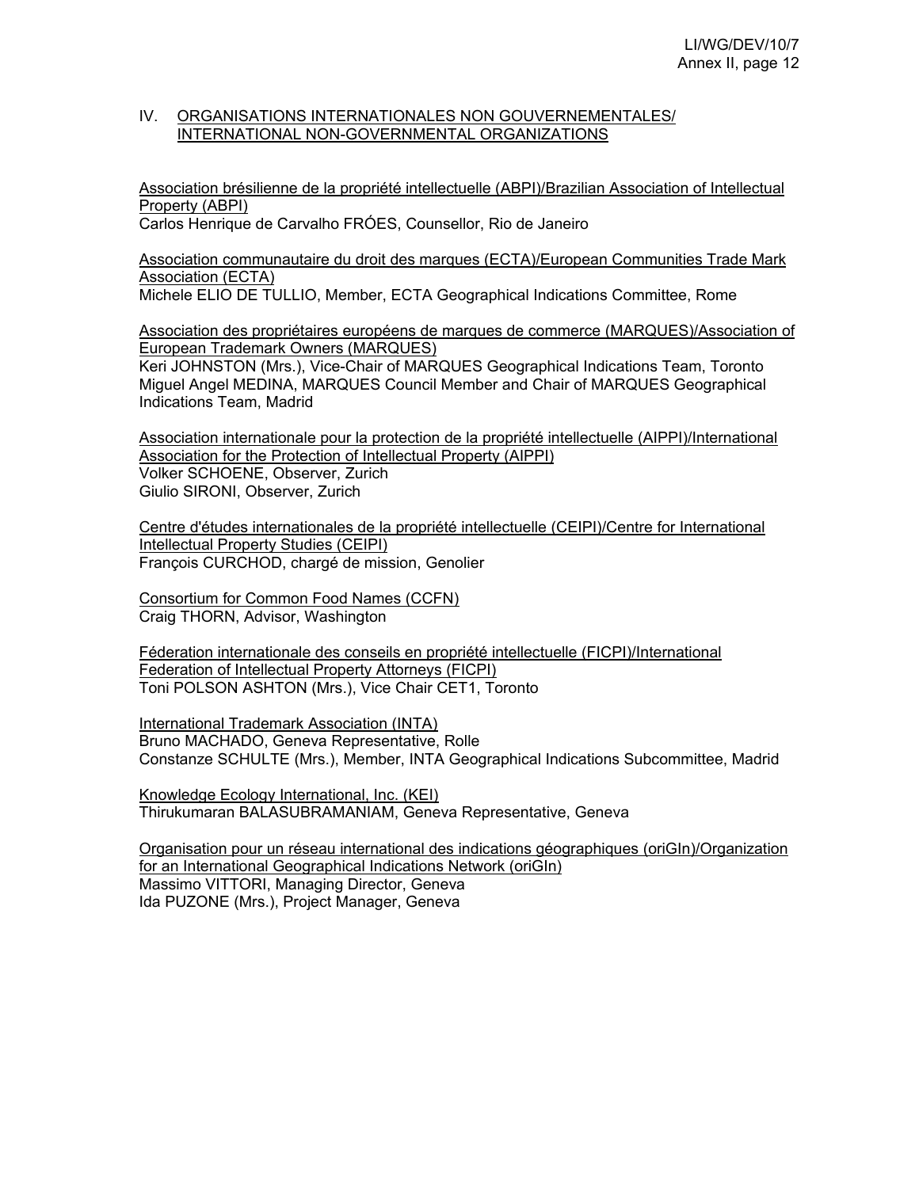## IV. ORGANISATIONS INTERNATIONALES NON GOUVERNEMENTALES/ INTERNATIONAL NON-GOVERNMENTAL ORGANIZATIONS

Association brésilienne de la propriété intellectuelle (ABPI)/Brazilian Association of Intellectual Property (ABPI)
Carlos Henrique de Carvalho FRÓES, Counsellor, Rio de Janeiro

Association communautaire du droit des marques (ECTA)/European Communities Trade Mark Association (ECTA)
Michele ELIO DE TULLIO, Member, ECTA Geographical Indications Committee, Rome

Association des propriétaires européens de marques de commerce (MARQUES)/Association of European Trademark Owners (MARQUES)
Keri JOHNSTON (Mrs.), Vice-Chair of MARQUES Geographical Indications Team, Toronto
Miguel Angel MEDINA, MARQUES Council Member and Chair of MARQUES Geographical Indications Team, Madrid

Association internationale pour la protection de la propriété intellectuelle (AIPPI)/International Association for the Protection of Intellectual Property (AIPPI)
Volker SCHOENE, Observer, Zurich
Giulio SIRONI, Observer, Zurich

Centre d'études internationales de la propriété intellectuelle (CEIPI)/Centre for International Intellectual Property Studies (CEIPI)
François CURCHOD, chargé de mission, Genolier

Consortium for Common Food Names (CCFN)
Craig THORN, Advisor, Washington

Féderation internationale des conseils en propriété intellectuelle (FICPI)/International Federation of Intellectual Property Attorneys (FICPI)
Toni POLSON ASHTON (Mrs.), Vice Chair CET1, Toronto

International Trademark Association (INTA)
Bruno MACHADO, Geneva Representative, Rolle
Constanze SCHULTE (Mrs.), Member, INTA Geographical Indications Subcommittee, Madrid

Knowledge Ecology International, Inc. (KEI)
Thirukumaran BALASUBRAMANIAM, Geneva Representative, Geneva

Organisation pour un réseau international des indications géographiques (oriGIn)/Organization for an International Geographical Indications Network (oriGIn)
Massimo VITTORI, Managing Director, Geneva
Ida PUZONE (Mrs.), Project Manager, Geneva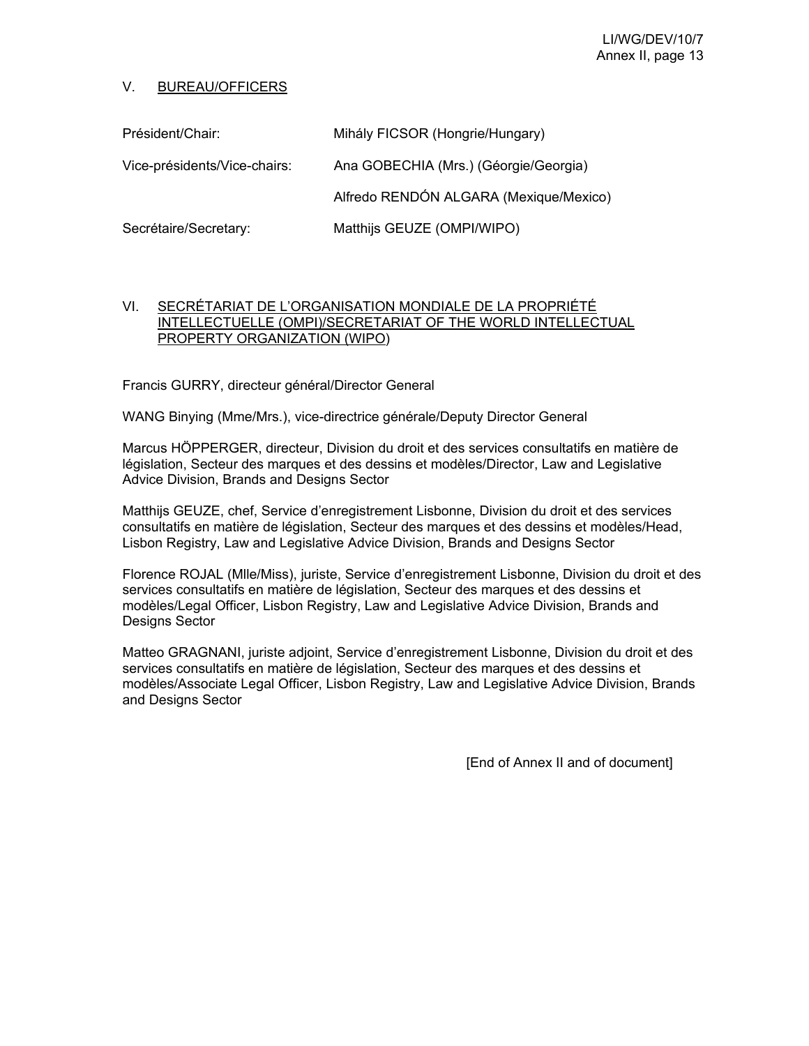## V. BUREAU/OFFICERS

| | |
|---|---|
| Président/Chair: | Mihály FICSOR (Hongrie/Hungary) |
| Vice-présidents/Vice-chairs: | Ana GOBECHIA (Mrs.) (Géorgie/Georgia) |
| | Alfredo RENDÓN ALGARA (Mexique/Mexico) |
| Secrétaire/Secretary: | Matthijs GEUZE (OMPI/WIPO) |

## VI. SECRÉTARIAT DE L'ORGANISATION MONDIALE DE LA PROPRIÉTÉ INTELLECTUELLE (OMPI)/SECRETARIAT OF THE WORLD INTELLECTUAL PROPERTY ORGANIZATION (WIPO)

Francis GURRY, directeur général/Director General

WANG Binying (Mme/Mrs.), vice-directrice générale/Deputy Director General

Marcus HÖPPERGER, directeur, Division du droit et des services consultatifs en matière de législation, Secteur des marques et des dessins et modèles/Director, Law and Legislative Advice Division, Brands and Designs Sector

Matthijs GEUZE, chef, Service d'enregistrement Lisbonne, Division du droit et des services consultatifs en matière de législation, Secteur des marques et des dessins et modèles/Head, Lisbon Registry, Law and Legislative Advice Division, Brands and Designs Sector

Florence ROJAL (Mlle/Miss), juriste, Service d'enregistrement Lisbonne, Division du droit et des services consultatifs en matière de législation, Secteur des marques et des dessins et modèles/Legal Officer, Lisbon Registry, Law and Legislative Advice Division, Brands and Designs Sector

Matteo GRAGNANI, juriste adjoint, Service d'enregistrement Lisbonne, Division du droit et des services consultatifs en matière de législation, Secteur des marques et des dessins et modèles/Associate Legal Officer, Lisbon Registry, Law and Legislative Advice Division, Brands and Designs Sector

[End of Annex II and of document]